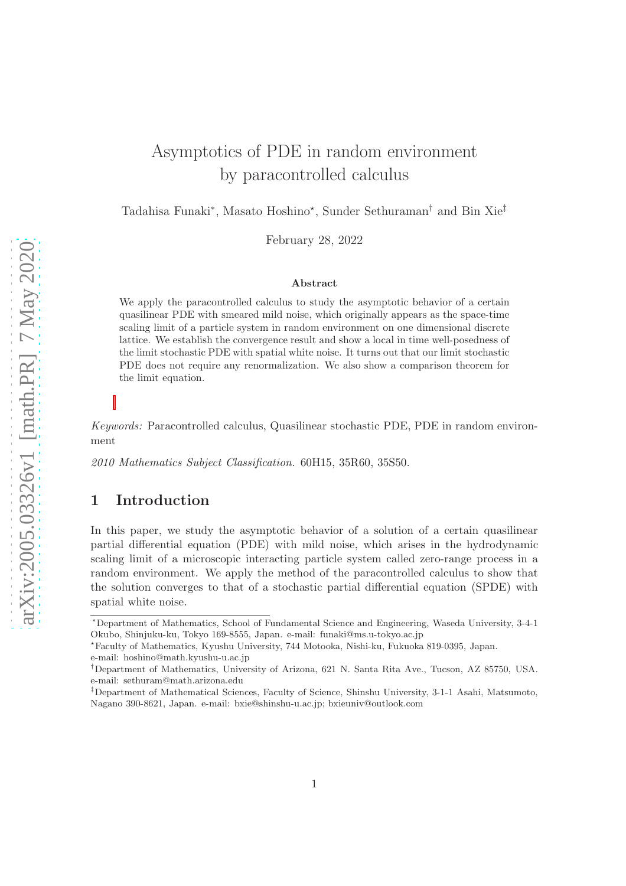# Asymptotics of PDE in random environment by paracontrolled calculus

Tadahisa Funaki[*], Masato Hoshino[⋆], Sunder Sethuraman[†] and Bin Xie[‡]

February 28, 2022

**Abstract**

We apply the paracontrolled calculus to study the asymptotic behavior of a certain quasilinear PDE with smeared mild noise, which originally appears as the space-time scaling limit of a particle system in random environment on one dimensional discrete lattice. We establish the convergence result and show a local in time well-posedness of the limit stochastic PDE with spatial white noise. It turns out that our limit stochastic PDE does not require any renormalization. We also show a comparison theorem for the limit equation.

*Keywords:* Paracontrolled calculus, Quasilinear stochastic PDE, PDE in random environment

*2010 Mathematics Subject Classification.* 60H15, 35R60, 35S50.

## 1 Introduction

In this paper, we study the asymptotic behavior of a solution of a certain quasilinear partial differential equation (PDE) with mild noise, which arises in the hydrodynamic scaling limit of a microscopic interacting particle system called zero-range process in a random environment. We apply the method of the paracontrolled calculus to show that the solution converges to that of a stochastic partial differential equation (SPDE) with spatial white noise.

---

[*]Department of Mathematics, School of Fundamental Science and Engineering, Waseda University, 3-4-1 Okubo, Shinjuku-ku, Tokyo 169-8555, Japan. e-mail: funaki@ms.u-tokyo.ac.jp

[⋆]Faculty of Mathematics, Kyushu University, 744 Motooka, Nishi-ku, Fukuoka 819-0395, Japan. e-mail: hoshino@math.kyushu-u.ac.jp

[†]Department of Mathematics, University of Arizona, 621 N. Santa Rita Ave., Tucson, AZ 85750, USA. e-mail: sethuram@math.arizona.edu

[‡]Department of Mathematical Sciences, Faculty of Science, Shinshu University, 3-1-1 Asahi, Matsumoto, Nagano 390-8621, Japan. e-mail: bxie@shinshu-u.ac.jp; bxieuniv@outlook.com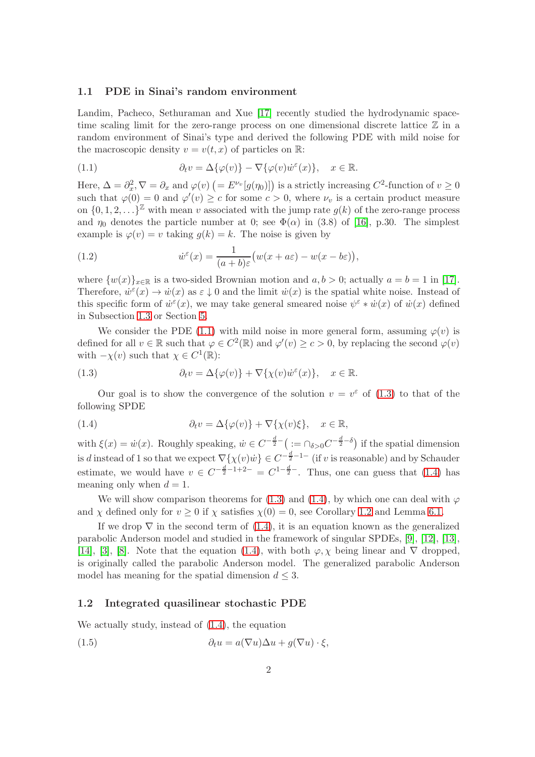### 1.1 PDE in Sinai's random environment

Landim, Pacheco, Sethuraman and Xue [17] recently studied the hydrodynamic space-time scaling limit for the zero-range process on one dimensional discrete lattice $\mathbb{Z}$ in a random environment of Sinai's type and derived the following PDE with mild noise for the macroscopic density $v = v(t,x)$ of particles on $\mathbb{R}$:

$$\partial_t v = \Delta\{\varphi(v)\} - \nabla\{\varphi(v)\dot{w}^\varepsilon(x)\}, \quad x \in \mathbb{R}. \tag{1.1}$$

Here, $\Delta = \partial_x^2, \nabla = \partial_x$ and $\varphi(v)$ $\big(= E^{\nu_v}[g(\eta_0)]\big)$ is a strictly increasing $C^2$-function of $v \geq 0$ such that $\varphi(0) = 0$ and $\varphi'(v) \geq c$ for some $c > 0$, where $\nu_v$ is a certain product measure on $\{0, 1, 2, \dots\}^{\mathbb{Z}}$ with mean $v$ associated with the jump rate $g(k)$ of the zero-range process and $\eta_0$ denotes the particle number at 0; see $\Phi(\alpha)$ in (3.8) of [16], p.30. The simplest example is $\varphi(v) = v$ taking $g(k) = k$. The noise is given by

$$\dot{w}^\varepsilon(x) = \frac{1}{(a+b)\varepsilon}\big(w(x+a\varepsilon) - w(x-b\varepsilon)\big), \tag{1.2}$$

where $\{w(x)\}_{x\in\mathbb{R}}$ is a two-sided Brownian motion and $a, b > 0$; actually $a = b = 1$ in [17]. Therefore, $\dot{w}^\varepsilon(x) \to \dot{w}(x)$ as $\varepsilon \downarrow 0$ and the limit $\dot{w}(x)$ is the spatial white noise. Instead of this specific form of $\dot{w}^\varepsilon(x)$, we may take general smeared noise $\psi^\varepsilon * \dot{w}(x)$ of $\dot{w}(x)$ defined in Subsection 1.3 or Section 5.

We consider the PDE (1.1) with mild noise in more general form, assuming $\varphi(v)$ is defined for all $v \in \mathbb{R}$ such that $\varphi \in C^2(\mathbb{R})$ and $\varphi'(v) \geq c > 0$, by replacing the second $\varphi(v)$ with $-\chi(v)$ such that $\chi \in C^1(\mathbb{R})$:

$$\partial_t v = \Delta\{\varphi(v)\} + \nabla\{\chi(v)\dot{w}^\varepsilon(x)\}, \quad x \in \mathbb{R}. \tag{1.3}$$

Our goal is to show the convergence of the solution $v = v^\varepsilon$ of (1.3) to that of the following SPDE

$$\partial_t v = \Delta\{\varphi(v)\} + \nabla\{\chi(v)\xi\}, \quad x \in \mathbb{R}, \tag{1.4}$$

with $\xi(x) = \dot{w}(x)$. Roughly speaking, $\dot{w} \in C^{-\frac{d}{2}-}\big(:= \cap_{\delta>0} C^{-\frac{d}{2}-\delta}\big)$ if the spatial dimension is $d$ instead of 1 so that we expect $\nabla\{\chi(v)\dot{w}\} \in C^{-\frac{d}{2}-1-}$ (if $v$ is reasonable) and by Schauder estimate, we would have $v \in C^{-\frac{d}{2}-1+2-} = C^{1-\frac{d}{2}-}$. Thus, one can guess that (1.4) has meaning only when $d = 1$.

We will show comparison theorems for (1.3) and (1.4), by which one can deal with $\varphi$ and $\chi$ defined only for $v \geq 0$ if $\chi$ satisfies $\chi(0) = 0$, see Corollary 1.2 and Lemma 6.1.

If we drop $\nabla$ in the second term of (1.4), it is an equation known as the generalized parabolic Anderson model and studied in the framework of singular SPDEs, [9], [12], [13], [14], [3], [8]. Note that the equation (1.4), with both $\varphi, \chi$ being linear and $\nabla$ dropped, is originally called the parabolic Anderson model. The generalized parabolic Anderson model has meaning for the spatial dimension $d \leq 3$.

### 1.2 Integrated quasilinear stochastic PDE

We actually study, instead of (1.4), the equation

$$\partial_t u = a(\nabla u)\Delta u + g(\nabla u) \cdot \xi, \tag{1.5}$$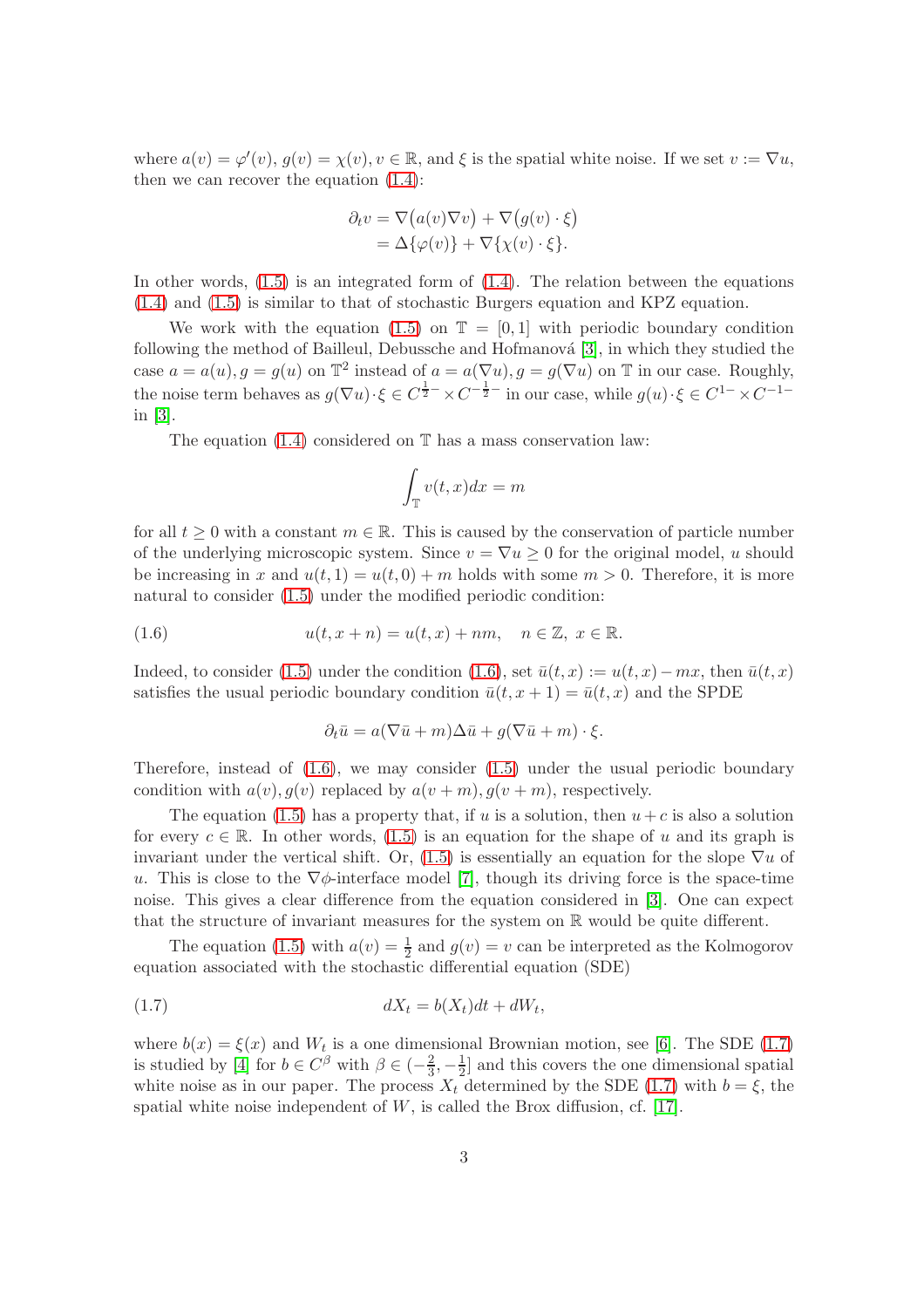where $a(v) = \varphi'(v)$, $g(v) = \chi(v)$, $v \in \mathbb{R}$, and $\xi$ is the spatial white noise. If we set $v := \nabla u$, then we can recover the equation (1.4):

$$
\begin{aligned}
\partial_t v &= \nabla\big(a(v)\nabla v\big) + \nabla\big(g(v)\cdot\xi\big) \\
&= \Delta\{\varphi(v)\} + \nabla\{\chi(v)\cdot\xi\}.
\end{aligned}
$$

In other words, (1.5) is an integrated form of (1.4). The relation between the equations (1.4) and (1.5) is similar to that of stochastic Burgers equation and KPZ equation.

We work with the equation (1.5) on $\mathbb{T} = [0, 1]$ with periodic boundary condition following the method of Bailleul, Debussche and Hofmanová [3], in which they studied the case $a = a(u), g = g(u)$ on $\mathbb{T}^2$ instead of $a = a(\nabla u), g = g(\nabla u)$ on $\mathbb{T}$ in our case. Roughly, the noise term behaves as $g(\nabla u)\cdot\xi \in C^{\frac{1}{2}-} \times C^{-\frac{1}{2}-}$ in our case, while $g(u)\cdot\xi \in C^{1-}\times C^{-1-}$ in [3].

The equation (1.4) considered on $\mathbb{T}$ has a mass conservation law:

$$
\int_{\mathbb{T}} v(t,x)dx = m
$$

for all $t \geq 0$ with a constant $m \in \mathbb{R}$. This is caused by the conservation of particle number of the underlying microscopic system. Since $v = \nabla u \geq 0$ for the original model, $u$ should be increasing in $x$ and $u(t, 1) = u(t, 0) + m$ holds with some $m > 0$. Therefore, it is more natural to consider (1.5) under the modified periodic condition:

$$
u(t, x + n) = u(t, x) + nm, \quad n \in \mathbb{Z},\ x \in \mathbb{R}. \tag{1.6}
$$

Indeed, to consider (1.5) under the condition (1.6), set $\bar{u}(t, x) := u(t, x) - mx$, then $\bar{u}(t, x)$ satisfies the usual periodic boundary condition $\bar{u}(t, x+1) = \bar{u}(t, x)$ and the SPDE

$$
\partial_t \bar{u} = a(\nabla\bar{u} + m)\Delta\bar{u} + g(\nabla\bar{u} + m)\cdot\xi.
$$

Therefore, instead of (1.6), we may consider (1.5) under the usual periodic boundary condition with $a(v), g(v)$ replaced by $a(v + m), g(v + m)$, respectively.

The equation (1.5) has a property that, if $u$ is a solution, then $u + c$ is also a solution for every $c \in \mathbb{R}$. In other words, (1.5) is an equation for the shape of $u$ and its graph is invariant under the vertical shift. Or, (1.5) is essentially an equation for the slope $\nabla u$ of $u$. This is close to the $\nabla\phi$-interface model [7], though its driving force is the space-time noise. This gives a clear difference from the equation considered in [3]. One can expect that the structure of invariant measures for the system on $\mathbb{R}$ would be quite different.

The equation (1.5) with $a(v) = \frac{1}{2}$ and $g(v) = v$ can be interpreted as the Kolmogorov equation associated with the stochastic differential equation (SDE)

$$
dX_t = b(X_t)dt + dW_t, \tag{1.7}
$$

where $b(x) = \xi(x)$ and $W_t$ is a one dimensional Brownian motion, see [6]. The SDE (1.7) is studied by [4] for $b \in C^\beta$ with $\beta \in (-\frac{2}{3}, -\frac{1}{2}]$ and this covers the one dimensional spatial white noise as in our paper. The process $X_t$ determined by the SDE (1.7) with $b = \xi$, the spatial white noise independent of $W$, is called the Brox diffusion, cf. [17].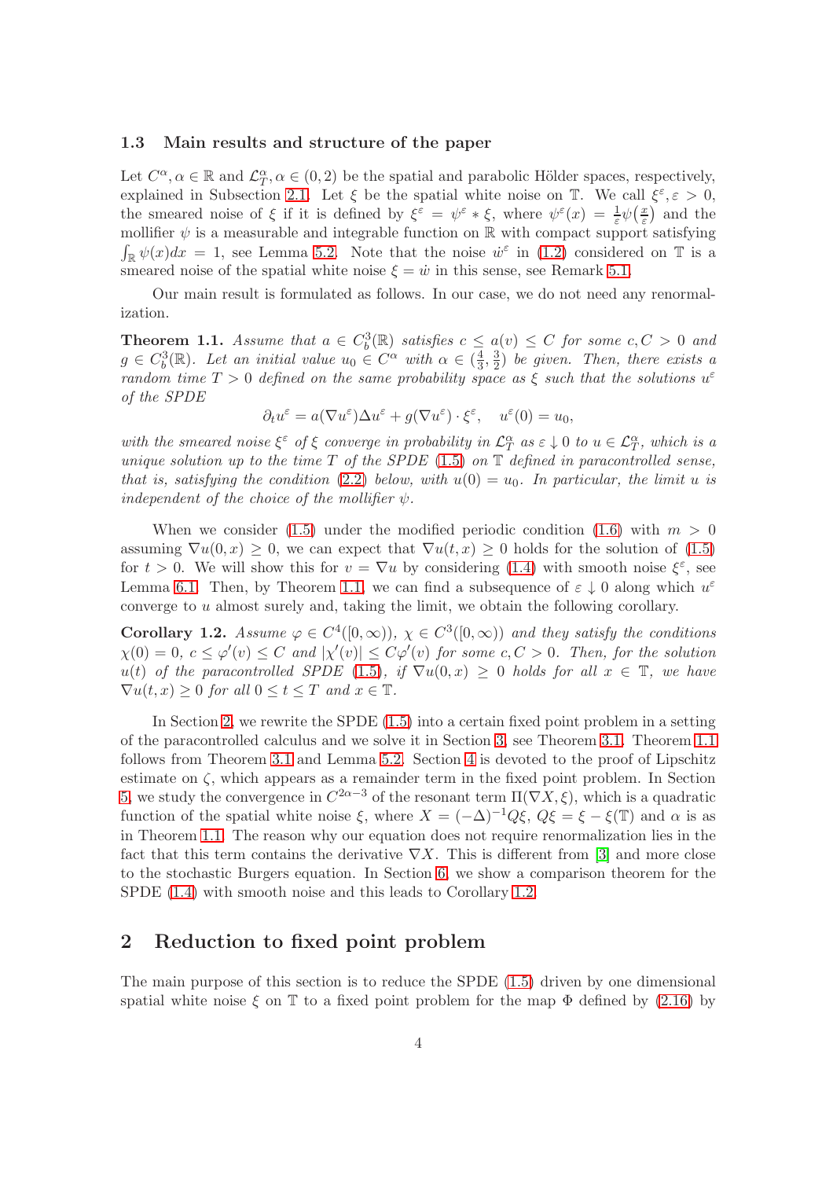### 1.3 Main results and structure of the paper

Let $C^\alpha, \alpha \in \mathbb{R}$ and $\mathcal{L}_T^\alpha, \alpha \in (0,2)$ be the spatial and parabolic Hölder spaces, respectively, explained in Subsection 2.1. Let $\xi$ be the spatial white noise on $\mathbb{T}$. We call $\xi^\varepsilon, \varepsilon > 0$, the smeared noise of $\xi$ if it is defined by $\xi^\varepsilon = \psi^\varepsilon * \xi$, where $\psi^\varepsilon(x) = \frac{1}{\varepsilon}\psi\big(\frac{x}{\varepsilon}\big)$ and the mollifier $\psi$ is a measurable and integrable function on $\mathbb{R}$ with compact support satisfying $\int_{\mathbb{R}} \psi(x)dx = 1$, see Lemma 5.2. Note that the noise $\dot{w}^\varepsilon$ in (1.2) considered on $\mathbb{T}$ is a smeared noise of the spatial white noise $\xi = \dot{w}$ in this sense, see Remark 5.1.

Our main result is formulated as follows. In our case, we do not need any renormalization.

**Theorem 1.1.** *Assume that $a \in C_b^3(\mathbb{R})$ satisfies $c \le a(v) \le C$ for some $c, C > 0$ and $g \in C_b^3(\mathbb{R})$. Let an initial value $u_0 \in C^\alpha$ with $\alpha \in (\frac{4}{3}, \frac{3}{2})$ be given. Then, there exists a random time $T > 0$ defined on the same probability space as $\xi$ such that the solutions $u^\varepsilon$ of the SPDE*

$$\partial_t u^\varepsilon = a(\nabla u^\varepsilon)\Delta u^\varepsilon + g(\nabla u^\varepsilon) \cdot \xi^\varepsilon, \quad u^\varepsilon(0) = u_0,$$

*with the smeared noise $\xi^\varepsilon$ of $\xi$ converge in probability in $\mathcal{L}_T^\alpha$ as $\varepsilon \downarrow 0$ to $u \in \mathcal{L}_T^\alpha$, which is a unique solution up to the time $T$ of the SPDE (1.5) on $\mathbb{T}$ defined in paracontrolled sense, that is, satisfying the condition (2.2) below, with $u(0) = u_0$. In particular, the limit $u$ is independent of the choice of the mollifier $\psi$.*

When we consider (1.5) under the modified periodic condition (1.6) with $m > 0$ assuming $\nabla u(0,x) \ge 0$, we can expect that $\nabla u(t,x) \ge 0$ holds for the solution of (1.5) for $t > 0$. We will show this for $v = \nabla u$ by considering (1.4) with smooth noise $\xi^\varepsilon$, see Lemma 6.1. Then, by Theorem 1.1, we can find a subsequence of $\varepsilon \downarrow 0$ along which $u^\varepsilon$ converge to $u$ almost surely and, taking the limit, we obtain the following corollary.

**Corollary 1.2.** *Assume $\varphi \in C^4([0,\infty))$, $\chi \in C^3([0,\infty))$ and they satisfy the conditions $\chi(0) = 0$, $c \le \varphi'(v) \le C$ and $|\chi'(v)| \le C\varphi'(v)$ for some $c, C > 0$. Then, for the solution $u(t)$ of the paracontrolled SPDE (1.5), if $\nabla u(0,x) \ge 0$ holds for all $x \in \mathbb{T}$, we have $\nabla u(t,x) \ge 0$ for all $0 \le t \le T$ and $x \in \mathbb{T}$.*

In Section 2, we rewrite the SPDE (1.5) into a certain fixed point problem in a setting of the paracontrolled calculus and we solve it in Section 3, see Theorem 3.1. Theorem 1.1 follows from Theorem 3.1 and Lemma 5.2. Section 4 is devoted to the proof of Lipschitz estimate on $\zeta$, which appears as a remainder term in the fixed point problem. In Section 5, we study the convergence in $C^{2\alpha-3}$ of the resonant term $\Pi(\nabla X, \xi)$, which is a quadratic function of the spatial white noise $\xi$, where $X = (-\Delta)^{-1}Q\xi$, $Q\xi = \xi - \xi(\mathbb{T})$ and $\alpha$ is as in Theorem 1.1. The reason why our equation does not require renormalization lies in the fact that this term contains the derivative $\nabla X$. This is different from [3] and more close to the stochastic Burgers equation. In Section 6, we show a comparison theorem for the SPDE (1.4) with smooth noise and this leads to Corollary 1.2.

## 2 Reduction to fixed point problem

The main purpose of this section is to reduce the SPDE (1.5) driven by one dimensional spatial white noise $\xi$ on $\mathbb{T}$ to a fixed point problem for the map $\Phi$ defined by (2.16) by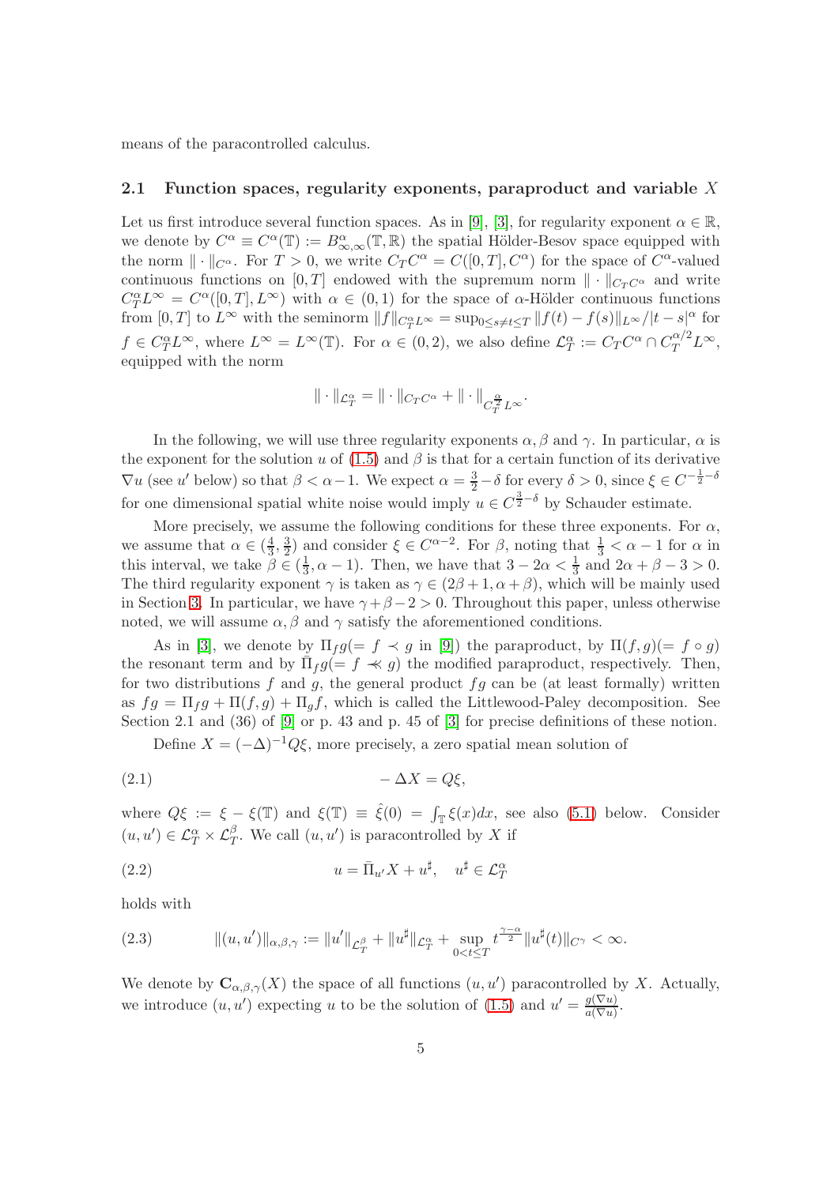means of the paracontrolled calculus.

### 2.1 Function spaces, regularity exponents, paraproduct and variable $X$

Let us first introduce several function spaces. As in [9], [3], for regularity exponent $\alpha \in \mathbb{R}$, we denote by $C^\alpha \equiv C^\alpha(\mathbb{T}) := B^\alpha_{\infty,\infty}(\mathbb{T},\mathbb{R})$ the spatial Hölder-Besov space equipped with the norm $\|\cdot\|_{C^\alpha}$. For $T>0$, we write $C_T C^\alpha = C([0,T], C^\alpha)$ for the space of $C^\alpha$-valued continuous functions on $[0,T]$ endowed with the supremum norm $\|\cdot\|_{C_T C^\alpha}$ and write $C_T^\alpha L^\infty = C^\alpha([0,T], L^\infty)$ with $\alpha \in (0,1)$ for the space of $\alpha$-Hölder continuous functions from $[0,T]$ to $L^\infty$ with the seminorm $\|f\|_{C_T^\alpha L^\infty} = \sup_{0\le s\ne t\le T} \|f(t)-f(s)\|_{L^\infty}/|t-s|^\alpha$ for $f \in C_T^\alpha L^\infty$, where $L^\infty = L^\infty(\mathbb{T})$. For $\alpha \in (0,2)$, we also define $\mathcal{L}_T^\alpha := C_T C^\alpha \cap C_T^{\alpha/2} L^\infty$, equipped with the norm

$$\|\cdot\|_{\mathcal{L}_T^\alpha} = \|\cdot\|_{C_T C^\alpha} + \|\cdot\|_{C_T^{\frac{\alpha}{2}} L^\infty}.$$

In the following, we will use three regularity exponents $\alpha, \beta$ and $\gamma$. In particular, $\alpha$ is the exponent for the solution $u$ of (1.5) and $\beta$ is that for a certain function of its derivative $\nabla u$ (see $u'$ below) so that $\beta < \alpha - 1$. We expect $\alpha = \frac{3}{2} - \delta$ for every $\delta > 0$, since $\xi \in C^{-\frac{1}{2}-\delta}$ for one dimensional spatial white noise would imply $u \in C^{\frac{3}{2}-\delta}$ by Schauder estimate.

More precisely, we assume the following conditions for these three exponents. For $\alpha$, we assume that $\alpha \in (\frac{4}{3}, \frac{3}{2})$ and consider $\xi \in C^{\alpha-2}$. For $\beta$, noting that $\frac{1}{3} < \alpha - 1$ for $\alpha$ in this interval, we take $\beta \in (\frac{1}{3}, \alpha-1)$. Then, we have that $3 - 2\alpha < \frac{1}{3}$ and $2\alpha + \beta - 3 > 0$. The third regularity exponent $\gamma$ is taken as $\gamma \in (2\beta+1, \alpha+\beta)$, which will be mainly used in Section 3. In particular, we have $\gamma + \beta - 2 > 0$. Throughout this paper, unless otherwise noted, we will assume $\alpha, \beta$ and $\gamma$ satisfy the aforementioned conditions.

As in [3], we denote by $\Pi_f g (= f \prec g$ in [9]) the paraproduct, by $\Pi(f,g) (= f \circ g)$ the resonant term and by $\bar{\Pi}_f g (= f \prec\!\!\prec g)$ the modified paraproduct, respectively. Then, for two distributions $f$ and $g$, the general product $fg$ can be (at least formally) written as $fg = \Pi_f g + \Pi(f,g) + \Pi_g f$, which is called the Littlewood-Paley decomposition. See Section 2.1 and (36) of [9] or p. 43 and p. 45 of [3] for precise definitions of these notion.

Define $X = (-\Delta)^{-1} Q\xi$, more precisely, a zero spatial mean solution of

$$-\Delta X = Q\xi, \tag{2.1}$$

where $Q\xi := \xi - \xi(\mathbb{T})$ and $\xi(\mathbb{T}) \equiv \hat{\xi}(0) = \int_{\mathbb{T}} \xi(x)dx$, see also (5.1) below. Consider $(u,u') \in \mathcal{L}_T^\alpha \times \mathcal{L}_T^\beta$. We call $(u,u')$ is paracontrolled by $X$ if

$$u = \bar{\Pi}_{u'} X + u^\sharp, \quad u^\sharp \in \mathcal{L}_T^\alpha \tag{2.2}$$

holds with

$$\|(u,u')\|_{\alpha,\beta,\gamma} := \|u'\|_{\mathcal{L}_T^\beta} + \|u^\sharp\|_{\mathcal{L}_T^\alpha} + \sup_{0<t\le T} t^{\frac{\gamma-\alpha}{2}} \|u^\sharp(t)\|_{C^\gamma} < \infty. \tag{2.3}$$

We denote by $\mathbf{C}_{\alpha,\beta,\gamma}(X)$ the space of all functions $(u,u')$ paracontrolled by $X$. Actually, we introduce $(u,u')$ expecting $u$ to be the solution of (1.5) and $u' = \frac{g(\nabla u)}{a(\nabla u)}$.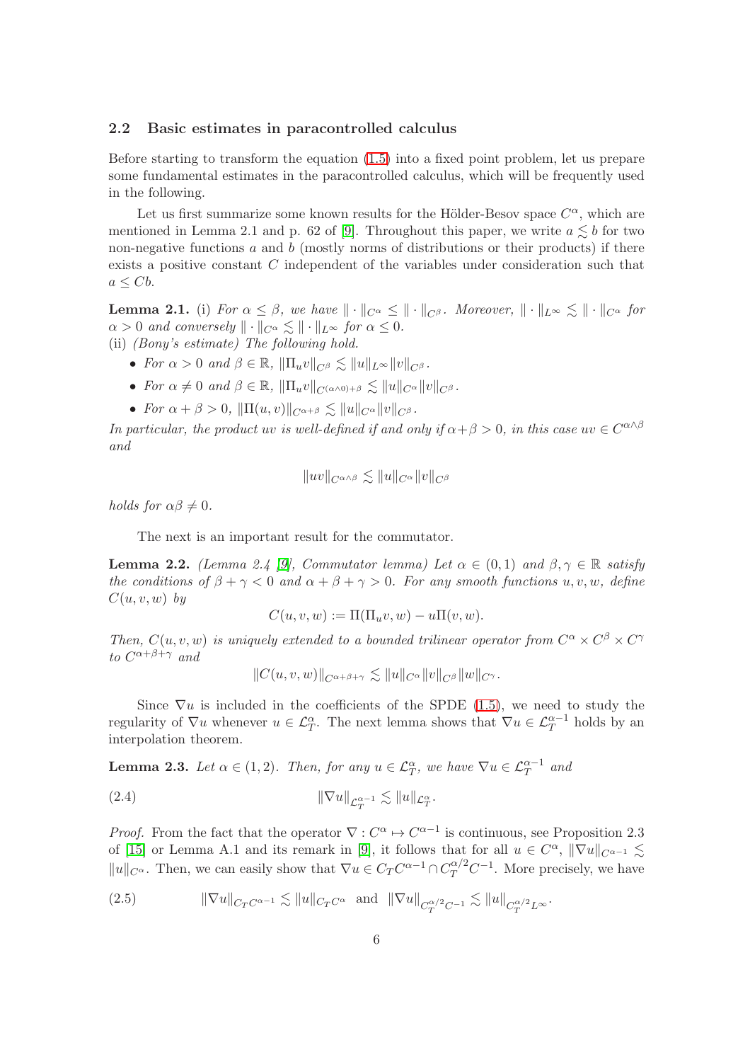### 2.2 Basic estimates in paracontrolled calculus

Before starting to transform the equation (1.5) into a fixed point problem, let us prepare some fundamental estimates in the paracontrolled calculus, which will be frequently used in the following.

Let us first summarize some known results for the Hölder-Besov space $C^\alpha$, which are mentioned in Lemma 2.1 and p. 62 of [9]. Throughout this paper, we write $a \lesssim b$ for two non-negative functions $a$ and $b$ (mostly norms of distributions or their products) if there exists a positive constant $C$ independent of the variables under consideration such that $a \le Cb$.

**Lemma 2.1.** *(i) For $\alpha \le \beta$, we have $\| \cdot \|_{C^\alpha} \le \| \cdot \|_{C^\beta}$. Moreover, $\| \cdot \|_{L^\infty} \lesssim \| \cdot \|_{C^\alpha}$ for $\alpha > 0$ and conversely $\| \cdot \|_{C^\alpha} \lesssim \| \cdot \|_{L^\infty}$ for $\alpha \le 0$.*
*(ii) (Bony's estimate) The following hold.*

- *For $\alpha > 0$ and $\beta \in \mathbb{R}$, $\|\Pi_u v\|_{C^\beta} \lesssim \|u\|_{L^\infty} \|v\|_{C^\beta}$.*
- *For $\alpha \ne 0$ and $\beta \in \mathbb{R}$, $\|\Pi_u v\|_{C^{(\alpha\wedge 0)+\beta}} \lesssim \|u\|_{C^\alpha} \|v\|_{C^\beta}$.*
- *For $\alpha + \beta > 0$, $\|\Pi(u, v)\|_{C^{\alpha+\beta}} \lesssim \|u\|_{C^\alpha} \|v\|_{C^\beta}$.*

*In particular, the product $uv$ is well-defined if and only if $\alpha+\beta > 0$, in this case $uv \in C^{\alpha\wedge\beta}$ and*

$$\|uv\|_{C^{\alpha\wedge\beta}} \lesssim \|u\|_{C^\alpha} \|v\|_{C^\beta}$$

*holds for $\alpha\beta \ne 0$.*

The next is an important result for the commutator.

**Lemma 2.2.** *(Lemma 2.4 [9], Commutator lemma) Let $\alpha \in (0, 1)$ and $\beta, \gamma \in \mathbb{R}$ satisfy the conditions of $\beta + \gamma < 0$ and $\alpha + \beta + \gamma > 0$. For any smooth functions $u, v, w$, define $C(u, v, w)$ by*

$$C(u, v, w) := \Pi(\Pi_u v, w) - u\Pi(v, w).$$

*Then, $C(u, v, w)$ is uniquely extended to a bounded trilinear operator from $C^\alpha \times C^\beta \times C^\gamma$ to $C^{\alpha+\beta+\gamma}$ and*

$$\|C(u, v, w)\|_{C^{\alpha+\beta+\gamma}} \lesssim \|u\|_{C^\alpha} \|v\|_{C^\beta} \|w\|_{C^\gamma}.$$

Since $\nabla u$ is included in the coefficients of the SPDE (1.5), we need to study the regularity of $\nabla u$ whenever $u \in \mathcal{L}^\alpha_T$. The next lemma shows that $\nabla u \in \mathcal{L}^{\alpha-1}_T$ holds by an interpolation theorem.

**Lemma 2.3.** *Let $\alpha \in (1, 2)$. Then, for any $u \in \mathcal{L}^\alpha_T$, we have $\nabla u \in \mathcal{L}^{\alpha-1}_T$ and*

$$\|\nabla u\|_{\mathcal{L}^{\alpha-1}_T} \lesssim \|u\|_{\mathcal{L}^\alpha_T}. \tag{2.4}$$

*Proof.* From the fact that the operator $\nabla : C^\alpha \mapsto C^{\alpha-1}$ is continuous, see Proposition 2.3 of [15] or Lemma A.1 and its remark in [9], it follows that for all $u \in C^\alpha$, $\|\nabla u\|_{C^{\alpha-1}} \lesssim \|u\|_{C^\alpha}$. Then, we can easily show that $\nabla u \in C_T C^{\alpha-1} \cap C^{\alpha/2}_T C^{-1}$. More precisely, we have

$$\|\nabla u\|_{C_T C^{\alpha-1}} \lesssim \|u\|_{C_T C^\alpha} \quad \text{and} \quad \|\nabla u\|_{C^{\alpha/2}_T C^{-1}} \lesssim \|u\|_{C^{\alpha/2}_T L^\infty}. \tag{2.5}$$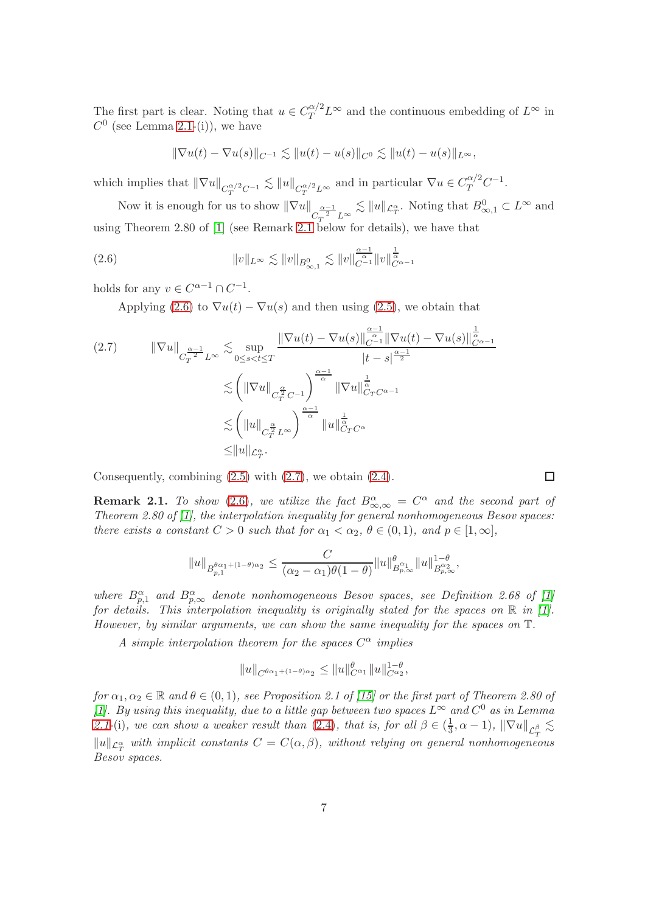The first part is clear. Noting that $u \in C_T^{\alpha/2} L^\infty$ and the continuous embedding of $L^\infty$ in $C^0$ (see Lemma 2.1-(i)), we have

$$\|\nabla u(t) - \nabla u(s)\|_{C^{-1}} \lesssim \|u(t) - u(s)\|_{C^0} \lesssim \|u(t) - u(s)\|_{L^\infty},$$

which implies that $\|\nabla u\|_{C_T^{\alpha/2} C^{-1}} \lesssim \|u\|_{C_T^{\alpha/2} L^\infty}$ and in particular $\nabla u \in C_T^{\alpha/2} C^{-1}$.

Now it is enough for us to show $\|\nabla u\|_{C_T^{\frac{\alpha-1}{2}} L^\infty} \lesssim \|u\|_{\mathcal{L}_T^\alpha}$. Noting that $B^0_{\infty,1} \subset L^\infty$ and using Theorem 2.80 of [1] (see Remark 2.1 below for details), we have that

$$\|v\|_{L^\infty} \lesssim \|v\|_{B^0_{\infty,1}} \lesssim \|v\|_{C^{-1}}^{\frac{\alpha-1}{\alpha}} \|v\|_{C^{\alpha-1}}^{\frac{1}{\alpha}} \tag{2.6}$$

holds for any $v \in C^{\alpha-1} \cap C^{-1}$.

Applying (2.6) to $\nabla u(t) - \nabla u(s)$ and then using (2.5), we obtain that

$$\begin{aligned}
\|\nabla u\|_{C_T^{\frac{\alpha-1}{2}} L^\infty} &\lesssim \sup_{0 \le s < t \le T} \frac{\|\nabla u(t) - \nabla u(s)\|_{C^{-1}}^{\frac{\alpha-1}{\alpha}} \|\nabla u(t) - \nabla u(s)\|_{C^{\alpha-1}}^{\frac{1}{\alpha}}}{|t-s|^{\frac{\alpha-1}{2}}} \\
&\lesssim \left( \|\nabla u\|_{C_T^{\frac{\alpha}{2}} C^{-1}} \right)^{\frac{\alpha-1}{\alpha}} \|\nabla u\|_{C_T C^{\alpha-1}}^{\frac{1}{\alpha}} \\
&\lesssim \left( \|u\|_{C_T^{\frac{\alpha}{2}} L^\infty} \right)^{\frac{\alpha-1}{\alpha}} \|u\|_{C_T C^\alpha}^{\frac{1}{\alpha}} \\
&\le \|u\|_{\mathcal{L}_T^\alpha}.
\end{aligned} \tag{2.7}$$

Consequently, combining (2.5) with (2.7), we obtain (2.4). $\square$

**Remark 2.1.** *To show (2.6), we utilize the fact $B^\alpha_{\infty,\infty} = C^\alpha$ and the second part of Theorem 2.80 of [1], the interpolation inequality for general nonhomogeneous Besov spaces: there exists a constant $C > 0$ such that for $\alpha_1 < \alpha_2$, $\theta \in (0,1)$, and $p \in [1, \infty]$,*

$$\|u\|_{B_{p,1}^{\theta\alpha_1 + (1-\theta)\alpha_2}} \le \frac{C}{(\alpha_2 - \alpha_1)\theta(1-\theta)} \|u\|_{B^{\alpha_1}_{p,\infty}}^\theta \|u\|_{B^{\alpha_2}_{p,\infty}}^{1-\theta},$$

*where $B^\alpha_{p,1}$ and $B^\alpha_{p,\infty}$ denote nonhomogeneous Besov spaces, see Definition 2.68 of [1] for details. This interpolation inequality is originally stated for the spaces on $\mathbb{R}$ in [1]. However, by similar arguments, we can show the same inequality for the spaces on $\mathbb{T}$.*

*A simple interpolation theorem for the spaces $C^\alpha$ implies*

$$\|u\|_{C^{\theta\alpha_1 + (1-\theta)\alpha_2}} \le \|u\|_{C^{\alpha_1}}^\theta \|u\|_{C^{\alpha_2}}^{1-\theta},$$

*for $\alpha_1, \alpha_2 \in \mathbb{R}$ and $\theta \in (0,1)$, see Proposition 2.1 of [15] or the first part of Theorem 2.80 of [1]. By using this inequality, due to a little gap between two spaces $L^\infty$ and $C^0$ as in Lemma 2.1-(i), we can show a weaker result than (2.4), that is, for all $\beta \in (\frac{1}{3}, \alpha - 1)$, $\|\nabla u\|_{\mathcal{L}_T^\beta} \lesssim \|u\|_{\mathcal{L}_T^\alpha}$ with implicit constants $C = C(\alpha, \beta)$, without relying on general nonhomogeneous Besov spaces.*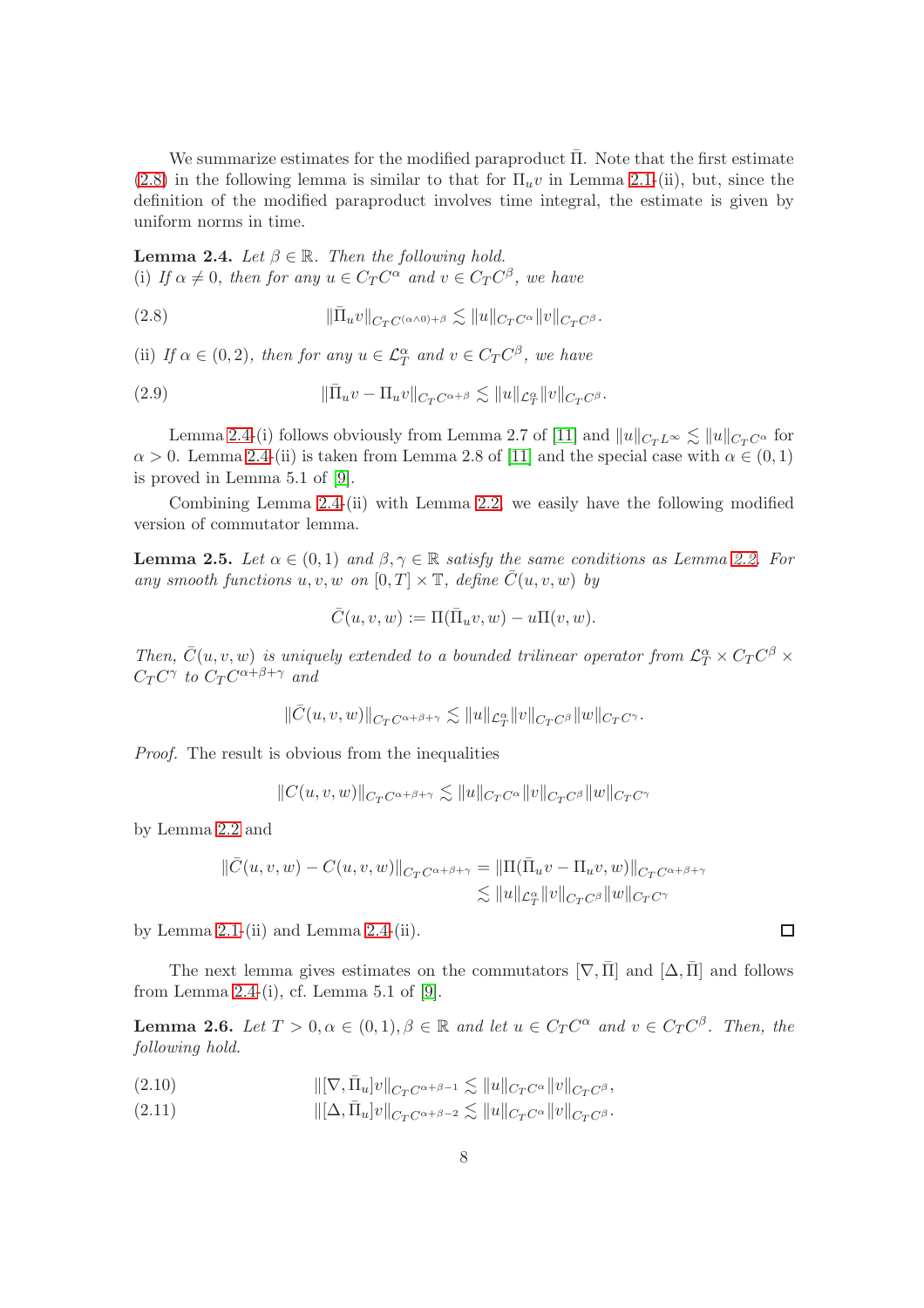We summarize estimates for the modified paraproduct $\bar{\Pi}$. Note that the first estimate (2.8) in the following lemma is similar to that for $\Pi_u v$ in Lemma 2.1-(ii), but, since the definition of the modified paraproduct involves time integral, the estimate is given by uniform norms in time.

**Lemma 2.4.** *Let $\beta \in \mathbb{R}$. Then the following hold.*
*(i) If $\alpha \neq 0$, then for any $u \in C_T C^\alpha$ and $v \in C_T C^\beta$, we have*

$$\|\bar{\Pi}_u v\|_{C_T C^{(\alpha \wedge 0)+\beta}} \lesssim \|u\|_{C_T C^\alpha} \|v\|_{C_T C^\beta}. \tag{2.8}$$

*(ii) If $\alpha \in (0,2)$, then for any $u \in \mathcal{L}_T^\alpha$ and $v \in C_T C^\beta$, we have*

$$\|\bar{\Pi}_u v - \Pi_u v\|_{C_T C^{\alpha+\beta}} \lesssim \|u\|_{\mathcal{L}_T^\alpha} \|v\|_{C_T C^\beta}. \tag{2.9}$$

Lemma 2.4-(i) follows obviously from Lemma 2.7 of [11] and $\|u\|_{C_T L^\infty} \lesssim \|u\|_{C_T C^\alpha}$ for $\alpha > 0$. Lemma 2.4-(ii) is taken from Lemma 2.8 of [11] and the special case with $\alpha \in (0,1)$ is proved in Lemma 5.1 of [9].

Combining Lemma 2.4-(ii) with Lemma 2.2, we easily have the following modified version of commutator lemma.

**Lemma 2.5.** *Let $\alpha \in (0,1)$ and $\beta, \gamma \in \mathbb{R}$ satisfy the same conditions as Lemma 2.2. For any smooth functions $u, v, w$ on $[0,T] \times \mathbb{T}$, define $\bar{C}(u,v,w)$ by*

$$\bar{C}(u,v,w) := \Pi(\bar{\Pi}_u v, w) - u\Pi(v,w).$$

*Then, $\bar{C}(u,v,w)$ is uniquely extended to a bounded trilinear operator from $\mathcal{L}_T^\alpha \times C_T C^\beta \times C_T C^\gamma$ to $C_T C^{\alpha+\beta+\gamma}$ and*

$$\|\bar{C}(u,v,w)\|_{C_T C^{\alpha+\beta+\gamma}} \lesssim \|u\|_{\mathcal{L}_T^\alpha} \|v\|_{C_T C^\beta} \|w\|_{C_T C^\gamma}.$$

*Proof.* The result is obvious from the inequalities

$$\|C(u,v,w)\|_{C_T C^{\alpha+\beta+\gamma}} \lesssim \|u\|_{C_T C^\alpha} \|v\|_{C_T C^\beta} \|w\|_{C_T C^\gamma}$$

by Lemma 2.2 and

$$\begin{aligned}
\|\bar{C}(u,v,w) - C(u,v,w)\|_{C_T C^{\alpha+\beta+\gamma}} &= \|\Pi(\bar{\Pi}_u v - \Pi_u v, w)\|_{C_T C^{\alpha+\beta+\gamma}} \\
&\lesssim \|u\|_{\mathcal{L}_T^\alpha} \|v\|_{C_T C^\beta} \|w\|_{C_T C^\gamma}
\end{aligned}$$

by Lemma 2.1-(ii) and Lemma 2.4-(ii). $\square$

The next lemma gives estimates on the commutators $[\nabla, \bar{\Pi}]$ and $[\Delta, \bar{\Pi}]$ and follows from Lemma 2.4-(i), cf. Lemma 5.1 of [9].

**Lemma 2.6.** *Let $T > 0, \alpha \in (0,1), \beta \in \mathbb{R}$ and let $u \in C_T C^\alpha$ and $v \in C_T C^\beta$. Then, the following hold.*

$$\|[\nabla, \bar{\Pi}_u]v\|_{C_T C^{\alpha+\beta-1}} \lesssim \|u\|_{C_T C^\alpha} \|v\|_{C_T C^\beta}, \tag{2.10}$$

$$\|[\Delta, \bar{\Pi}_u]v\|_{C_T C^{\alpha+\beta-2}} \lesssim \|u\|_{C_T C^\alpha} \|v\|_{C_T C^\beta}. \tag{2.11}$$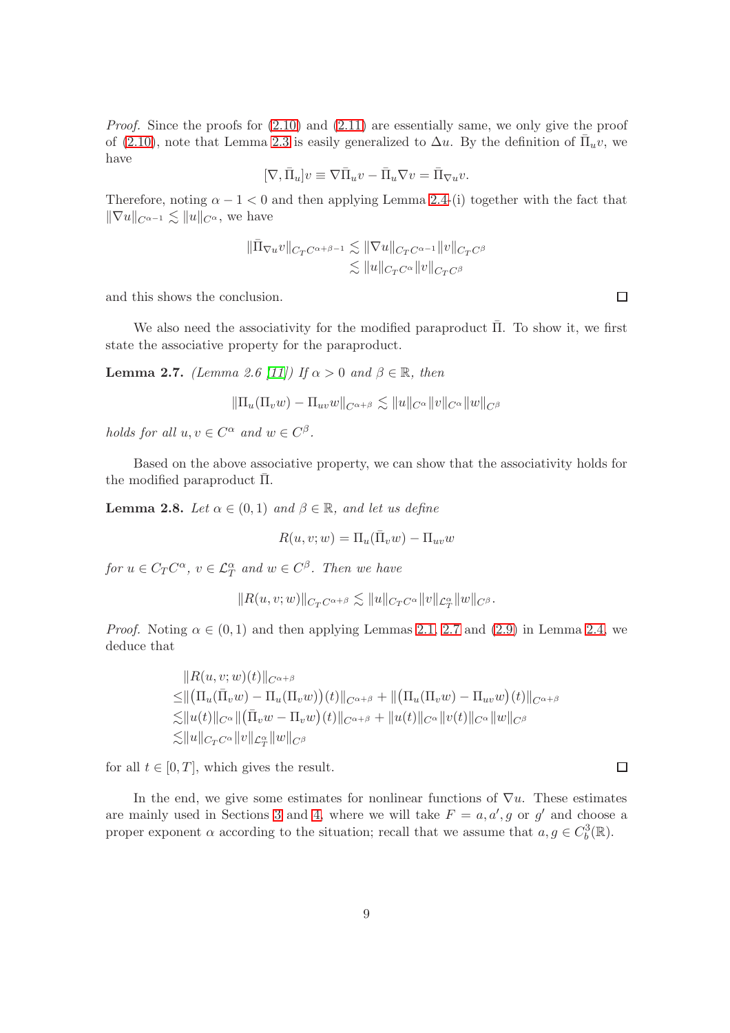*Proof.* Since the proofs for (2.10) and (2.11) are essentially same, we only give the proof of (2.10), note that Lemma 2.3 is easily generalized to $\Delta u$. By the definition of $\bar{\Pi}_u v$, we have

$$[\nabla, \bar{\Pi}_u]v \equiv \nabla \bar{\Pi}_u v - \bar{\Pi}_u \nabla v = \bar{\Pi}_{\nabla u} v.$$

Therefore, noting $\alpha - 1 < 0$ and then applying Lemma 2.4-(i) together with the fact that $\|\nabla u\|_{C^{\alpha-1}} \lesssim \|u\|_{C^\alpha}$, we have

$$\begin{aligned}\|\bar{\Pi}_{\nabla u} v\|_{C_T C^{\alpha+\beta-1}} &\lesssim \|\nabla u\|_{C_T C^{\alpha-1}} \|v\|_{C_T C^\beta} \\ &\lesssim \|u\|_{C_T C^\alpha} \|v\|_{C_T C^\beta}\end{aligned}$$

and this shows the conclusion. $\square$

We also need the associativity for the modified paraproduct $\bar{\Pi}$. To show it, we first state the associative property for the paraproduct.

**Lemma 2.7.** *(Lemma 2.6 [11]) If $\alpha > 0$ and $\beta \in \mathbb{R}$, then*

$$\|\Pi_u(\Pi_v w) - \Pi_{uv} w\|_{C^{\alpha+\beta}} \lesssim \|u\|_{C^\alpha} \|v\|_{C^\alpha} \|w\|_{C^\beta}$$

*holds for all $u, v \in C^\alpha$ and $w \in C^\beta$.*

Based on the above associative property, we can show that the associativity holds for the modified paraproduct $\bar{\Pi}$.

**Lemma 2.8.** *Let $\alpha \in (0,1)$ and $\beta \in \mathbb{R}$, and let us define*

$$R(u, v; w) = \Pi_u(\bar{\Pi}_v w) - \Pi_{uv} w$$

*for $u \in C_T C^\alpha$, $v \in \mathcal{L}_T^\alpha$ and $w \in C^\beta$. Then we have*

$$\|R(u, v; w)\|_{C_T C^{\alpha+\beta}} \lesssim \|u\|_{C_T C^\alpha} \|v\|_{\mathcal{L}_T^\alpha} \|w\|_{C^\beta}.$$

*Proof.* Noting $\alpha \in (0,1)$ and then applying Lemmas 2.1, 2.7 and (2.9) in Lemma 2.4, we deduce that

$$\begin{aligned}&\|R(u, v; w)(t)\|_{C^{\alpha+\beta}} \\ \leq&\|\big(\Pi_u(\bar{\Pi}_v w) - \Pi_u(\Pi_v w)\big)(t)\|_{C^{\alpha+\beta}} + \|\big(\Pi_u(\Pi_v w) - \Pi_{uv} w\big)(t)\|_{C^{\alpha+\beta}} \\ \lesssim&\|u(t)\|_{C^\alpha} \|\big(\bar{\Pi}_v w - \Pi_v w\big)(t)\|_{C^{\alpha+\beta}} + \|u(t)\|_{C^\alpha} \|v(t)\|_{C^\alpha} \|w\|_{C^\beta} \\ \lesssim&\|u\|_{C_T C^\alpha} \|v\|_{\mathcal{L}_T^\alpha} \|w\|_{C^\beta}\end{aligned}$$

for all $t \in [0, T]$, which gives the result. $\square$

In the end, we give some estimates for nonlinear functions of $\nabla u$. These estimates are mainly used in Sections 3 and 4, where we will take $F = a, a', g$ or $g'$ and choose a proper exponent $\alpha$ according to the situation; recall that we assume that $a, g \in C_b^3(\mathbb{R})$.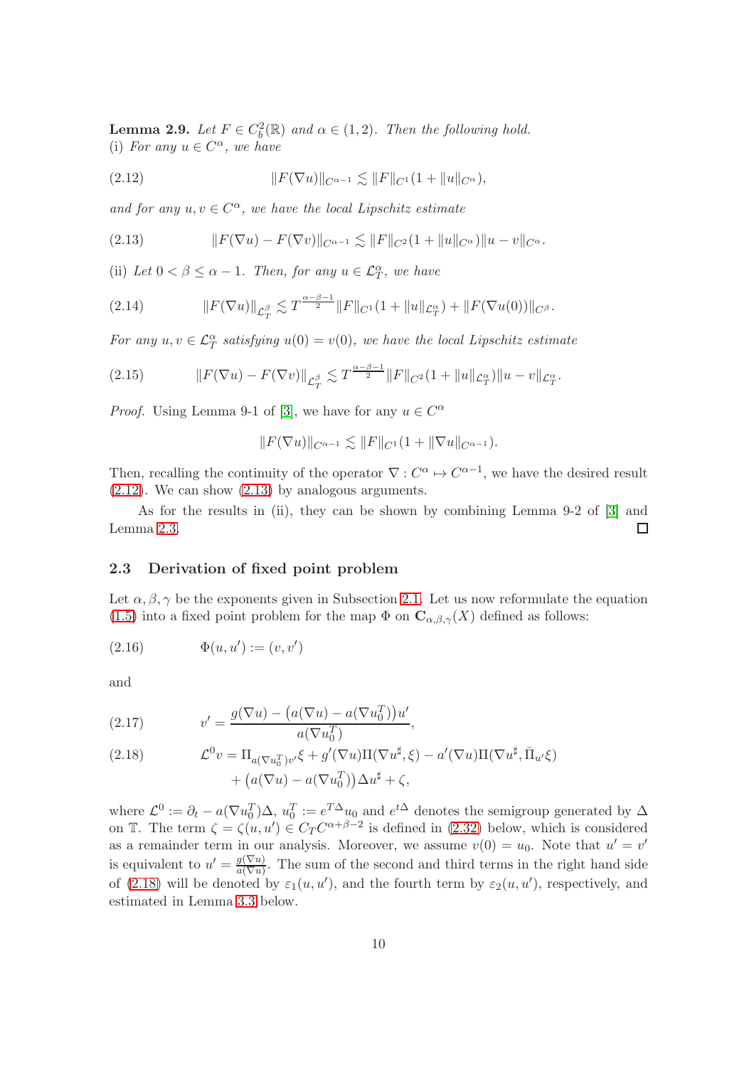**Lemma 2.9.** *Let $F \in C_b^2(\mathbb{R})$ and $\alpha \in (1,2)$. Then the following hold.*
(i) *For any $u \in C^\alpha$, we have*

$$\|F(\nabla u)\|_{C^{\alpha-1}} \lesssim \|F\|_{C^1}(1 + \|u\|_{C^\alpha}), \tag{2.12}$$

*and for any $u, v \in C^\alpha$, we have the local Lipschitz estimate*

$$\|F(\nabla u) - F(\nabla v)\|_{C^{\alpha-1}} \lesssim \|F\|_{C^2}(1 + \|u\|_{C^\alpha})\|u - v\|_{C^\alpha}. \tag{2.13}$$

(ii) *Let $0 < \beta \leq \alpha - 1$. Then, for any $u \in \mathcal{L}_T^\alpha$, we have*

$$\|F(\nabla u)\|_{\mathcal{L}_T^\beta} \lesssim T^{\frac{\alpha-\beta-1}{2}} \|F\|_{C^1}(1 + \|u\|_{\mathcal{L}_T^\alpha}) + \|F(\nabla u(0))\|_{C^\beta}. \tag{2.14}$$

*For any $u, v \in \mathcal{L}_T^\alpha$ satisfying $u(0) = v(0)$, we have the local Lipschitz estimate*

$$\|F(\nabla u) - F(\nabla v)\|_{\mathcal{L}_T^\beta} \lesssim T^{\frac{\alpha-\beta-1}{2}} \|F\|_{C^2}(1 + \|u\|_{\mathcal{L}_T^\alpha})\|u - v\|_{\mathcal{L}_T^\alpha}. \tag{2.15}$$

*Proof.* Using Lemma 9-1 of [3], we have for any $u \in C^\alpha$

$$\|F(\nabla u)\|_{C^{\alpha-1}} \lesssim \|F\|_{C^1}(1 + \|\nabla u\|_{C^{\alpha-1}}).$$

Then, recalling the continuity of the operator $\nabla : C^\alpha \mapsto C^{\alpha-1}$, we have the desired result (2.12). We can show (2.13) by analogous arguments.

As for the results in (ii), they can be shown by combining Lemma 9-2 of [3] and Lemma 2.3. □

### 2.3 Derivation of fixed point problem

Let $\alpha, \beta, \gamma$ be the exponents given in Subsection 2.1. Let us now reformulate the equation (1.5) into a fixed point problem for the map $\Phi$ on $\mathbf{C}_{\alpha,\beta,\gamma}(X)$ defined as follows:

$$\Phi(u, u') := (v, v') \tag{2.16}$$

and

$$v' = \frac{g(\nabla u) - \big(a(\nabla u) - a(\nabla u_0^T)\big)u'}{a(\nabla u_0^T)}, \tag{2.17}$$

$$\begin{aligned} \mathcal{L}^0 v = {} & \Pi_{a(\nabla u_0^T)v'}\xi + g'(\nabla u)\Pi(\nabla u^\sharp, \xi) - a'(\nabla u)\Pi(\nabla u^\sharp, \bar{\Pi}_{u'}\xi) \\ & + \big(a(\nabla u) - a(\nabla u_0^T)\big)\Delta u^\sharp + \zeta, \end{aligned} \tag{2.18}$$

where $\mathcal{L}^0 := \partial_t - a(\nabla u_0^T)\Delta$, $u_0^T := e^{T\Delta}u_0$ and $e^{t\Delta}$ denotes the semigroup generated by $\Delta$ on $\mathbb{T}$. The term $\zeta = \zeta(u, u') \in C_T C^{\alpha+\beta-2}$ is defined in (2.32) below, which is considered as a remainder term in our analysis. Moreover, we assume $v(0) = u_0$. Note that $u' = v'$ is equivalent to $u' = \frac{g(\nabla u)}{a(\nabla u)}$. The sum of the second and third terms in the right hand side of (2.18) will be denoted by $\varepsilon_1(u, u')$, and the fourth term by $\varepsilon_2(u, u')$, respectively, and estimated in Lemma 3.3 below.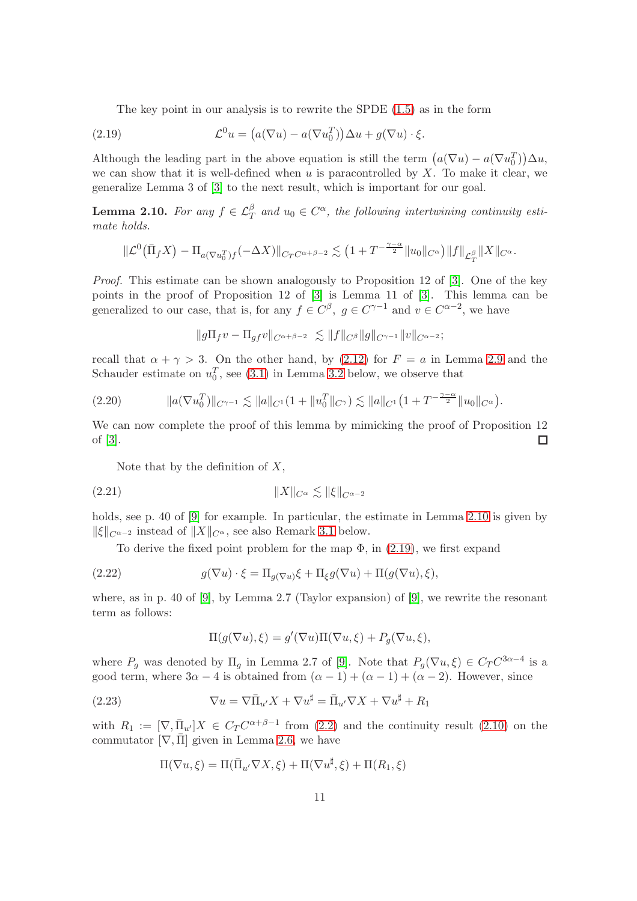The key point in our analysis is to rewrite the SPDE (1.5) as in the form

$$\mathcal{L}^0 u = \big(a(\nabla u) - a(\nabla u_0^T)\big)\Delta u + g(\nabla u)\cdot \xi. \tag{2.19}$$

Although the leading part in the above equation is still the term $\big(a(\nabla u) - a(\nabla u_0^T)\big)\Delta u$, we can show that it is well-defined when $u$ is paracontrolled by $X$. To make it clear, we generalize Lemma 3 of [3] to the next result, which is important for our goal.

**Lemma 2.10.** *For any $f \in \mathcal{L}_T^\beta$ and $u_0 \in C^\alpha$, the following intertwining continuity estimate holds.*

$$\|\mathcal{L}^0(\bar{\Pi}_f X) - \Pi_{a(\nabla u_0^T)f}(-\Delta X)\|_{C_T C^{\alpha+\beta-2}} \lesssim \big(1 + T^{-\frac{\gamma-\alpha}{2}}\|u_0\|_{C^\alpha}\big)\|f\|_{\mathcal{L}_T^\beta}\|X\|_{C^\alpha}.$$

*Proof.* This estimate can be shown analogously to Proposition 12 of [3]. One of the key points in the proof of Proposition 12 of [3] is Lemma 11 of [3]. This lemma can be generalized to our case, that is, for any $f \in C^\beta$, $g \in C^{\gamma-1}$ and $v \in C^{\alpha-2}$, we have

$$\|g\Pi_f v - \Pi_{gf}v\|_{C^{\alpha+\beta-2}} \lesssim \|f\|_{C^\beta}\|g\|_{C^{\gamma-1}}\|v\|_{C^{\alpha-2}};$$

recall that $\alpha+\gamma > 3$. On the other hand, by (2.12) for $F = a$ in Lemma 2.9 and the Schauder estimate on $u_0^T$, see (3.1) in Lemma 3.2 below, we observe that

$$\|a(\nabla u_0^T)\|_{C^{\gamma-1}} \lesssim \|a\|_{C^1}(1 + \|u_0^T\|_{C^\gamma}) \lesssim \|a\|_{C^1}\big(1 + T^{-\frac{\gamma-\alpha}{2}}\|u_0\|_{C^\alpha}\big). \tag{2.20}$$

We can now complete the proof of this lemma by mimicking the proof of Proposition 12 of [3]. □

Note that by the definition of $X$,

$$\|X\|_{C^\alpha} \lesssim \|\xi\|_{C^{\alpha-2}} \tag{2.21}$$

holds, see p. 40 of [9] for example. In particular, the estimate in Lemma 2.10 is given by $\|\xi\|_{C^{\alpha-2}}$ instead of $\|X\|_{C^\alpha}$, see also Remark 3.1 below.

To derive the fixed point problem for the map $\Phi$, in (2.19), we first expand

$$g(\nabla u)\cdot \xi = \Pi_{g(\nabla u)}\xi + \Pi_\xi g(\nabla u) + \Pi(g(\nabla u), \xi), \tag{2.22}$$

where, as in p. 40 of [9], by Lemma 2.7 (Taylor expansion) of [9], we rewrite the resonant term as follows:

$$\Pi(g(\nabla u), \xi) = g'(\nabla u)\Pi(\nabla u, \xi) + P_g(\nabla u, \xi),$$

where $P_g$ was denoted by $\Pi_g$ in Lemma 2.7 of [9]. Note that $P_g(\nabla u, \xi) \in C_T C^{3\alpha-4}$ is a good term, where $3\alpha - 4$ is obtained from $(\alpha-1)+(\alpha-1)+(\alpha-2)$. However, since

$$\nabla u = \nabla \bar{\Pi}_{u'}X + \nabla u^\sharp = \bar{\Pi}_{u'}\nabla X + \nabla u^\sharp + R_1 \tag{2.23}$$

with $R_1 := [\nabla, \bar{\Pi}_{u'}]X \in C_T C^{\alpha+\beta-1}$ from (2.2) and the continuity result (2.10) on the commutator $[\nabla, \bar{\Pi}]$ given in Lemma 2.6, we have

$$\Pi(\nabla u, \xi) = \Pi(\bar{\Pi}_{u'}\nabla X, \xi) + \Pi(\nabla u^\sharp, \xi) + \Pi(R_1, \xi)$$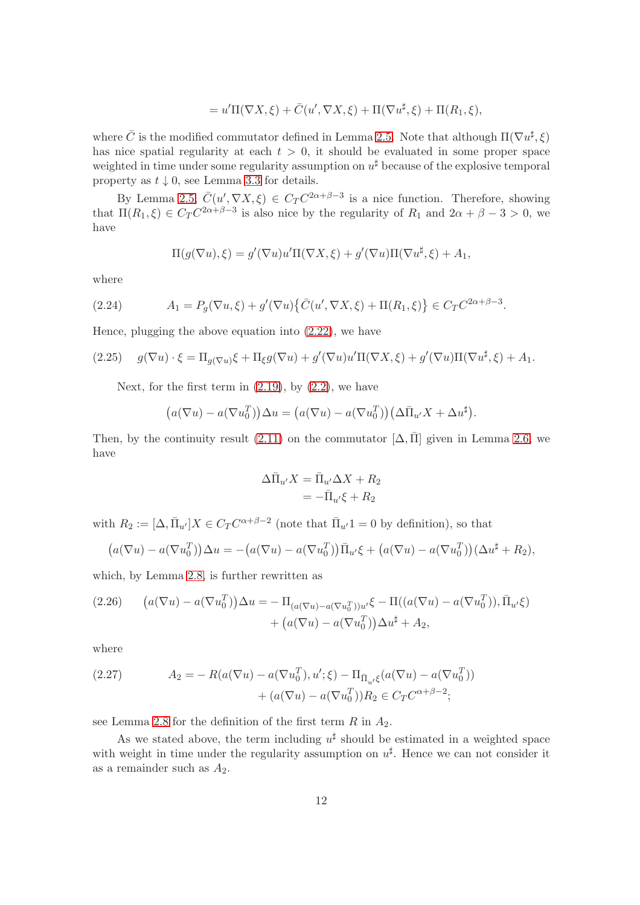$$= u'\Pi(\nabla X, \xi) + \bar{C}(u', \nabla X, \xi) + \Pi(\nabla u^\sharp, \xi) + \Pi(R_1, \xi),$$

where $\bar{C}$ is the modified commutator defined in Lemma 2.5. Note that although $\Pi(\nabla u^\sharp, \xi)$ has nice spatial regularity at each $t > 0$, it should be evaluated in some proper space weighted in time under some regularity assumption on $u^\sharp$ because of the explosive temporal property as $t \downarrow 0$, see Lemma 3.3 for details.

By Lemma 2.5, $\bar{C}(u', \nabla X, \xi) \in C_T C^{2\alpha+\beta-3}$ is a nice function. Therefore, showing that $\Pi(R_1, \xi) \in C_T C^{2\alpha+\beta-3}$ is also nice by the regularity of $R_1$ and $2\alpha + \beta - 3 > 0$, we have

$$\Pi(g(\nabla u), \xi) = g'(\nabla u)u'\Pi(\nabla X, \xi) + g'(\nabla u)\Pi(\nabla u^\sharp, \xi) + A_1,$$

where

$$A_1 = P_g(\nabla u, \xi) + g'(\nabla u)\big\{\bar{C}(u', \nabla X, \xi) + \Pi(R_1, \xi)\big\} \in C_T C^{2\alpha+\beta-3}. \tag{2.24}$$

Hence, plugging the above equation into (2.22), we have

$$g(\nabla u) \cdot \xi = \Pi_{g(\nabla u)}\xi + \Pi_\xi g(\nabla u) + g'(\nabla u)u'\Pi(\nabla X, \xi) + g'(\nabla u)\Pi(\nabla u^\sharp, \xi) + A_1. \tag{2.25}$$

Next, for the first term in (2.19), by (2.2), we have

$$\big(a(\nabla u) - a(\nabla u_0^T)\big)\Delta u = \big(a(\nabla u) - a(\nabla u_0^T)\big)\big(\Delta \bar{\Pi}_{u'}X + \Delta u^\sharp\big).$$

Then, by the continuity result (2.11) on the commutator $[\Delta, \bar{\Pi}]$ given in Lemma 2.6, we have

$$\begin{aligned} \Delta \bar{\Pi}_{u'}X &= \bar{\Pi}_{u'}\Delta X + R_2 \\ &= -\bar{\Pi}_{u'}\xi + R_2 \end{aligned}$$

with $R_2 := [\Delta, \bar{\Pi}_{u'}]X \in C_T C^{\alpha+\beta-2}$ (note that $\bar{\Pi}_{u'}1 = 0$ by definition), so that

$$\big(a(\nabla u) - a(\nabla u_0^T)\big)\Delta u = -\big(a(\nabla u) - a(\nabla u_0^T)\big)\bar{\Pi}_{u'}\xi + \big(a(\nabla u) - a(\nabla u_0^T)\big)(\Delta u^\sharp + R_2),$$

which, by Lemma 2.8, is further rewritten as

$$\begin{aligned} \big(a(\nabla u) - a(\nabla u_0^T)\big)\Delta u = &- \Pi_{(a(\nabla u) - a(\nabla u_0^T))u'}\xi - \Pi((a(\nabla u) - a(\nabla u_0^T)), \bar{\Pi}_{u'}\xi) \\ &+ \big(a(\nabla u) - a(\nabla u_0^T)\big)\Delta u^\sharp + A_2, \end{aligned} \tag{2.26}$$

where

$$\begin{aligned} A_2 = &- R(a(\nabla u) - a(\nabla u_0^T), u'; \xi) - \Pi_{\bar{\Pi}_{u'}\xi}(a(\nabla u) - a(\nabla u_0^T)) \\ &+ (a(\nabla u) - a(\nabla u_0^T))R_2 \in C_T C^{\alpha+\beta-2}; \end{aligned} \tag{2.27}$$

see Lemma 2.8 for the definition of the first term $R$ in $A_2$.

As we stated above, the term including $u^\sharp$ should be estimated in a weighted space with weight in time under the regularity assumption on $u^\sharp$. Hence we can not consider it as a remainder such as $A_2$.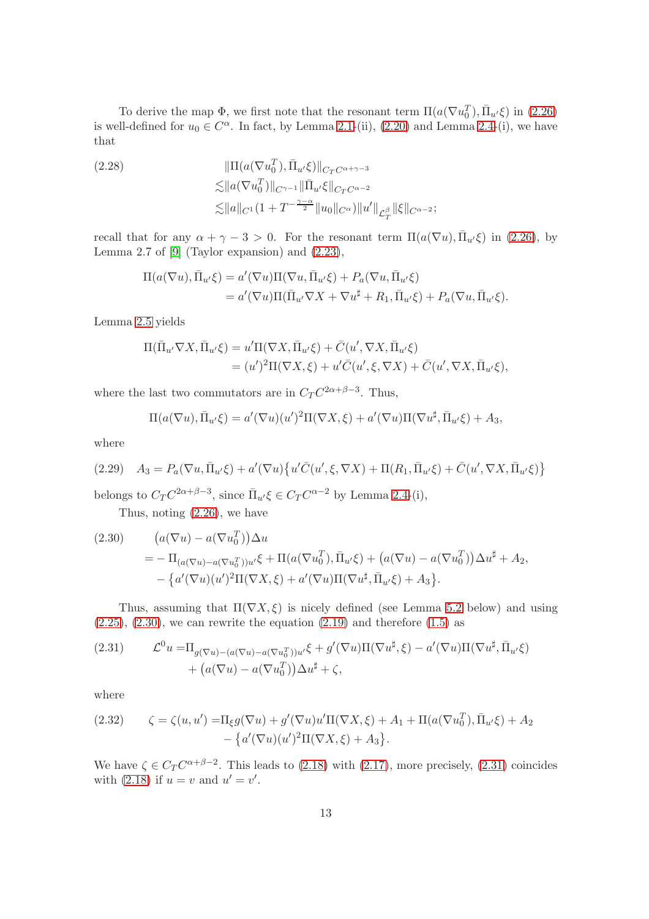To derive the map $\Phi$, we first note that the resonant term $\Pi(a(\nabla u_0^T), \bar{\Pi}_{u'}\xi)$ in (2.26) is well-defined for $u_0 \in C^\alpha$. In fact, by Lemma 2.1-(ii), (2.20) and Lemma 2.4-(i), we have that

$$
\begin{aligned}
\text{(2.28)} \qquad & \|\Pi(a(\nabla u_0^T), \bar{\Pi}_{u'}\xi)\|_{C_T C^{\alpha+\gamma-3}} \\
& \lesssim \|a(\nabla u_0^T)\|_{C^{\gamma-1}} \|\bar{\Pi}_{u'}\xi\|_{C_T C^{\alpha-2}} \\
& \lesssim \|a\|_{C^1}(1 + T^{-\frac{\gamma-\alpha}{2}} \|u_0\|_{C^\alpha}) \|u'\|_{\mathcal{L}_T^\beta} \|\xi\|_{C^{\alpha-2}};
\end{aligned}
$$

recall that for any $\alpha + \gamma - 3 > 0$. For the resonant term $\Pi(a(\nabla u), \bar{\Pi}_{u'}\xi)$ in (2.26), by Lemma 2.7 of [9] (Taylor expansion) and (2.23),

$$
\begin{aligned}
\Pi(a(\nabla u), \bar{\Pi}_{u'}\xi) &= a'(\nabla u)\Pi(\nabla u, \bar{\Pi}_{u'}\xi) + P_a(\nabla u, \bar{\Pi}_{u'}\xi) \\
&= a'(\nabla u)\Pi(\bar{\Pi}_{u'}\nabla X + \nabla u^\sharp + R_1, \bar{\Pi}_{u'}\xi) + P_a(\nabla u, \bar{\Pi}_{u'}\xi).
\end{aligned}
$$

Lemma 2.5 yields

$$
\begin{aligned}
\Pi(\bar{\Pi}_{u'}\nabla X, \bar{\Pi}_{u'}\xi) &= u'\Pi(\nabla X, \bar{\Pi}_{u'}\xi) + \bar{C}(u', \nabla X, \bar{\Pi}_{u'}\xi) \\
&= (u')^2\Pi(\nabla X, \xi) + u'\bar{C}(u', \xi, \nabla X) + \bar{C}(u', \nabla X, \bar{\Pi}_{u'}\xi),
\end{aligned}
$$

where the last two commutators are in $C_T C^{2\alpha+\beta-3}$. Thus,

$$
\Pi(a(\nabla u), \bar{\Pi}_{u'}\xi) = a'(\nabla u)(u')^2\Pi(\nabla X, \xi) + a'(\nabla u)\Pi(\nabla u^\sharp, \bar{\Pi}_{u'}\xi) + A_3,
$$

where

$$
\text{(2.29)} \quad A_3 = P_a(\nabla u, \bar{\Pi}_{u'}\xi) + a'(\nabla u)\big\{u'\bar{C}(u', \xi, \nabla X) + \Pi(R_1, \bar{\Pi}_{u'}\xi) + \bar{C}(u', \nabla X, \bar{\Pi}_{u'}\xi)\big\}
$$

belongs to $C_T C^{2\alpha+\beta-3}$, since $\bar{\Pi}_{u'}\xi \in C_T C^{\alpha-2}$ by Lemma 2.4-(i),

Thus, noting (2.26), we have

$$
\begin{aligned}
\text{(2.30)} \qquad & \big(a(\nabla u) - a(\nabla u_0^T)\big)\Delta u \\
&= -\Pi_{(a(\nabla u)-a(\nabla u_0^T))u'}\xi + \Pi(a(\nabla u_0^T), \bar{\Pi}_{u'}\xi) + \big(a(\nabla u) - a(\nabla u_0^T)\big)\Delta u^\sharp + A_2, \\
&\quad - \big\{a'(\nabla u)(u')^2\Pi(\nabla X, \xi) + a'(\nabla u)\Pi(\nabla u^\sharp, \bar{\Pi}_{u'}\xi) + A_3\big\}.
\end{aligned}
$$

Thus, assuming that $\Pi(\nabla X, \xi)$ is nicely defined (see Lemma 5.2 below) and using (2.25), (2.30), we can rewrite the equation (2.19) and therefore (1.5) as

$$
\begin{aligned}
\text{(2.31)} \qquad \mathcal{L}^0 u =& \Pi_{g(\nabla u)-(a(\nabla u)-a(\nabla u_0^T))u'}\xi + g'(\nabla u)\Pi(\nabla u^\sharp, \xi) - a'(\nabla u)\Pi(\nabla u^\sharp, \bar{\Pi}_{u'}\xi) \\
&+ \big(a(\nabla u) - a(\nabla u_0^T)\big)\Delta u^\sharp + \zeta,
\end{aligned}
$$

where

$$
\begin{aligned}
\text{(2.32)} \qquad \zeta = \zeta(u, u') =& \Pi_\xi g(\nabla u) + g'(\nabla u)u'\Pi(\nabla X, \xi) + A_1 + \Pi(a(\nabla u_0^T), \bar{\Pi}_{u'}\xi) + A_2 \\
&- \big\{a'(\nabla u)(u')^2\Pi(\nabla X, \xi) + A_3\big\}.
\end{aligned}
$$

We have $\zeta \in C_T C^{\alpha+\beta-2}$. This leads to (2.18) with (2.17), more precisely, (2.31) coincides with (2.18) if $u = v$ and $u' = v'$.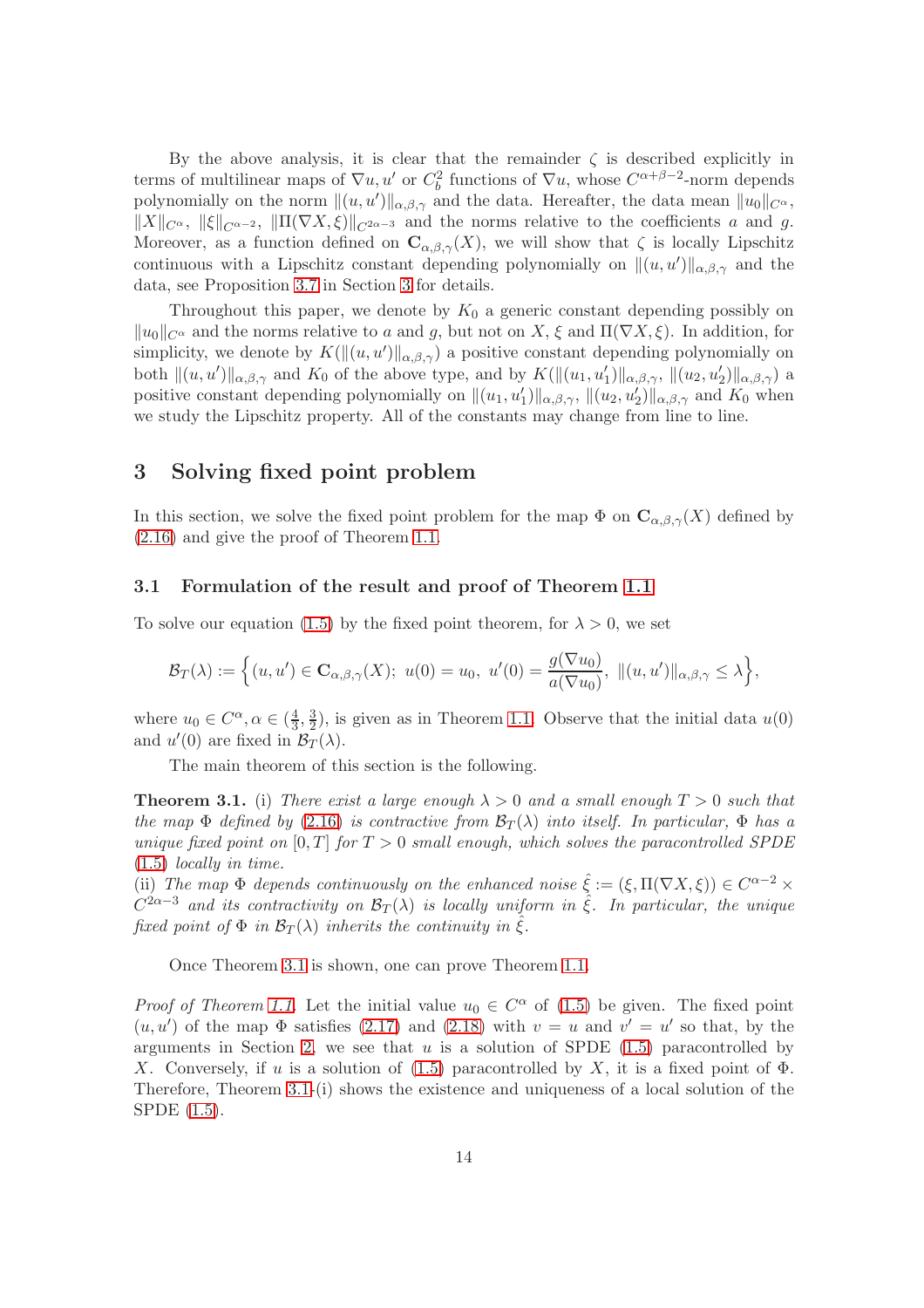By the above analysis, it is clear that the remainder $\zeta$ is described explicitly in terms of multilinear maps of $\nabla u, u'$ or $C_b^2$ functions of $\nabla u$, whose $C^{\alpha+\beta-2}$-norm depends polynomially on the norm $\|(u,u')\|_{\alpha,\beta,\gamma}$ and the data. Hereafter, the data mean $\|u_0\|_{C^\alpha}$, $\|X\|_{C^\alpha}$, $\|\xi\|_{C^{\alpha-2}}$, $\|\Pi(\nabla X,\xi)\|_{C^{2\alpha-3}}$ and the norms relative to the coefficients $a$ and $g$. Moreover, as a function defined on $\mathbf{C}_{\alpha,\beta,\gamma}(X)$, we will show that $\zeta$ is locally Lipschitz continuous with a Lipschitz constant depending polynomially on $\|(u,u')\|_{\alpha,\beta,\gamma}$ and the data, see Proposition 3.7 in Section 3 for details.

Throughout this paper, we denote by $K_0$ a generic constant depending possibly on $\|u_0\|_{C^\alpha}$ and the norms relative to $a$ and $g$, but not on $X$, $\xi$ and $\Pi(\nabla X,\xi)$. In addition, for simplicity, we denote by $K(\|(u,u')\|_{\alpha,\beta,\gamma})$ a positive constant depending polynomially on both $\|(u,u')\|_{\alpha,\beta,\gamma}$ and $K_0$ of the above type, and by $K(\|(u_1,u_1')\|_{\alpha,\beta,\gamma}, \|(u_2,u_2')\|_{\alpha,\beta,\gamma})$ a positive constant depending polynomially on $\|(u_1,u_1')\|_{\alpha,\beta,\gamma}$, $\|(u_2,u_2')\|_{\alpha,\beta,\gamma}$ and $K_0$ when we study the Lipschitz property. All of the constants may change from line to line.

## 3 Solving fixed point problem

In this section, we solve the fixed point problem for the map $\Phi$ on $\mathbf{C}_{\alpha,\beta,\gamma}(X)$ defined by (2.16) and give the proof of Theorem 1.1.

### 3.1 Formulation of the result and proof of Theorem 1.1

To solve our equation (1.5) by the fixed point theorem, for $\lambda>0$, we set

$$\mathcal{B}_T(\lambda) := \Big\{ (u,u') \in \mathbf{C}_{\alpha,\beta,\gamma}(X);\ u(0)=u_0,\ u'(0)=\frac{g(\nabla u_0)}{a(\nabla u_0)},\ \|(u,u')\|_{\alpha,\beta,\gamma}\le \lambda \Big\},$$

where $u_0\in C^\alpha, \alpha\in(\frac43,\frac32)$, is given as in Theorem 1.1. Observe that the initial data $u(0)$ and $u'(0)$ are fixed in $\mathcal{B}_T(\lambda)$.

The main theorem of this section is the following.

**Theorem 3.1.** (i) *There exist a large enough $\lambda>0$ and a small enough $T>0$ such that the map $\Phi$ defined by (2.16) is contractive from $\mathcal{B}_T(\lambda)$ into itself. In particular, $\Phi$ has a unique fixed point on $[0,T]$ for $T>0$ small enough, which solves the paracontrolled SPDE (1.5) locally in time.*
(ii) *The map $\Phi$ depends continuously on the enhanced noise $\hat{\xi} := (\xi,\Pi(\nabla X,\xi)) \in C^{\alpha-2}\times C^{2\alpha-3}$ and its contractivity on $\mathcal{B}_T(\lambda)$ is locally uniform in $\hat{\xi}$. In particular, the unique fixed point of $\Phi$ in $\mathcal{B}_T(\lambda)$ inherits the continuity in $\hat{\xi}$.*

Once Theorem 3.1 is shown, one can prove Theorem 1.1.

*Proof of Theorem 1.1.* Let the initial value $u_0\in C^\alpha$ of (1.5) be given. The fixed point $(u,u')$ of the map $\Phi$ satisfies (2.17) and (2.18) with $v=u$ and $v'=u'$ so that, by the arguments in Section 2, we see that $u$ is a solution of SPDE (1.5) paracontrolled by $X$. Conversely, if $u$ is a solution of (1.5) paracontrolled by $X$, it is a fixed point of $\Phi$. Therefore, Theorem 3.1-(i) shows the existence and uniqueness of a local solution of the SPDE (1.5).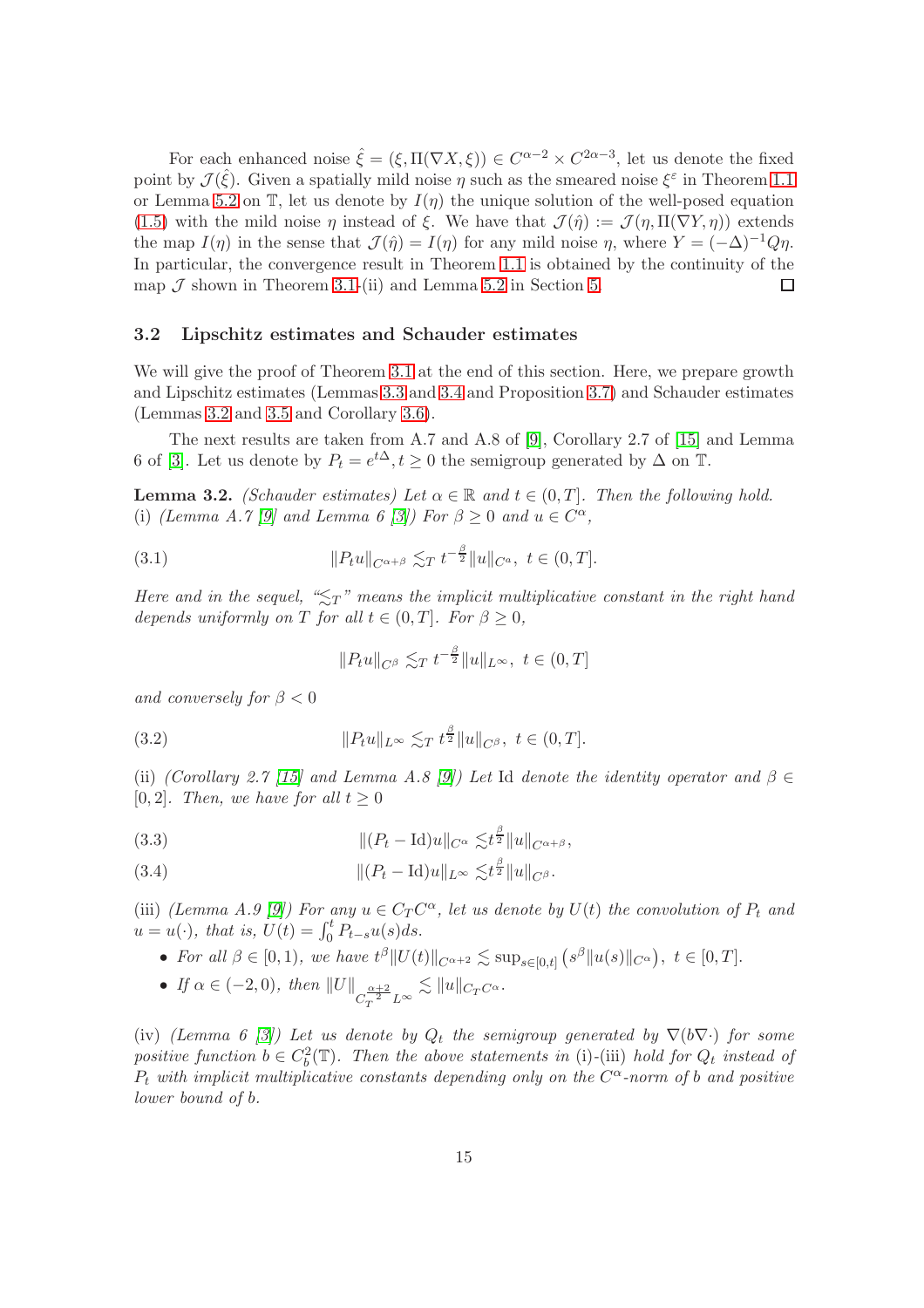For each enhanced noise $\hat{\xi} = (\xi, \Pi(\nabla X, \xi)) \in C^{\alpha-2} \times C^{2\alpha-3}$, let us denote the fixed point by $\mathcal{J}(\hat{\xi})$. Given a spatially mild noise $\eta$ such as the smeared noise $\xi^\varepsilon$ in Theorem 1.1 or Lemma 5.2 on $\mathbb{T}$, let us denote by $I(\eta)$ the unique solution of the well-posed equation (1.5) with the mild noise $\eta$ instead of $\xi$. We have that $\mathcal{J}(\hat{\eta}) := \mathcal{J}(\eta, \Pi(\nabla Y, \eta))$ extends the map $I(\eta)$ in the sense that $\mathcal{J}(\hat{\eta}) = I(\eta)$ for any mild noise $\eta$, where $Y = (-\Delta)^{-1} Q\eta$. In particular, the convergence result in Theorem 1.1 is obtained by the continuity of the map $\mathcal{J}$ shown in Theorem 3.1-(ii) and Lemma 5.2 in Section 5. $\square$

### 3.2 Lipschitz estimates and Schauder estimates

We will give the proof of Theorem 3.1 at the end of this section. Here, we prepare growth and Lipschitz estimates (Lemmas 3.3 and 3.4 and Proposition 3.7) and Schauder estimates (Lemmas 3.2 and 3.5 and Corollary 3.6).

The next results are taken from A.7 and A.8 of [9], Corollary 2.7 of [15] and Lemma 6 of [3]. Let us denote by $P_t = e^{t\Delta}, t \geq 0$ the semigroup generated by $\Delta$ on $\mathbb{T}$.

**Lemma 3.2.** *(Schauder estimates) Let $\alpha \in \mathbb{R}$ and $t \in (0, T]$. Then the following hold.*
(i) *(Lemma A.7 [9] and Lemma 6 [3]) For $\beta \geq 0$ and $u \in C^\alpha$,*

$$\|P_t u\|_{C^{\alpha+\beta}} \lesssim_T t^{-\frac{\beta}{2}} \|u\|_{C^\alpha}, \ t \in (0, T]. \tag{3.1}$$

*Here and in the sequel, "$\lesssim_T$" means the implicit multiplicative constant in the right hand depends uniformly on $T$ for all $t \in (0, T]$. For $\beta \geq 0$,*

$$\|P_t u\|_{C^\beta} \lesssim_T t^{-\frac{\beta}{2}} \|u\|_{L^\infty}, \ t \in (0, T]$$

*and conversely for $\beta < 0$*

$$\|P_t u\|_{L^\infty} \lesssim_T t^{\frac{\beta}{2}} \|u\|_{C^\beta}, \ t \in (0, T]. \tag{3.2}$$

(ii) *(Corollary 2.7 [15] and Lemma A.8 [9]) Let $\mathrm{Id}$ denote the identity operator and $\beta \in [0, 2]$. Then, we have for all $t \geq 0$*

$$\|(P_t - \mathrm{Id})u\|_{C^\alpha} \lesssim t^{\frac{\beta}{2}} \|u\|_{C^{\alpha+\beta}}, \tag{3.3}$$

$$\|(P_t - \mathrm{Id})u\|_{L^\infty} \lesssim t^{\frac{\beta}{2}} \|u\|_{C^\beta}. \tag{3.4}$$

(iii) *(Lemma A.9 [9]) For any $u \in C_T C^\alpha$, let us denote by $U(t)$ the convolution of $P_t$ and $u = u(\cdot)$, that is, $U(t) = \int_0^t P_{t-s} u(s) ds$.*

- *For all $\beta \in [0, 1)$, we have $t^\beta \|U(t)\|_{C^{\alpha+2}} \lesssim \sup_{s \in [0,t]} \left(s^\beta \|u(s)\|_{C^\alpha}\right), \ t \in [0, T]$.*
- *If $\alpha \in (-2, 0)$, then $\|U\|_{C_T^{\frac{\alpha+2}{2}} L^\infty} \lesssim \|u\|_{C_T C^\alpha}$.*

(iv) *(Lemma 6 [3]) Let us denote by $Q_t$ the semigroup generated by $\nabla(b\nabla\cdot)$ for some positive function $b \in C_b^2(\mathbb{T})$. Then the above statements in (i)-(iii) hold for $Q_t$ instead of $P_t$ with implicit multiplicative constants depending only on the $C^\alpha$-norm of $b$ and positive lower bound of $b$.*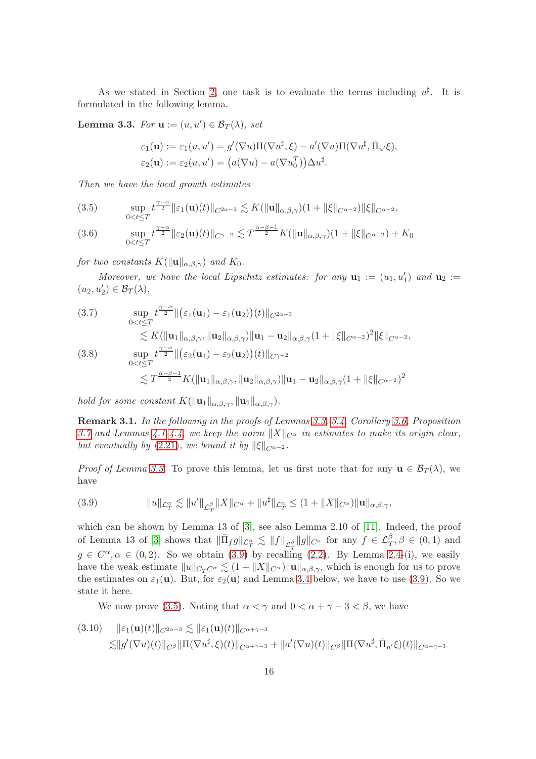As we stated in Section 2, one task is to evaluate the terms including $u^\sharp$. It is formulated in the following lemma.

**Lemma 3.3.** *For $\mathbf{u} := (u, u') \in \mathcal{B}_T(\lambda)$, set*

$$\varepsilon_1(\mathbf{u}) := \varepsilon_1(u, u') = g'(\nabla u)\Pi(\nabla u^\sharp, \xi) - a'(\nabla u)\Pi(\nabla u^\sharp, \bar{\Pi}_{u'}\xi),$$
$$\varepsilon_2(\mathbf{u}) := \varepsilon_2(u, u') = \big(a(\nabla u) - a(\nabla u_0^T)\big)\Delta u^\sharp.$$

*Then we have the local growth estimates*

$$\sup_{0<t\le T} t^{\frac{\gamma-\alpha}{2}} \|\varepsilon_1(\mathbf{u})(t)\|_{C^{2\alpha-3}} \lesssim K(\|\mathbf{u}\|_{\alpha,\beta,\gamma})(1 + \|\xi\|_{C^{\alpha-2}})\|\xi\|_{C^{\alpha-2}}, \tag{3.5}$$

$$\sup_{0<t\le T} t^{\frac{\gamma-\alpha}{2}} \|\varepsilon_2(\mathbf{u})(t)\|_{C^{\gamma-2}} \lesssim T^{\frac{\alpha-\beta-1}{2}} K(\|\mathbf{u}\|_{\alpha,\beta,\gamma})(1 + \|\xi\|_{C^{\alpha-2}}) + K_0 \tag{3.6}$$

*for two constants $K(\|\mathbf{u}\|_{\alpha,\beta,\gamma})$ and $K_0$.*

*Moreover, we have the local Lipschitz estimates: for any $\mathbf{u}_1 := (u_1, u_1')$ and $\mathbf{u}_2 := (u_2, u_2') \in \mathcal{B}_T(\lambda)$,*

$$\sup_{0<t\le T} t^{\frac{\gamma-\alpha}{2}} \|\big(\varepsilon_1(\mathbf{u}_1) - \varepsilon_1(\mathbf{u}_2)\big)(t)\|_{C^{2\alpha-3}} \lesssim K(\|\mathbf{u}_1\|_{\alpha,\beta,\gamma}, \|\mathbf{u}_2\|_{\alpha,\beta,\gamma})\|\mathbf{u}_1 - \mathbf{u}_2\|_{\alpha,\beta,\gamma}(1 + \|\xi\|_{C^{\alpha-2}})^2\|\xi\|_{C^{\alpha-2}}, \tag{3.7}$$

$$\sup_{0<t\le T} t^{\frac{\gamma-\alpha}{2}} \|\big(\varepsilon_2(\mathbf{u}_1) - \varepsilon_2(\mathbf{u}_2)\big)(t)\|_{C^{\gamma-2}} \lesssim T^{\frac{\alpha-\beta-1}{2}} K(\|\mathbf{u}_1\|_{\alpha,\beta,\gamma}, \|\mathbf{u}_2\|_{\alpha,\beta,\gamma})\|\mathbf{u}_1 - \mathbf{u}_2\|_{\alpha,\beta,\gamma}(1 + \|\xi\|_{C^{\alpha-2}})^2 \tag{3.8}$$

*hold for some constant $K(\|\mathbf{u}_1\|_{\alpha,\beta,\gamma}, \|\mathbf{u}_2\|_{\alpha,\beta,\gamma})$.*

**Remark 3.1.** *In the following in the proofs of Lemmas 3.3, 3.4, Corollary 3.6, Proposition 3.7 and Lemmas 4.1-4.4, we keep the norm $\|X\|_{C^\alpha}$ in estimates to make its origin clear, but eventually by (2.21), we bound it by $\|\xi\|_{C^{\alpha-2}}$.*

*Proof of Lemma 3.3.* To prove this lemma, let us first note that for any $\mathbf{u} \in \mathcal{B}_T(\lambda)$, we have

$$\|u\|_{\mathcal{L}_T^\alpha} \lesssim \|u'\|_{\mathcal{L}_T^\beta}\|X\|_{C^\alpha} + \|u^\sharp\|_{\mathcal{L}_T^\alpha} \le (1 + \|X\|_{C^\alpha})\|\mathbf{u}\|_{\alpha,\beta,\gamma}, \tag{3.9}$$

which can be shown by Lemma 13 of [3], see also Lemma 2.10 of [11]. Indeed, the proof of Lemma 13 of [3] shows that $\|\bar{\Pi}_f g\|_{\mathcal{L}_T^\alpha} \lesssim \|f\|_{\mathcal{L}_T^\beta}\|g\|_{C^\alpha}$ for any $f \in \mathcal{L}_T^\beta, \beta \in (0,1)$ and $g \in C^\alpha, \alpha \in (0,2)$. So we obtain (3.9) by recalling (2.2). By Lemma 2.4-(i), we easily have the weak estimate $\|u\|_{C_T C^\alpha} \lesssim (1 + \|X\|_{C^\alpha})\|\mathbf{u}\|_{\alpha,\beta,\gamma}$, which is enough for us to prove the estimates on $\varepsilon_1(\mathbf{u})$. But, for $\varepsilon_2(\mathbf{u})$ and Lemma 3.4 below, we have to use (3.9). So we state it here.

We now prove (3.5). Noting that $\alpha < \gamma$ and $0 < \alpha + \gamma - 3 < \beta$, we have

$$\begin{aligned} \|\varepsilon_1(\mathbf{u})(t)\|_{C^{2\alpha-3}} &\lesssim \|\varepsilon_1(\mathbf{u})(t)\|_{C^{\alpha+\gamma-3}} \\ &\lesssim \|g'(\nabla u)(t)\|_{C^\beta}\|\Pi(\nabla u^\sharp, \xi)(t)\|_{C^{\alpha+\gamma-3}} + \|a'(\nabla u)(t)\|_{C^\beta}\|\Pi(\nabla u^\sharp, \bar{\Pi}_{u'}\xi)(t)\|_{C^{\alpha+\gamma-3}} \end{aligned} \tag{3.10}$$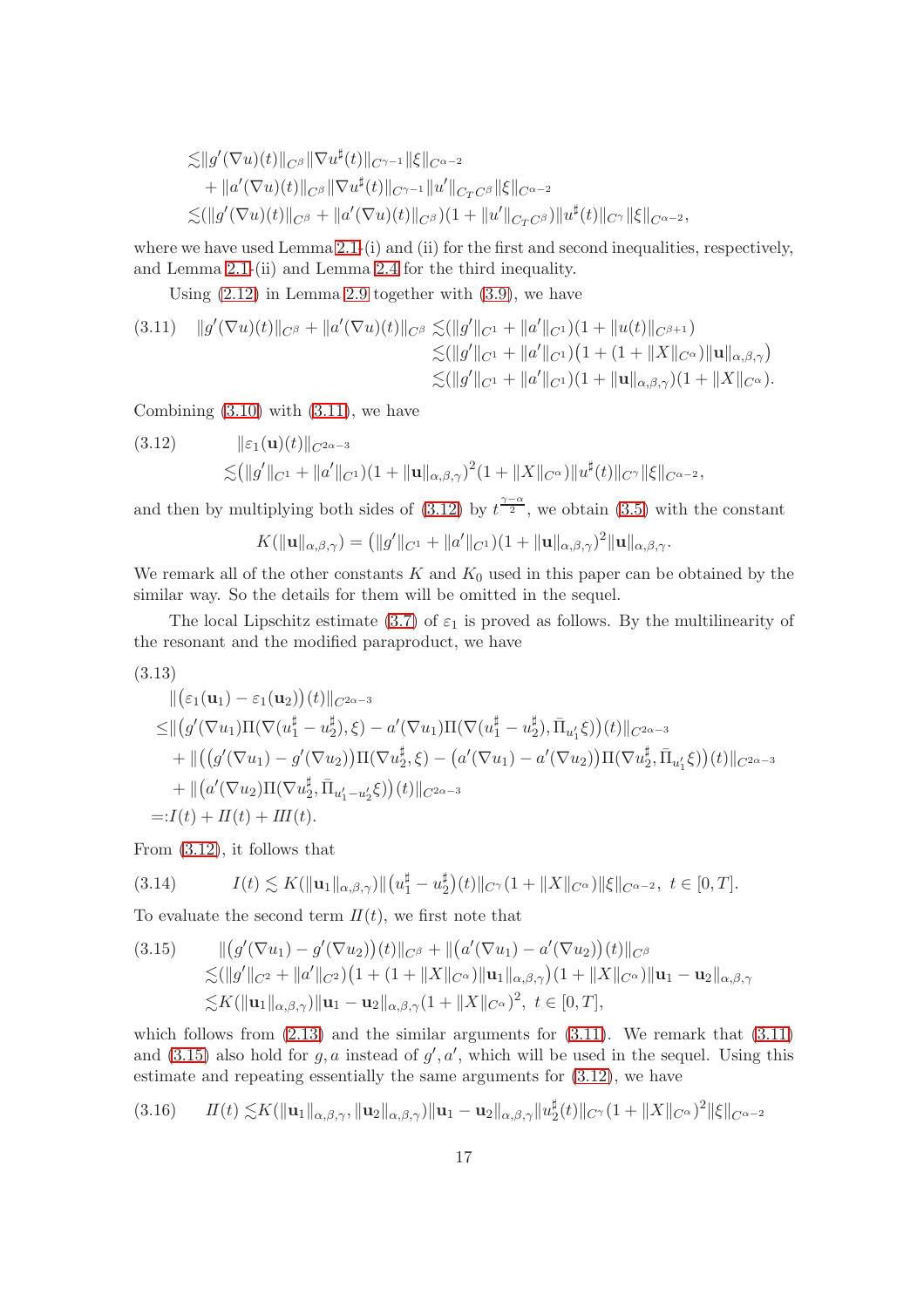$$
\begin{aligned}
&\lesssim \|g'(\nabla u)(t)\|_{C^\beta}\|\nabla u^\sharp(t)\|_{C^{\gamma-1}}\|\xi\|_{C^{\alpha-2}} \\
&\quad + \|a'(\nabla u)(t)\|_{C^\beta}\|\nabla u^\sharp(t)\|_{C^{\gamma-1}}\|u'\|_{C_TC^\beta}\|\xi\|_{C^{\alpha-2}} \\
&\lesssim (\|g'(\nabla u)(t)\|_{C^\beta} + \|a'(\nabla u)(t)\|_{C^\beta})(1+\|u'\|_{C_TC^\beta})\|u^\sharp(t)\|_{C^\gamma}\|\xi\|_{C^{\alpha-2}},
\end{aligned}
$$

where we have used Lemma 2.1-(i) and (ii) for the first and second inequalities, respectively, and Lemma 2.1-(ii) and Lemma 2.4 for the third inequality.

Using (2.12) in Lemma 2.9 together with (3.9), we have

$$
\begin{aligned}
(3.11)\quad \|g'(\nabla u)(t)\|_{C^\beta} + \|a'(\nabla u)(t)\|_{C^\beta} &\lesssim (\|g'\|_{C^1} + \|a'\|_{C^1})(1+\|u(t)\|_{C^{\beta+1}}) \\
&\lesssim (\|g'\|_{C^1} + \|a'\|_{C^1})\big(1+(1+\|X\|_{C^\alpha})\|\mathbf{u}\|_{\alpha,\beta,\gamma}\big) \\
&\lesssim (\|g'\|_{C^1} + \|a'\|_{C^1})(1+\|\mathbf{u}\|_{\alpha,\beta,\gamma})(1+\|X\|_{C^\alpha}).
\end{aligned}
$$

Combining (3.10) with (3.11), we have

$$
\begin{aligned}
(3.12)\qquad &\|\varepsilon_1(\mathbf{u})(t)\|_{C^{2\alpha-3}} \\
&\lesssim (\|g'\|_{C^1} + \|a'\|_{C^1})(1+\|\mathbf{u}\|_{\alpha,\beta,\gamma})^2(1+\|X\|_{C^\alpha})\|u^\sharp(t)\|_{C^\gamma}\|\xi\|_{C^{\alpha-2}},
\end{aligned}
$$

and then by multiplying both sides of (3.12) by $t^{\frac{\gamma-\alpha}{2}}$, we obtain (3.5) with the constant

$$
K(\|\mathbf{u}\|_{\alpha,\beta,\gamma}) = \big(\|g'\|_{C^1} + \|a'\|_{C^1})(1+\|\mathbf{u}\|_{\alpha,\beta,\gamma}\big)^2\|\mathbf{u}\|_{\alpha,\beta,\gamma}.
$$

We remark all of the other constants $K$ and $K_0$ used in this paper can be obtained by the similar way. So the details for them will be omitted in the sequel.

The local Lipschitz estimate (3.7) of $\varepsilon_1$ is proved as follows. By the multilinearity of the resonant and the modified paraproduct, we have

$$
\begin{aligned}
(3.13)\quad &\\
&\|\big(\varepsilon_1(\mathbf{u}_1) - \varepsilon_1(\mathbf{u}_2)\big)(t)\|_{C^{2\alpha-3}} \\
&\le \|\big(g'(\nabla u_1)\Pi(\nabla(u_1^\sharp - u_2^\sharp),\xi) - a'(\nabla u_1)\Pi(\nabla(u_1^\sharp - u_2^\sharp),\bar{\Pi}_{u_1'}\xi)\big)(t)\|_{C^{2\alpha-3}} \\
&\quad + \|\big((g'(\nabla u_1) - g'(\nabla u_2))\Pi(\nabla u_2^\sharp,\xi) - \big(a'(\nabla u_1) - a'(\nabla u_2)\big)\Pi(\nabla u_2^\sharp,\bar{\Pi}_{u_1'}\xi)\big)(t)\|_{C^{2\alpha-3}} \\
&\quad + \|\big(a'(\nabla u_2)\Pi(\nabla u_2^\sharp,\bar{\Pi}_{u_1'-u_2'}\xi)\big)(t)\|_{C^{2\alpha-3}} \\
&=: I(t) + II(t) + III(t).
\end{aligned}
$$

From (3.12), it follows that

$$
(3.14)\qquad I(t) \lesssim K(\|\mathbf{u}_1\|_{\alpha,\beta,\gamma})\|\big(u_1^\sharp - u_2^\sharp\big)(t)\|_{C^\gamma}(1+\|X\|_{C^\alpha})\|\xi\|_{C^{\alpha-2}},\ t\in[0,T].
$$

To evaluate the second term $II(t)$, we first note that

$$
\begin{aligned}
(3.15)\qquad &\|\big(g'(\nabla u_1) - g'(\nabla u_2)\big)(t)\|_{C^\beta} + \|\big(a'(\nabla u_1) - a'(\nabla u_2)\big)(t)\|_{C^\beta} \\
&\lesssim (\|g'\|_{C^2} + \|a'\|_{C^2})\big(1+(1+\|X\|_{C^\alpha})\|\mathbf{u}_1\|_{\alpha,\beta,\gamma}\big)(1+\|X\|_{C^\alpha})\|\mathbf{u}_1 - \mathbf{u}_2\|_{\alpha,\beta,\gamma} \\
&\lesssim K(\|\mathbf{u}_1\|_{\alpha,\beta,\gamma})\|\mathbf{u}_1 - \mathbf{u}_2\|_{\alpha,\beta,\gamma}(1+\|X\|_{C^\alpha})^2,\ t\in[0,T],
\end{aligned}
$$

which follows from (2.13) and the similar arguments for (3.11). We remark that (3.11) and (3.15) also hold for $g, a$ instead of $g', a'$, which will be used in the sequel. Using this estimate and repeating essentially the same arguments for (3.12), we have

$$
(3.16)\qquad II(t) \lesssim K(\|\mathbf{u}_1\|_{\alpha,\beta,\gamma}, \|\mathbf{u}_2\|_{\alpha,\beta,\gamma})\|\mathbf{u}_1 - \mathbf{u}_2\|_{\alpha,\beta,\gamma}\|u_2^\sharp(t)\|_{C^\gamma}(1+\|X\|_{C^\alpha})^2\|\xi\|_{C^{\alpha-2}}
$$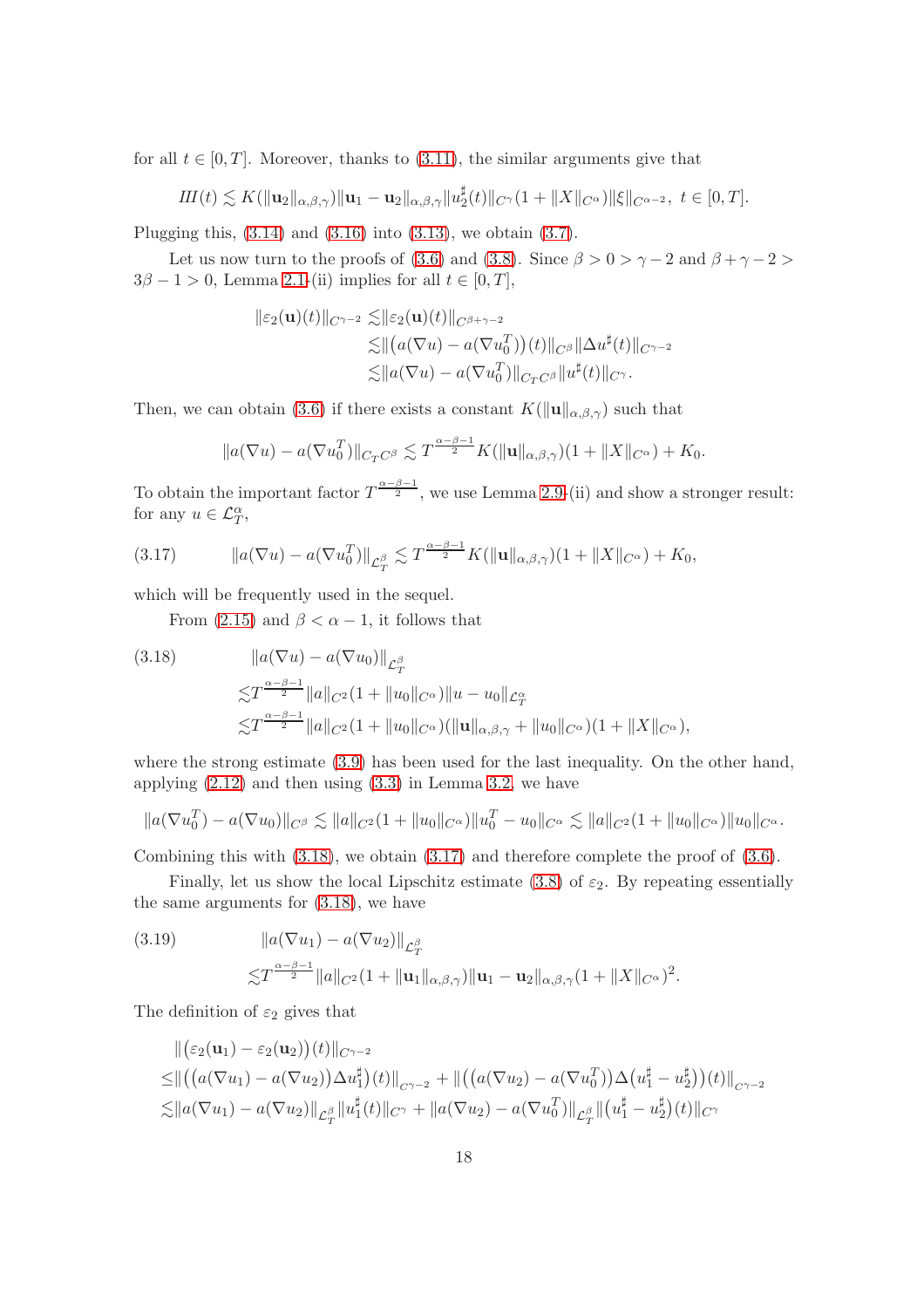for all $t \in [0,T]$. Moreover, thanks to (3.11), the similar arguments give that

$$III(t) \lesssim K(\|\mathbf{u}_2\|_{\alpha,\beta,\gamma})\|\mathbf{u}_1 - \mathbf{u}_2\|_{\alpha,\beta,\gamma}\|u_2^\sharp(t)\|_{C^\gamma}(1+\|X\|_{C^\alpha})\|\xi\|_{C^{\alpha-2}},\ t \in [0,T].$$

Plugging this, (3.14) and (3.16) into (3.13), we obtain (3.7).

Let us now turn to the proofs of (3.6) and (3.8). Since $\beta > 0 > \gamma - 2$ and $\beta + \gamma - 2 > 3\beta - 1 > 0$, Lemma 2.1-(ii) implies for all $t \in [0,T]$,

$$\begin{aligned}
\|\varepsilon_2(\mathbf{u})(t)\|_{C^{\gamma-2}} \lesssim& \|\varepsilon_2(\mathbf{u})(t)\|_{C^{\beta+\gamma-2}} \\
\lesssim& \|\big(a(\nabla u) - a(\nabla u_0^T)\big)(t)\|_{C^\beta}\|\Delta u^\sharp(t)\|_{C^{\gamma-2}} \\
\lesssim& \|a(\nabla u) - a(\nabla u_0^T)\|_{C_T C^\beta}\|u^\sharp(t)\|_{C^\gamma}.
\end{aligned}$$

Then, we can obtain (3.6) if there exists a constant $K(\|\mathbf{u}\|_{\alpha,\beta,\gamma})$ such that

$$\|a(\nabla u) - a(\nabla u_0^T)\|_{C_T C^\beta} \lesssim T^{\frac{\alpha-\beta-1}{2}} K(\|\mathbf{u}\|_{\alpha,\beta,\gamma})(1+\|X\|_{C^\alpha}) + K_0.$$

To obtain the important factor $T^{\frac{\alpha-\beta-1}{2}}$, we use Lemma 2.9-(ii) and show a stronger result: for any $u \in \mathcal{L}_T^\alpha$,

$$\|a(\nabla u) - a(\nabla u_0^T)\|_{\mathcal{L}_T^\beta} \lesssim T^{\frac{\alpha-\beta-1}{2}} K(\|\mathbf{u}\|_{\alpha,\beta,\gamma})(1+\|X\|_{C^\alpha}) + K_0, \tag{3.17}$$

which will be frequently used in the sequel.

From (2.15) and $\beta < \alpha - 1$, it follows that

$$\begin{aligned}
&\|a(\nabla u) - a(\nabla u_0)\|_{\mathcal{L}_T^\beta} \\
\lesssim& T^{\frac{\alpha-\beta-1}{2}}\|a\|_{C^2}(1+\|u_0\|_{C^\alpha})\|u - u_0\|_{\mathcal{L}_T^\alpha} \\
\lesssim& T^{\frac{\alpha-\beta-1}{2}}\|a\|_{C^2}(1+\|u_0\|_{C^\alpha})(\|\mathbf{u}\|_{\alpha,\beta,\gamma} + \|u_0\|_{C^\alpha})(1+\|X\|_{C^\alpha}),
\end{aligned} \tag{3.18}$$

where the strong estimate (3.9) has been used for the last inequality. On the other hand, applying (2.12) and then using (3.3) in Lemma 3.2, we have

$$\|a(\nabla u_0^T) - a(\nabla u_0)\|_{C^\beta} \lesssim \|a\|_{C^2}(1+\|u_0\|_{C^\alpha})\|u_0^T - u_0\|_{C^\alpha} \lesssim \|a\|_{C^2}(1+\|u_0\|_{C^\alpha})\|u_0\|_{C^\alpha}.$$

Combining this with (3.18), we obtain (3.17) and therefore complete the proof of (3.6).

Finally, let us show the local Lipschitz estimate (3.8) of $\varepsilon_2$. By repeating essentially the same arguments for (3.18), we have

$$\begin{aligned}
&\|a(\nabla u_1) - a(\nabla u_2)\|_{\mathcal{L}_T^\beta} \\
\lesssim& T^{\frac{\alpha-\beta-1}{2}}\|a\|_{C^2}(1+\|\mathbf{u}_1\|_{\alpha,\beta,\gamma})\|\mathbf{u}_1 - \mathbf{u}_2\|_{\alpha,\beta,\gamma}(1+\|X\|_{C^\alpha})^2.
\end{aligned} \tag{3.19}$$

The definition of $\varepsilon_2$ gives that

$$\begin{aligned}
&\|\big(\varepsilon_2(\mathbf{u}_1) - \varepsilon_2(\mathbf{u}_2)\big)(t)\|_{C^{\gamma-2}} \\
\leq& \big\|\big((a(\nabla u_1) - a(\nabla u_2))\Delta u_1^\sharp\big)(t)\big\|_{C^{\gamma-2}} + \big\|\big((a(\nabla u_2) - a(\nabla u_0^T))\Delta\big(u_1^\sharp - u_2^\sharp\big)\big)(t)\big\|_{C^{\gamma-2}} \\
\lesssim& \|a(\nabla u_1) - a(\nabla u_2)\|_{\mathcal{L}_T^\beta}\|u_1^\sharp(t)\|_{C^\gamma} + \|a(\nabla u_2) - a(\nabla u_0^T)\|_{\mathcal{L}_T^\beta}\|\big(u_1^\sharp - u_2^\sharp\big)(t)\|_{C^\gamma}
\end{aligned}$$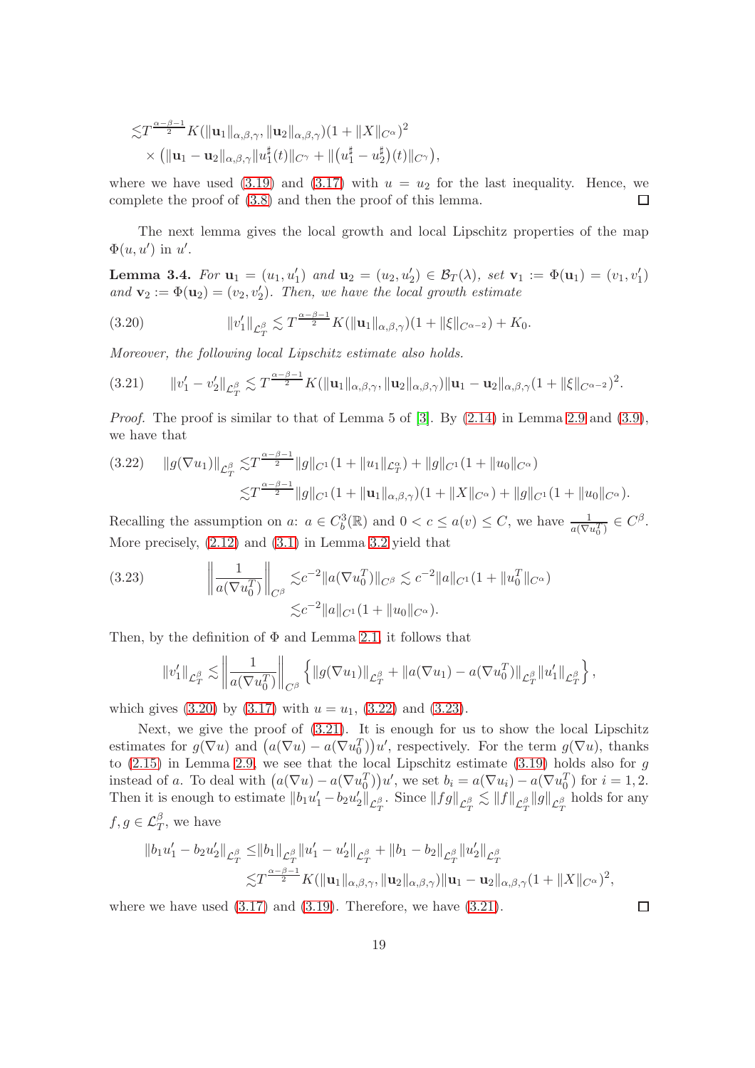$$
\begin{aligned}
\lesssim & T^{\frac{\alpha-\beta-1}{2}} K(\|\mathbf{u}_1\|_{\alpha,\beta,\gamma}, \|\mathbf{u}_2\|_{\alpha,\beta,\gamma})(1+\|X\|_{C^\alpha})^2 \\
& \times \left(\|\mathbf{u}_1 - \mathbf{u}_2\|_{\alpha,\beta,\gamma} \|u_1^\sharp(t)\|_{C^\gamma} + \|\left(u_1^\sharp - u_2^\sharp\right)(t)\|_{C^\gamma}\right),
\end{aligned}
$$

where we have used (3.19) and (3.17) with $u = u_2$ for the last inequality. Hence, we complete the proof of (3.8) and then the proof of this lemma. □

The next lemma gives the local growth and local Lipschitz properties of the map $\Phi(u, u')$ in $u'$.

**Lemma 3.4.** *For $\mathbf{u}_1 = (u_1, u_1')$ and $\mathbf{u}_2 = (u_2, u_2') \in \mathcal{B}_T(\lambda)$, set $\mathbf{v}_1 := \Phi(\mathbf{u}_1) = (v_1, v_1')$ and $\mathbf{v}_2 := \Phi(\mathbf{u}_2) = (v_2, v_2')$. Then, we have the local growth estimate*

$$
\|v_1'\|_{\mathcal{L}_T^\beta} \lesssim T^{\frac{\alpha-\beta-1}{2}} K(\|\mathbf{u}_1\|_{\alpha,\beta,\gamma})(1+\|\xi\|_{C^{\alpha-2}}) + K_0. \tag{3.20}
$$

*Moreover, the following local Lipschitz estimate also holds.*

$$
\|v_1' - v_2'\|_{\mathcal{L}_T^\beta} \lesssim T^{\frac{\alpha-\beta-1}{2}} K(\|\mathbf{u}_1\|_{\alpha,\beta,\gamma}, \|\mathbf{u}_2\|_{\alpha,\beta,\gamma}) \|\mathbf{u}_1 - \mathbf{u}_2\|_{\alpha,\beta,\gamma}(1+\|\xi\|_{C^{\alpha-2}})^2. \tag{3.21}
$$

*Proof.* The proof is similar to that of Lemma 5 of [3]. By (2.14) in Lemma 2.9 and (3.9), we have that

$$
\begin{aligned}
\|g(\nabla u_1)\|_{\mathcal{L}_T^\beta} \lesssim & T^{\frac{\alpha-\beta-1}{2}} \|g\|_{C^1}(1+\|u_1\|_{\mathcal{L}_T^\alpha}) + \|g\|_{C^1}(1+\|u_0\|_{C^\alpha}) \\
\lesssim & T^{\frac{\alpha-\beta-1}{2}} \|g\|_{C^1}(1+\|\mathbf{u}_1\|_{\alpha,\beta,\gamma})(1+\|X\|_{C^\alpha}) + \|g\|_{C^1}(1+\|u_0\|_{C^\alpha}).
\end{aligned} \tag{3.22}
$$

Recalling the assumption on $a$: $a \in C_b^3(\mathbb{R})$ and $0 < c \le a(v) \le C$, we have $\frac{1}{a(\nabla u_0^T)} \in C^\beta$. More precisely, (2.12) and (3.1) in Lemma 3.2 yield that

$$
\begin{aligned}
\left\|\frac{1}{a(\nabla u_0^T)}\right\|_{C^\beta} \lesssim & c^{-2}\|a(\nabla u_0^T)\|_{C^\beta} \lesssim c^{-2}\|a\|_{C^1}(1+\|u_0^T\|_{C^\alpha}) \\
\lesssim & c^{-2}\|a\|_{C^1}(1+\|u_0\|_{C^\alpha}).
\end{aligned} \tag{3.23}
$$

Then, by the definition of $\Phi$ and Lemma 2.1, it follows that

$$
\|v_1'\|_{\mathcal{L}_T^\beta} \lesssim \left\|\frac{1}{a(\nabla u_0^T)}\right\|_{C^\beta} \left\{\|g(\nabla u_1)\|_{\mathcal{L}_T^\beta} + \|a(\nabla u_1) - a(\nabla u_0^T)\|_{\mathcal{L}_T^\beta} \|u_1'\|_{\mathcal{L}_T^\beta}\right\},
$$

which gives (3.20) by (3.17) with $u = u_1$, (3.22) and (3.23).

Next, we give the proof of (3.21). It is enough for us to show the local Lipschitz estimates for $g(\nabla u)$ and $\left(a(\nabla u) - a(\nabla u_0^T)\right)u'$, respectively. For the term $g(\nabla u)$, thanks to (2.15) in Lemma 2.9, we see that the local Lipschitz estimate (3.19) holds also for $g$ instead of $a$. To deal with $\left(a(\nabla u) - a(\nabla u_0^T)\right)u'$, we set $b_i = a(\nabla u_i) - a(\nabla u_0^T)$ for $i = 1, 2$. Then it is enough to estimate $\|b_1 u_1' - b_2 u_2'\|_{\mathcal{L}_T^\beta}$. Since $\|fg\|_{\mathcal{L}_T^\beta} \lesssim \|f\|_{\mathcal{L}_T^\beta}\|g\|_{\mathcal{L}_T^\beta}$ holds for any $f, g \in \mathcal{L}_T^\beta$, we have

$$
\begin{aligned}
\|b_1 u_1' - b_2 u_2'\|_{\mathcal{L}_T^\beta} \le & \|b_1\|_{\mathcal{L}_T^\beta}\|u_1' - u_2'\|_{\mathcal{L}_T^\beta} + \|b_1 - b_2\|_{\mathcal{L}_T^\beta}\|u_2'\|_{\mathcal{L}_T^\beta} \\
\lesssim & T^{\frac{\alpha-\beta-1}{2}} K(\|\mathbf{u}_1\|_{\alpha,\beta,\gamma}, \|\mathbf{u}_2\|_{\alpha,\beta,\gamma}) \|\mathbf{u}_1 - \mathbf{u}_2\|_{\alpha,\beta,\gamma}(1+\|X\|_{C^\alpha})^2,
\end{aligned}
$$

where we have used (3.17) and (3.19). Therefore, we have (3.21). □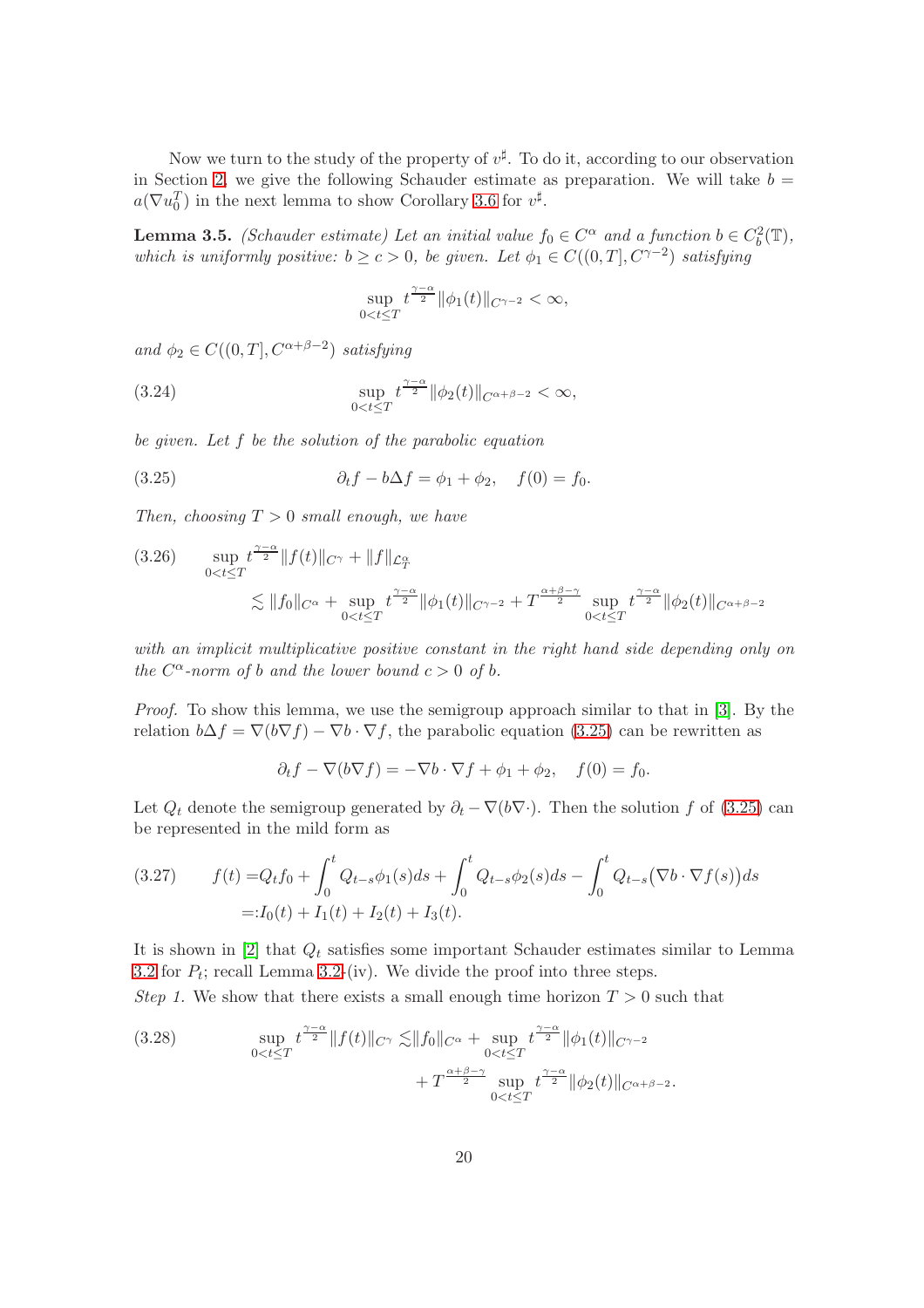Now we turn to the study of the property of $v^\sharp$. To do it, according to our observation in Section 2, we give the following Schauder estimate as preparation. We will take $b = a(\nabla u_0^T)$ in the next lemma to show Corollary 3.6 for $v^\sharp$.

**Lemma 3.5.** *(Schauder estimate) Let an initial value $f_0 \in C^\alpha$ and a function $b \in C_b^2(\mathbb{T})$, which is uniformly positive: $b \geq c > 0$, be given. Let $\phi_1 \in C((0,T], C^{\gamma-2})$ satisfying*

$$\sup_{0<t\leq T} t^{\frac{\gamma-\alpha}{2}} \|\phi_1(t)\|_{C^{\gamma-2}} < \infty,$$

*and $\phi_2 \in C((0,T], C^{\alpha+\beta-2})$ satisfying*

$$\sup_{0<t\leq T} t^{\frac{\gamma-\alpha}{2}} \|\phi_2(t)\|_{C^{\alpha+\beta-2}} < \infty, \tag{3.24}$$

*be given. Let $f$ be the solution of the parabolic equation*

$$\partial_t f - b\Delta f = \phi_1 + \phi_2, \quad f(0) = f_0. \tag{3.25}$$

*Then, choosing $T > 0$ small enough, we have*

$$\begin{aligned}
&\sup_{0<t\leq T} t^{\frac{\gamma-\alpha}{2}} \|f(t)\|_{C^\gamma} + \|f\|_{\mathcal{L}_T^\alpha} \\
&\qquad \lesssim \|f_0\|_{C^\alpha} + \sup_{0<t\leq T} t^{\frac{\gamma-\alpha}{2}} \|\phi_1(t)\|_{C^{\gamma-2}} + T^{\frac{\alpha+\beta-\gamma}{2}} \sup_{0<t\leq T} t^{\frac{\gamma-\alpha}{2}} \|\phi_2(t)\|_{C^{\alpha+\beta-2}}
\end{aligned} \tag{3.26}$$

*with an implicit multiplicative positive constant in the right hand side depending only on the $C^\alpha$-norm of $b$ and the lower bound $c > 0$ of $b$.*

*Proof.* To show this lemma, we use the semigroup approach similar to that in [3]. By the relation $b\Delta f = \nabla(b\nabla f) - \nabla b \cdot \nabla f$, the parabolic equation (3.25) can be rewritten as

$$\partial_t f - \nabla(b\nabla f) = -\nabla b \cdot \nabla f + \phi_1 + \phi_2, \quad f(0) = f_0.$$

Let $Q_t$ denote the semigroup generated by $\partial_t - \nabla(b\nabla \cdot)$. Then the solution $f$ of (3.25) can be represented in the mild form as

$$\begin{aligned}
f(t) =& Q_t f_0 + \int_0^t Q_{t-s}\phi_1(s)ds + \int_0^t Q_{t-s}\phi_2(s)ds - \int_0^t Q_{t-s}\big(\nabla b \cdot \nabla f(s)\big)ds \\
=:& I_0(t) + I_1(t) + I_2(t) + I_3(t).
\end{aligned} \tag{3.27}$$

It is shown in [2] that $Q_t$ satisfies some important Schauder estimates similar to Lemma 3.2 for $P_t$; recall Lemma 3.2-(iv). We divide the proof into three steps.

*Step 1.* We show that there exists a small enough time horizon $T > 0$ such that

$$\begin{aligned}
\sup_{0<t\leq T} t^{\frac{\gamma-\alpha}{2}} \|f(t)\|_{C^\gamma} \lesssim& \|f_0\|_{C^\alpha} + \sup_{0<t\leq T} t^{\frac{\gamma-\alpha}{2}} \|\phi_1(t)\|_{C^{\gamma-2}} \\
&+ T^{\frac{\alpha+\beta-\gamma}{2}} \sup_{0<t\leq T} t^{\frac{\gamma-\alpha}{2}} \|\phi_2(t)\|_{C^{\alpha+\beta-2}}.
\end{aligned} \tag{3.28}$$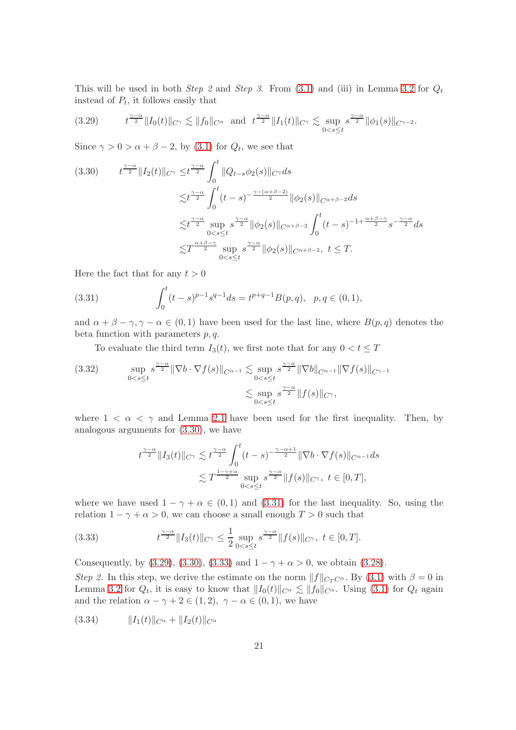This will be used in both *Step 2* and *Step 3*. From (3.1) and (iii) in Lemma 3.2 for $Q_t$ instead of $P_t$, it follows easily that

$$
t^{\frac{\gamma-\alpha}{2}}\|I_0(t)\|_{C^\gamma} \lesssim \|f_0\|_{C^\alpha} \ \text{ and } \ t^{\frac{\gamma-\alpha}{2}}\|I_1(t)\|_{C^\gamma} \lesssim \sup_{0<s\le t} s^{\frac{\gamma-\alpha}{2}}\|\phi_1(s)\|_{C^{\gamma-2}}. \tag{3.29}
$$

Since $\gamma > 0 > \alpha+\beta-2$, by (3.1) for $Q_t$, we see that

$$
\begin{aligned}
t^{\frac{\gamma-\alpha}{2}}\|I_2(t)\|_{C^\gamma} \le& t^{\frac{\gamma-\alpha}{2}}\int_0^t \|Q_{t-s}\phi_2(s)\|_{C^\gamma}ds \\
\lesssim& t^{\frac{\gamma-\alpha}{2}}\int_0^t (t-s)^{-\frac{\gamma-(\alpha+\beta-2)}{2}}\|\phi_2(s)\|_{C^{\alpha+\beta-2}}ds \\
\lesssim& t^{\frac{\gamma-\alpha}{2}}\sup_{0<s\le t} s^{\frac{\gamma-\alpha}{2}}\|\phi_2(s)\|_{C^{\alpha+\beta-2}}\int_0^t (t-s)^{-1+\frac{\alpha+\beta-\gamma}{2}}s^{-\frac{\gamma-\alpha}{2}}ds \\
\lesssim& T^{\frac{\alpha+\beta-\gamma}{2}}\sup_{0<s\le t} s^{\frac{\gamma-\alpha}{2}}\|\phi_2(s)\|_{C^{\alpha+\beta-2}}, \ t\le T.
\end{aligned} \tag{3.30}
$$

Here the fact that for any $t>0$

$$
\int_0^t (t-s)^{p-1}s^{q-1}ds = t^{p+q-1}B(p,q), \quad p,q\in(0,1), \tag{3.31}
$$

and $\alpha+\beta-\gamma, \gamma-\alpha \in (0,1)$ have been used for the last line, where $B(p,q)$ denotes the beta function with parameters $p,q$.

To evaluate the third term $I_3(t)$, we first note that for any $0<t\le T$

$$
\begin{aligned}
\sup_{0<s\le t} s^{\frac{\gamma-\alpha}{2}}\|\nabla b\cdot\nabla f(s)\|_{C^{\alpha-1}} \lesssim& \sup_{0<s\le t} s^{\frac{\gamma-\alpha}{2}}\|\nabla b\|_{C^{\alpha-1}}\|\nabla f(s)\|_{C^{\gamma-1}} \\
\lesssim& \sup_{0<s\le t} s^{\frac{\gamma-\alpha}{2}}\|f(s)\|_{C^\gamma},
\end{aligned} \tag{3.32}
$$

where $1<\alpha<\gamma$ and Lemma 2.1 have been used for the first inequality. Then, by analogous arguments for (3.30), we have

$$
\begin{aligned}
t^{\frac{\gamma-\alpha}{2}}\|I_3(t)\|_{C^\gamma} \lesssim& t^{\frac{\gamma-\alpha}{2}}\int_0^t (t-s)^{-\frac{\gamma-\alpha+1}{2}}\|\nabla b\cdot\nabla f(s)\|_{C^{\alpha-1}}ds \\
\lesssim& T^{\frac{1-\gamma+\alpha}{2}}\sup_{0<s\le t} s^{\frac{\gamma-\alpha}{2}}\|f(s)\|_{C^\gamma}, \ t\in[0,T],
\end{aligned}
$$

where we have used $1-\gamma+\alpha\in(0,1)$ and (3.31) for the last inequality. So, using the relation $1-\gamma+\alpha>0$, we can choose a small enough $T>0$ such that

$$
t^{\frac{\gamma-\alpha}{2}}\|I_3(t)\|_{C^\gamma} \le \frac{1}{2}\sup_{0<s\le t} s^{\frac{\gamma-\alpha}{2}}\|f(s)\|_{C^\gamma}, \ t\in[0,T]. \tag{3.33}
$$

Consequently, by (3.29), (3.30), (3.33) and $1-\gamma+\alpha>0$, we obtain (3.28).

*Step 2.* In this step, we derive the estimate on the norm $\|f\|_{C_TC^\alpha}$. By (3.1) with $\beta=0$ in Lemma 3.2 for $Q_t$, it is easy to know that $\|I_0(t)\|_{C^\alpha}\lesssim\|f_0\|_{C^\alpha}$. Using (3.1) for $Q_t$ again and the relation $\alpha-\gamma+2\in(1,2)$, $\gamma-\alpha\in(0,1)$, we have

$$
\|I_1(t)\|_{C^\alpha} + \|I_2(t)\|_{C^\alpha} \tag{3.34}
$$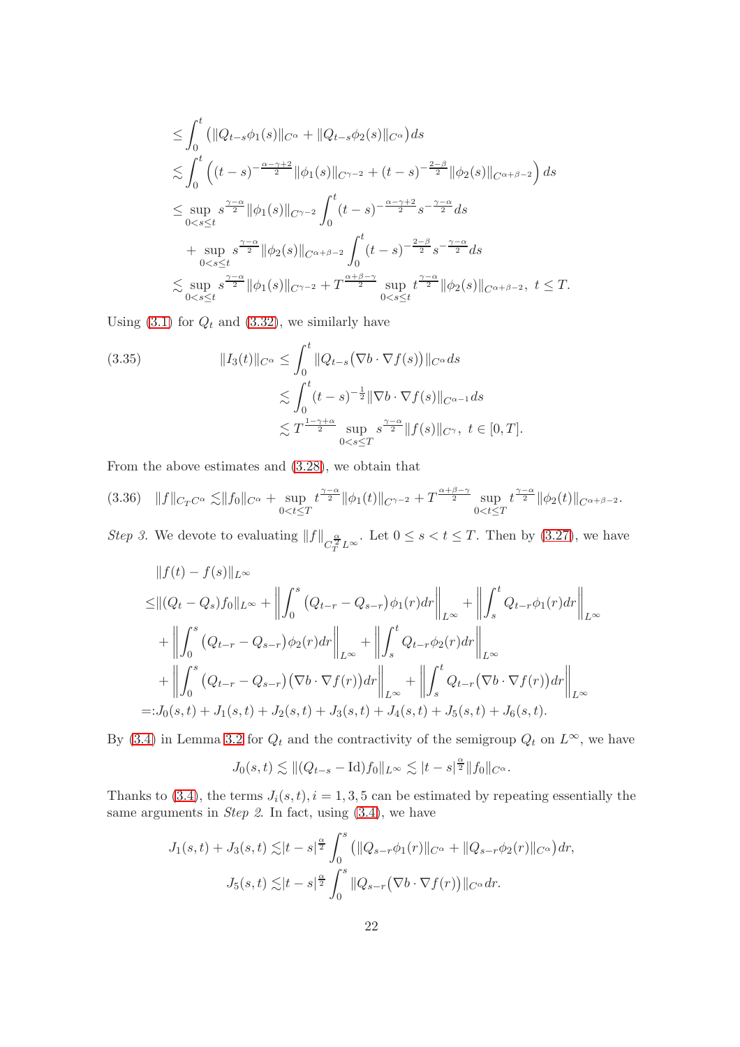$$
\begin{aligned}
&\leq \int_0^t \big(\|Q_{t-s}\phi_1(s)\|_{C^\alpha} + \|Q_{t-s}\phi_2(s)\|_{C^\alpha}\big) ds \\
&\lesssim \int_0^t \Big((t-s)^{-\frac{\alpha-\gamma+2}{2}}\|\phi_1(s)\|_{C^{\gamma-2}} + (t-s)^{-\frac{2-\beta}{2}}\|\phi_2(s)\|_{C^{\alpha+\beta-2}}\Big) ds \\
&\leq \sup_{0<s\leq t} s^{\frac{\gamma-\alpha}{2}}\|\phi_1(s)\|_{C^{\gamma-2}} \int_0^t (t-s)^{-\frac{\alpha-\gamma+2}{2}} s^{-\frac{\gamma-\alpha}{2}} ds \\
&\quad + \sup_{0<s\leq t} s^{\frac{\gamma-\alpha}{2}}\|\phi_2(s)\|_{C^{\alpha+\beta-2}} \int_0^t (t-s)^{-\frac{2-\beta}{2}} s^{-\frac{\gamma-\alpha}{2}} ds \\
&\lesssim \sup_{0<s\leq t} s^{\frac{\gamma-\alpha}{2}}\|\phi_1(s)\|_{C^{\gamma-2}} + T^{\frac{\alpha+\beta-\gamma}{2}} \sup_{0<s\leq t} t^{\frac{\gamma-\alpha}{2}}\|\phi_2(s)\|_{C^{\alpha+\beta-2}},\ t\leq T.
\end{aligned}
$$

Using (3.1) for $Q_t$ and (3.32), we similarly have

$$
\begin{aligned}
\|I_3(t)\|_{C^\alpha} &\leq \int_0^t \|Q_{t-s}\big(\nabla b\cdot\nabla f(s)\big)\|_{C^\alpha} ds \\
&\lesssim \int_0^t (t-s)^{-\frac{1}{2}}\|\nabla b\cdot\nabla f(s)\|_{C^{\alpha-1}} ds \\
&\lesssim T^{\frac{1-\gamma+\alpha}{2}} \sup_{0<s\leq T} s^{\frac{\gamma-\alpha}{2}}\|f(s)\|_{C^\gamma},\ t\in[0,T].
\end{aligned} \tag{3.35}
$$

From the above estimates and (3.28), we obtain that

$$
\|f\|_{C_TC^\alpha} \lesssim \|f_0\|_{C^\alpha} + \sup_{0<t\leq T} t^{\frac{\gamma-\alpha}{2}}\|\phi_1(t)\|_{C^{\gamma-2}} + T^{\frac{\alpha+\beta-\gamma}{2}} \sup_{0<t\leq T} t^{\frac{\gamma-\alpha}{2}}\|\phi_2(t)\|_{C^{\alpha+\beta-2}}. \tag{3.36}
$$

*Step 3.* We devote to evaluating $\|f\|_{C_T^{\frac{\alpha}{2}}L^\infty}$. Let $0\leq s<t\leq T$. Then by (3.27), we have

$$
\begin{aligned}
&\|f(t)-f(s)\|_{L^\infty} \\
\leq& \|(Q_t-Q_s)f_0\|_{L^\infty} + \left\|\int_0^s \big(Q_{t-r}-Q_{s-r}\big)\phi_1(r)dr\right\|_{L^\infty} + \left\|\int_s^t Q_{t-r}\phi_1(r)dr\right\|_{L^\infty} \\
&+ \left\|\int_0^s \big(Q_{t-r}-Q_{s-r}\big)\phi_2(r)dr\right\|_{L^\infty} + \left\|\int_s^t Q_{t-r}\phi_2(r)dr\right\|_{L^\infty} \\
&+ \left\|\int_0^s \big(Q_{t-r}-Q_{s-r}\big)\big(\nabla b\cdot\nabla f(r)\big)dr\right\|_{L^\infty} + \left\|\int_s^t Q_{t-r}\big(\nabla b\cdot\nabla f(r)\big)dr\right\|_{L^\infty} \\
=:& J_0(s,t)+J_1(s,t)+J_2(s,t)+J_3(s,t)+J_4(s,t)+J_5(s,t)+J_6(s,t).
\end{aligned}
$$

By (3.4) in Lemma 3.2 for $Q_t$ and the contractivity of the semigroup $Q_t$ on $L^\infty$, we have

$$
J_0(s,t) \lesssim \|(Q_{t-s}-\mathrm{Id})f_0\|_{L^\infty} \lesssim |t-s|^{\frac{\alpha}{2}}\|f_0\|_{C^\alpha}.
$$

Thanks to (3.4), the terms $J_i(s,t), i=1,3,5$ can be estimated by repeating essentially the same arguments in *Step 2*. In fact, using (3.4), we have

$$
\begin{aligned}
J_1(s,t)+J_3(s,t) \lesssim& |t-s|^{\frac{\alpha}{2}} \int_0^s \big(\|Q_{s-r}\phi_1(r)\|_{C^\alpha} + \|Q_{s-r}\phi_2(r)\|_{C^\alpha}\big) dr, \\
J_5(s,t) \lesssim& |t-s|^{\frac{\alpha}{2}} \int_0^s \|Q_{s-r}\big(\nabla b\cdot\nabla f(r)\big)\|_{C^\alpha} dr.
\end{aligned}
$$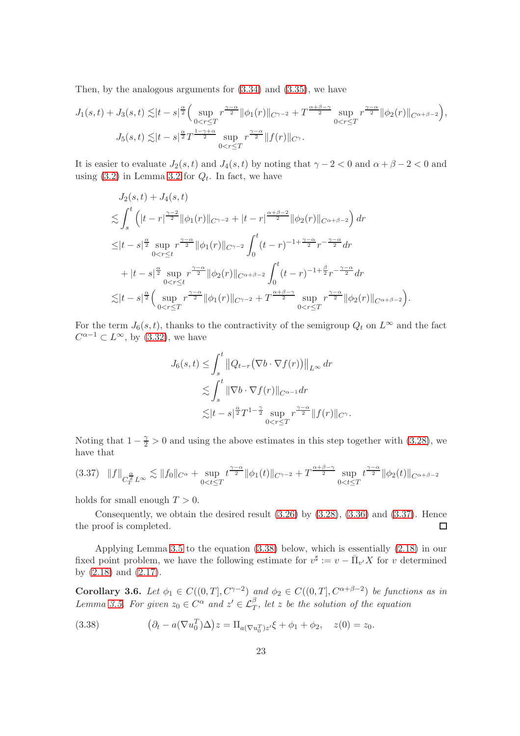Then, by the analogous arguments for (3.34) and (3.35), we have

$$J_1(s,t)+J_3(s,t) \lesssim |t-s|^{\frac{\alpha}{2}}\Big(\sup_{0<r\le T} r^{\frac{\gamma-\alpha}{2}}\|\phi_1(r)\|_{C^{\gamma-2}} + T^{\frac{\alpha+\beta-\gamma}{2}}\sup_{0<r\le T} r^{\frac{\gamma-\alpha}{2}}\|\phi_2(r)\|_{C^{\alpha+\beta-2}}\Big),$$

$$J_5(s,t) \lesssim |t-s|^{\frac{\alpha}{2}} T^{\frac{1-\gamma+\alpha}{2}}\sup_{0<r\le T} r^{\frac{\gamma-\alpha}{2}}\|f(r)\|_{C^{\gamma}}.$$

It is easier to evaluate $J_2(s,t)$ and $J_4(s,t)$ by noting that $\gamma-2<0$ and $\alpha+\beta-2<0$ and using (3.2) in Lemma 3.2 for $Q_t$. In fact, we have

$$\begin{aligned}
&J_2(s,t)+J_4(s,t)\\
&\lesssim \int_s^t \Big(|t-r|^{\frac{\gamma-2}{2}}\|\phi_1(r)\|_{C^{\gamma-2}} + |t-r|^{\frac{\alpha+\beta-2}{2}}\|\phi_2(r)\|_{C^{\alpha+\beta-2}}\Big)\,dr\\
&\le |t-s|^{\frac{\alpha}{2}}\sup_{0<r\le t} r^{\frac{\gamma-\alpha}{2}}\|\phi_1(r)\|_{C^{\gamma-2}}\int_0^t (t-r)^{-1+\frac{\gamma-\alpha}{2}} r^{-\frac{\gamma-\alpha}{2}}\,dr\\
&\quad + |t-s|^{\frac{\alpha}{2}}\sup_{0<r\le t} r^{\frac{\gamma-\alpha}{2}}\|\phi_2(r)\|_{C^{\alpha+\beta-2}}\int_0^t (t-r)^{-1+\frac{\beta}{2}} r^{-\frac{\gamma-\alpha}{2}}\,dr\\
&\lesssim |t-s|^{\frac{\alpha}{2}}\Big(\sup_{0<r\le T} r^{\frac{\gamma-\alpha}{2}}\|\phi_1(r)\|_{C^{\gamma-2}} + T^{\frac{\alpha+\beta-\gamma}{2}}\sup_{0<r\le T} r^{\frac{\gamma-\alpha}{2}}\|\phi_2(r)\|_{C^{\alpha+\beta-2}}\Big).
\end{aligned}$$

For the term $J_6(s,t)$, thanks to the contractivity of the semigroup $Q_t$ on $L^\infty$ and the fact $C^{\alpha-1}\subset L^\infty$, by (3.32), we have

$$\begin{aligned}
J_6(s,t) &\le \int_s^t \big\|Q_{t-r}\big(\nabla b\cdot\nabla f(r)\big)\big\|_{L^\infty}\,dr\\
&\lesssim \int_s^t \|\nabla b\cdot\nabla f(r)\|_{C^{\alpha-1}}dr\\
&\lesssim |t-s|^{\frac{\alpha}{2}} T^{1-\frac{\gamma}{2}}\sup_{0<r\le T} r^{\frac{\gamma-\alpha}{2}}\|f(r)\|_{C^{\gamma}}.
\end{aligned}$$

Noting that $1-\frac{\gamma}{2}>0$ and using the above estimates in this step together with (3.28), we have that

$$\|f\|_{C_T^{\frac{\alpha}{2}}L^\infty} \lesssim \|f_0\|_{C^\alpha} + \sup_{0<t\le T} t^{\frac{\gamma-\alpha}{2}}\|\phi_1(t)\|_{C^{\gamma-2}} + T^{\frac{\alpha+\beta-\gamma}{2}}\sup_{0<t\le T} t^{\frac{\gamma-\alpha}{2}}\|\phi_2(t)\|_{C^{\alpha+\beta-2}} \tag{3.37}$$

holds for small enough $T>0$.

Consequently, we obtain the desired result (3.26) by (3.28), (3.36) and (3.37). Hence the proof is completed. ∎

Applying Lemma 3.5 to the equation (3.38) below, which is essentially (2.18) in our fixed point problem, we have the following estimate for $v^\sharp := v - \bar{\Pi}_{v'}X$ for $v$ determined by (2.18) and (2.17).

**Corollary 3.6.** *Let $\phi_1\in C((0,T],C^{\gamma-2})$ and $\phi_2\in C((0,T],C^{\alpha+\beta-2})$ be functions as in Lemma 3.5. For given $z_0\in C^\alpha$ and $z'\in\mathcal{L}_T^\beta$, let $z$ be the solution of the equation*

$$\big(\partial_t - a(\nabla u_0^T)\Delta\big)z = \Pi_{a(\nabla u_0^T)z'}\xi + \phi_1+\phi_2,\quad z(0)=z_0. \tag{3.38}$$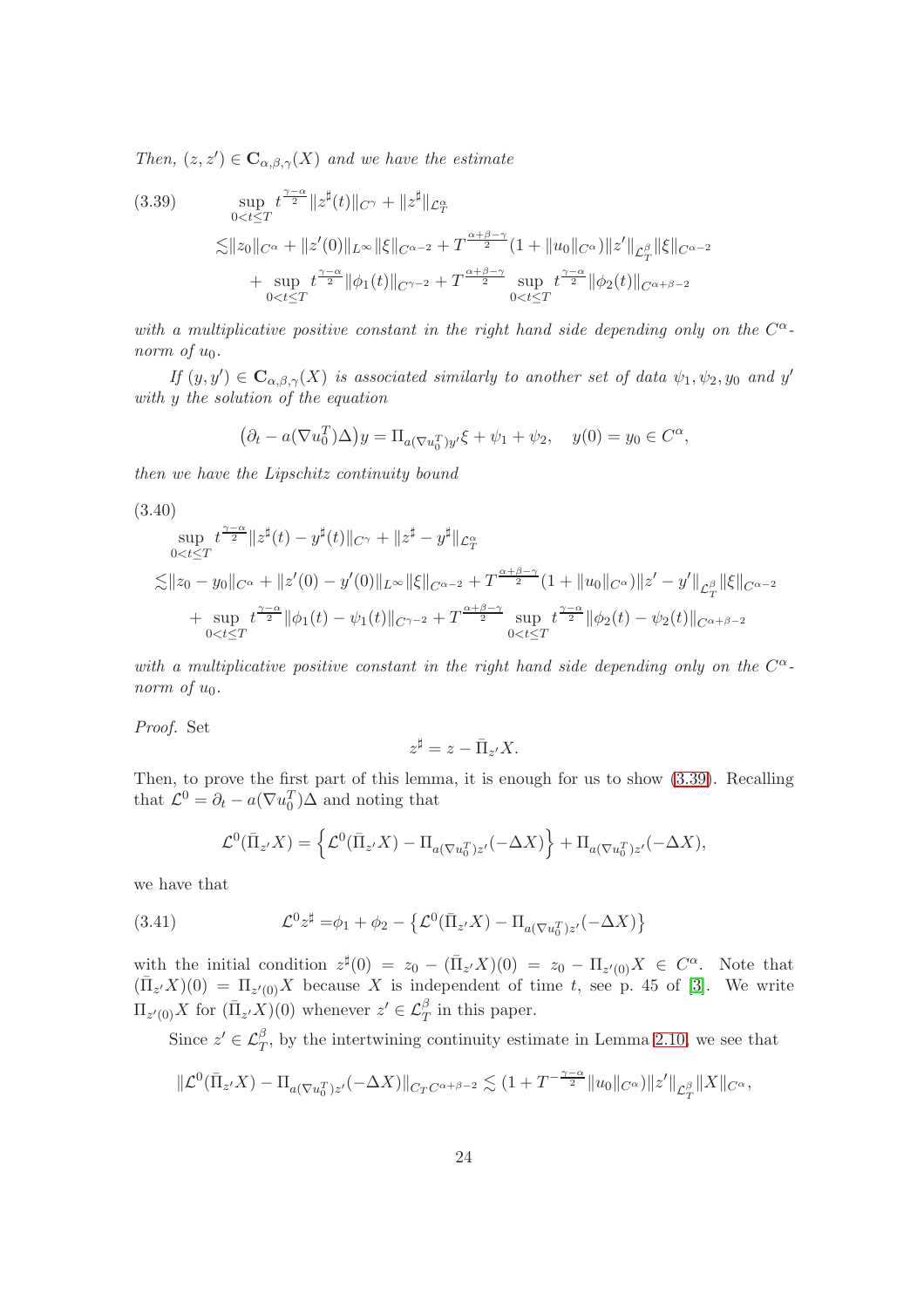*Then, $(z, z') \in \mathbf{C}_{\alpha,\beta,\gamma}(X)$ and we have the estimate*

$$
\begin{aligned}
(3.39)\qquad &\sup_{0<t\le T} t^{\frac{\gamma-\alpha}{2}} \|z^\sharp(t)\|_{C^\gamma} + \|z^\sharp\|_{\mathcal{L}^\alpha_T} \\
&\lesssim \|z_0\|_{C^\alpha} + \|z'(0)\|_{L^\infty}\|\xi\|_{C^{\alpha-2}} + T^{\frac{\alpha+\beta-\gamma}{2}}(1+\|u_0\|_{C^\alpha})\|z'\|_{\mathcal{L}^\beta_T}\|\xi\|_{C^{\alpha-2}} \\
&\quad + \sup_{0<t\le T} t^{\frac{\gamma-\alpha}{2}}\|\phi_1(t)\|_{C^{\gamma-2}} + T^{\frac{\alpha+\beta-\gamma}{2}} \sup_{0<t\le T} t^{\frac{\gamma-\alpha}{2}}\|\phi_2(t)\|_{C^{\alpha+\beta-2}}
\end{aligned}
$$

*with a multiplicative positive constant in the right hand side depending only on the $C^\alpha$-norm of $u_0$.*

*If $(y, y') \in \mathbf{C}_{\alpha,\beta,\gamma}(X)$ is associated similarly to another set of data $\psi_1, \psi_2, y_0$ and $y'$ with $y$ the solution of the equation*

$$
\big(\partial_t - a(\nabla u_0^T)\Delta\big) y = \Pi_{a(\nabla u_0^T)y'}\xi + \psi_1 + \psi_2, \quad y(0) = y_0 \in C^\alpha,
$$

*then we have the Lipschitz continuity bound*

$$
\begin{aligned}
(3.40)\qquad &\sup_{0<t\le T} t^{\frac{\gamma-\alpha}{2}} \|z^\sharp(t) - y^\sharp(t)\|_{C^\gamma} + \|z^\sharp - y^\sharp\|_{\mathcal{L}^\alpha_T} \\
&\lesssim \|z_0 - y_0\|_{C^\alpha} + \|z'(0) - y'(0)\|_{L^\infty}\|\xi\|_{C^{\alpha-2}} + T^{\frac{\alpha+\beta-\gamma}{2}}(1+\|u_0\|_{C^\alpha})\|z' - y'\|_{\mathcal{L}^\beta_T}\|\xi\|_{C^{\alpha-2}} \\
&\quad + \sup_{0<t\le T} t^{\frac{\gamma-\alpha}{2}}\|\phi_1(t) - \psi_1(t)\|_{C^{\gamma-2}} + T^{\frac{\alpha+\beta-\gamma}{2}} \sup_{0<t\le T} t^{\frac{\gamma-\alpha}{2}}\|\phi_2(t) - \psi_2(t)\|_{C^{\alpha+\beta-2}}
\end{aligned}
$$

*with a multiplicative positive constant in the right hand side depending only on the $C^\alpha$-norm of $u_0$.*

*Proof.* Set

$$
z^\sharp = z - \bar{\Pi}_{z'} X.
$$

Then, to prove the first part of this lemma, it is enough for us to show (3.39). Recalling that $\mathcal{L}^0 = \partial_t - a(\nabla u_0^T)\Delta$ and noting that

$$
\mathcal{L}^0(\bar{\Pi}_{z'}X) = \Big\{ \mathcal{L}^0(\bar{\Pi}_{z'}X) - \Pi_{a(\nabla u_0^T)z'}(-\Delta X) \Big\} + \Pi_{a(\nabla u_0^T)z'}(-\Delta X),
$$

we have that

$$
(3.41)\qquad \mathcal{L}^0 z^\sharp = \phi_1 + \phi_2 - \big\{ \mathcal{L}^0(\bar{\Pi}_{z'}X) - \Pi_{a(\nabla u_0^T)z'}(-\Delta X) \big\}
$$

with the initial condition $z^\sharp(0) = z_0 - (\bar{\Pi}_{z'}X)(0) = z_0 - \Pi_{z'(0)}X \in C^\alpha$. Note that $(\bar{\Pi}_{z'}X)(0) = \Pi_{z'(0)}X$ because $X$ is independent of time $t$, see p. 45 of [3]. We write $\Pi_{z'(0)}X$ for $(\bar{\Pi}_{z'}X)(0)$ whenever $z' \in \mathcal{L}^\beta_T$ in this paper.

Since $z' \in \mathcal{L}^\beta_T$, by the intertwining continuity estimate in Lemma 2.10, we see that

$$
\|\mathcal{L}^0(\bar{\Pi}_{z'}X) - \Pi_{a(\nabla u_0^T)z'}(-\Delta X)\|_{C_T C^{\alpha+\beta-2}} \lesssim (1 + T^{-\frac{\gamma-\alpha}{2}}\|u_0\|_{C^\alpha})\|z'\|_{\mathcal{L}^\beta_T}\|X\|_{C^\alpha},
$$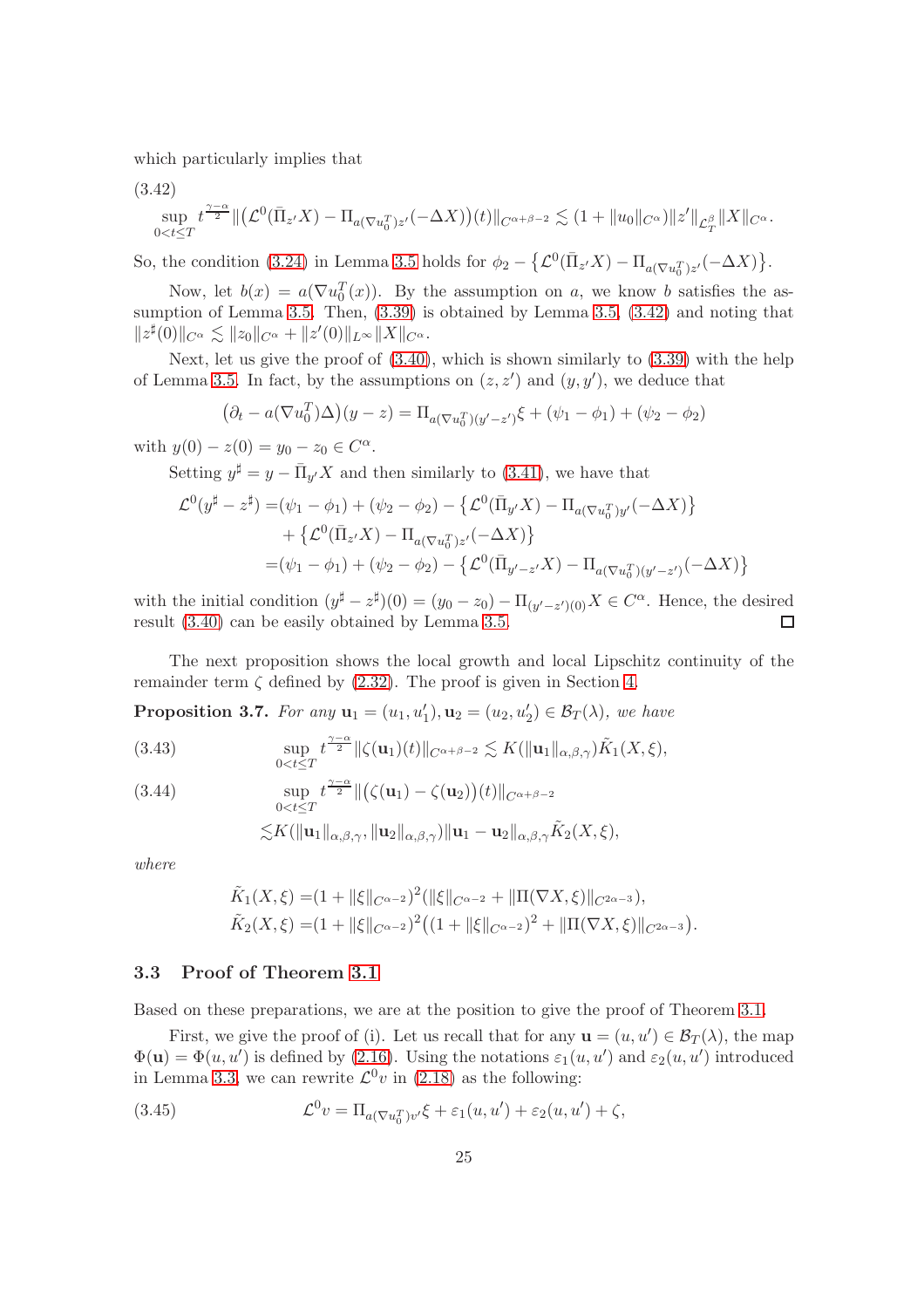which particularly implies that

(3.42)
$$\sup_{0<t\le T} t^{\frac{\gamma-\alpha}{2}} \|\big(\mathcal{L}^0(\bar{\Pi}_{z'}X) - \Pi_{a(\nabla u_0^T)z'}(-\Delta X)\big)(t)\|_{C^{\alpha+\beta-2}} \lesssim (1+\|u_0\|_{C^\alpha})\|z'\|_{\mathcal{L}_T^\beta}\|X\|_{C^\alpha}.$$

So, the condition (3.24) in Lemma 3.5 holds for $\phi_2 - \big\{\mathcal{L}^0(\bar{\Pi}_{z'}X) - \Pi_{a(\nabla u_0^T)z'}(-\Delta X)\big\}$.

Now, let $b(x) = a(\nabla u_0^T(x))$. By the assumption on $a$, we know $b$ satisfies the assumption of Lemma 3.5. Then, (3.39) is obtained by Lemma 3.5, (3.42) and noting that $\|z^\sharp(0)\|_{C^\alpha} \lesssim \|z_0\|_{C^\alpha} + \|z'(0)\|_{L^\infty}\|X\|_{C^\alpha}$.

Next, let us give the proof of (3.40), which is shown similarly to (3.39) with the help of Lemma 3.5. In fact, by the assumptions on $(z, z')$ and $(y, y')$, we deduce that

$$\big(\partial_t - a(\nabla u_0^T)\Delta\big)(y-z) = \Pi_{a(\nabla u_0^T)(y'-z')}\xi + (\psi_1 - \phi_1) + (\psi_2 - \phi_2)$$

with $y(0) - z(0) = y_0 - z_0 \in C^\alpha$.

Setting $y^\sharp = y - \bar{\Pi}_{y'}X$ and then similarly to (3.41), we have that

$$\begin{aligned}
\mathcal{L}^0(y^\sharp - z^\sharp) =&(\psi_1 - \phi_1) + (\psi_2 - \phi_2) - \big\{\mathcal{L}^0(\bar{\Pi}_{y'}X) - \Pi_{a(\nabla u_0^T)y'}(-\Delta X)\big\}\\
&+ \big\{\mathcal{L}^0(\bar{\Pi}_{z'}X) - \Pi_{a(\nabla u_0^T)z'}(-\Delta X)\big\}\\
=&(\psi_1 - \phi_1) + (\psi_2 - \phi_2) - \big\{\mathcal{L}^0(\bar{\Pi}_{y'-z'}X) - \Pi_{a(\nabla u_0^T)(y'-z')}(-\Delta X)\big\}
\end{aligned}$$

with the initial condition $(y^\sharp - z^\sharp)(0) = (y_0 - z_0) - \Pi_{(y'-z')(0)}X \in C^\alpha$. Hence, the desired result (3.40) can be easily obtained by Lemma 3.5. $\square$

The next proposition shows the local growth and local Lipschitz continuity of the remainder term $\zeta$ defined by (2.32). The proof is given in Section 4.

**Proposition 3.7.** *For any $\mathbf{u}_1 = (u_1, u_1'), \mathbf{u}_2 = (u_2, u_2') \in \mathcal{B}_T(\lambda)$, we have*

(3.43)
$$\sup_{0<t\le T} t^{\frac{\gamma-\alpha}{2}}\|\zeta(\mathbf{u}_1)(t)\|_{C^{\alpha+\beta-2}} \lesssim K(\|\mathbf{u}_1\|_{\alpha,\beta,\gamma})\tilde{K}_1(X,\xi),$$

(3.44)
$$\begin{aligned}
&\sup_{0<t\le T} t^{\frac{\gamma-\alpha}{2}}\|\big(\zeta(\mathbf{u}_1) - \zeta(\mathbf{u}_2)\big)(t)\|_{C^{\alpha+\beta-2}}\\
&\lesssim K(\|\mathbf{u}_1\|_{\alpha,\beta,\gamma}, \|\mathbf{u}_2\|_{\alpha,\beta,\gamma})\|\mathbf{u}_1 - \mathbf{u}_2\|_{\alpha,\beta,\gamma}\tilde{K}_2(X,\xi),
\end{aligned}$$

*where*

$$\begin{aligned}
\tilde{K}_1(X,\xi) =&(1+\|\xi\|_{C^{\alpha-2}})^2(\|\xi\|_{C^{\alpha-2}} + \|\Pi(\nabla X,\xi)\|_{C^{2\alpha-3}}),\\
\tilde{K}_2(X,\xi) =&(1+\|\xi\|_{C^{\alpha-2}})^2\big((1+\|\xi\|_{C^{\alpha-2}})^2 + \|\Pi(\nabla X,\xi)\|_{C^{2\alpha-3}}\big).
\end{aligned}$$

### 3.3 Proof of Theorem 3.1

Based on these preparations, we are at the position to give the proof of Theorem 3.1.

First, we give the proof of (i). Let us recall that for any $\mathbf{u} = (u, u') \in \mathcal{B}_T(\lambda)$, the map $\Phi(\mathbf{u}) = \Phi(u, u')$ is defined by (2.16). Using the notations $\varepsilon_1(u, u')$ and $\varepsilon_2(u, u')$ introduced in Lemma 3.3, we can rewrite $\mathcal{L}^0 v$ in (2.18) as the following:

(3.45)
$$\mathcal{L}^0 v = \Pi_{a(\nabla u_0^T)v'}\xi + \varepsilon_1(u, u') + \varepsilon_2(u, u') + \zeta,$$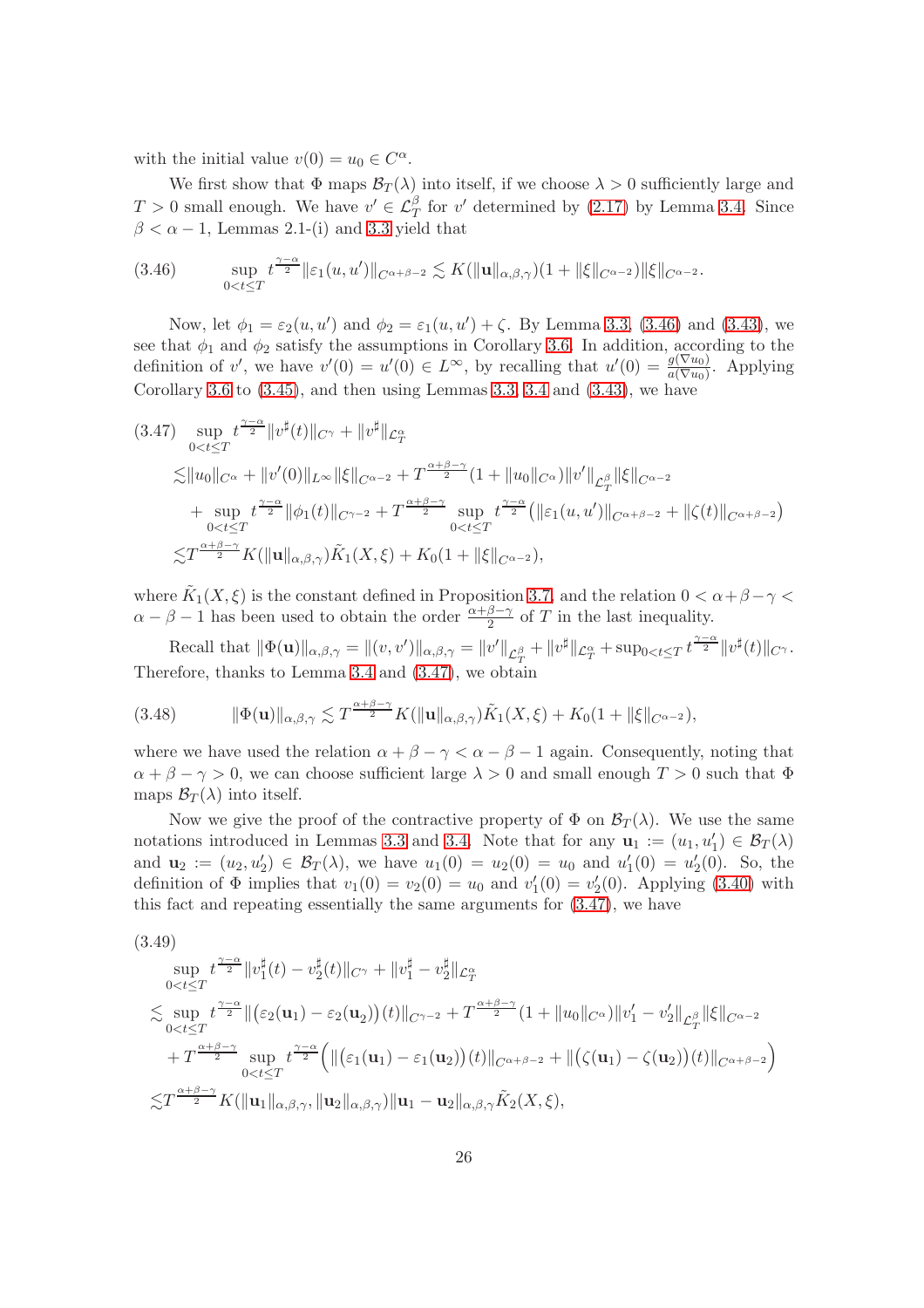with the initial value $v(0) = u_0 \in C^\alpha$.

We first show that $\Phi$ maps $\mathcal{B}_T(\lambda)$ into itself, if we choose $\lambda > 0$ sufficiently large and $T > 0$ small enough. We have $v' \in \mathcal{L}_T^\beta$ for $v'$ determined by (2.17) by Lemma 3.4. Since $\beta < \alpha - 1$, Lemmas 2.1-(i) and 3.3 yield that

$$
\sup_{0<t\le T} t^{\frac{\gamma-\alpha}{2}} \|\varepsilon_1(u,u')\|_{C^{\alpha+\beta-2}} \lesssim K(\|\mathbf{u}\|_{\alpha,\beta,\gamma})(1+\|\xi\|_{C^{\alpha-2}})\|\xi\|_{C^{\alpha-2}}. \tag{3.46}
$$

Now, let $\phi_1 = \varepsilon_2(u,u')$ and $\phi_2 = \varepsilon_1(u,u') + \zeta$. By Lemma 3.3, (3.46) and (3.43), we see that $\phi_1$ and $\phi_2$ satisfy the assumptions in Corollary 3.6. In addition, according to the definition of $v'$, we have $v'(0) = u'(0) \in L^\infty$, by recalling that $u'(0) = \frac{g(\nabla u_0)}{a(\nabla u_0)}$. Applying Corollary 3.6 to (3.45), and then using Lemmas 3.3, 3.4 and (3.43), we have

$$
\begin{aligned}
&\sup_{0<t\le T} t^{\frac{\gamma-\alpha}{2}} \|v^\sharp(t)\|_{C^\gamma} + \|v^\sharp\|_{\mathcal{L}_T^\alpha} \\
\lesssim &\|u_0\|_{C^\alpha} + \|v'(0)\|_{L^\infty}\|\xi\|_{C^{\alpha-2}} + T^{\frac{\alpha+\beta-\gamma}{2}}(1+\|u_0\|_{C^\alpha})\|v'\|_{\mathcal{L}_T^\beta}\|\xi\|_{C^{\alpha-2}} \\
&+ \sup_{0<t\le T} t^{\frac{\gamma-\alpha}{2}}\|\phi_1(t)\|_{C^{\gamma-2}} + T^{\frac{\alpha+\beta-\gamma}{2}} \sup_{0<t\le T} t^{\frac{\gamma-\alpha}{2}}\big(\|\varepsilon_1(u,u')\|_{C^{\alpha+\beta-2}} + \|\zeta(t)\|_{C^{\alpha+\beta-2}}\big) \\
\lesssim &T^{\frac{\alpha+\beta-\gamma}{2}} K(\|\mathbf{u}\|_{\alpha,\beta,\gamma})\tilde{K}_1(X,\xi) + K_0(1+\|\xi\|_{C^{\alpha-2}}),
\end{aligned} \tag{3.47}
$$

where $\tilde{K}_1(X,\xi)$ is the constant defined in Proposition 3.7, and the relation $0 < \alpha+\beta-\gamma < \alpha-\beta-1$ has been used to obtain the order $\frac{\alpha+\beta-\gamma}{2}$ of $T$ in the last inequality.

Recall that $\|\Phi(\mathbf{u})\|_{\alpha,\beta,\gamma} = \|(v,v')\|_{\alpha,\beta,\gamma} = \|v'\|_{\mathcal{L}_T^\beta} + \|v^\sharp\|_{\mathcal{L}_T^\alpha} + \sup_{0<t\le T} t^{\frac{\gamma-\alpha}{2}}\|v^\sharp(t)\|_{C^\gamma}$. Therefore, thanks to Lemma 3.4 and (3.47), we obtain

$$
\|\Phi(\mathbf{u})\|_{\alpha,\beta,\gamma} \lesssim T^{\frac{\alpha+\beta-\gamma}{2}} K(\|\mathbf{u}\|_{\alpha,\beta,\gamma})\tilde{K}_1(X,\xi) + K_0(1+\|\xi\|_{C^{\alpha-2}}), \tag{3.48}
$$

where we have used the relation $\alpha+\beta-\gamma < \alpha-\beta-1$ again. Consequently, noting that $\alpha+\beta-\gamma > 0$, we can choose sufficient large $\lambda > 0$ and small enough $T > 0$ such that $\Phi$ maps $\mathcal{B}_T(\lambda)$ into itself.

Now we give the proof of the contractive property of $\Phi$ on $\mathcal{B}_T(\lambda)$. We use the same notations introduced in Lemmas 3.3 and 3.4. Note that for any $\mathbf{u}_1 := (u_1,u_1') \in \mathcal{B}_T(\lambda)$ and $\mathbf{u}_2 := (u_2,u_2') \in \mathcal{B}_T(\lambda)$, we have $u_1(0) = u_2(0) = u_0$ and $u_1'(0) = u_2'(0)$. So, the definition of $\Phi$ implies that $v_1(0) = v_2(0) = u_0$ and $v_1'(0) = v_2'(0)$. Applying (3.40) with this fact and repeating essentially the same arguments for (3.47), we have

$$
\begin{aligned}
&\sup_{0<t\le T} t^{\frac{\gamma-\alpha}{2}}\|v_1^\sharp(t) - v_2^\sharp(t)\|_{C^\gamma} + \|v_1^\sharp - v_2^\sharp\|_{\mathcal{L}_T^\alpha} \\
\lesssim &\sup_{0<t\le T} t^{\frac{\gamma-\alpha}{2}}\|\big(\varepsilon_2(\mathbf{u}_1) - \varepsilon_2(\mathbf{u}_2)\big)(t)\|_{C^{\gamma-2}} + T^{\frac{\alpha+\beta-\gamma}{2}}(1+\|u_0\|_{C^\alpha})\|v_1' - v_2'\|_{\mathcal{L}_T^\beta}\|\xi\|_{C^{\alpha-2}} \\
&+ T^{\frac{\alpha+\beta-\gamma}{2}}\sup_{0<t\le T} t^{\frac{\gamma-\alpha}{2}}\Big(\|\big(\varepsilon_1(\mathbf{u}_1) - \varepsilon_1(\mathbf{u}_2)\big)(t)\|_{C^{\alpha+\beta-2}} + \|\big(\zeta(\mathbf{u}_1) - \zeta(\mathbf{u}_2)\big)(t)\|_{C^{\alpha+\beta-2}}\Big) \\
\lesssim &T^{\frac{\alpha+\beta-\gamma}{2}} K(\|\mathbf{u}_1\|_{\alpha,\beta,\gamma}, \|\mathbf{u}_2\|_{\alpha,\beta,\gamma})\|\mathbf{u}_1 - \mathbf{u}_2\|_{\alpha,\beta,\gamma}\tilde{K}_2(X,\xi),
\end{aligned} \tag{3.49}
$$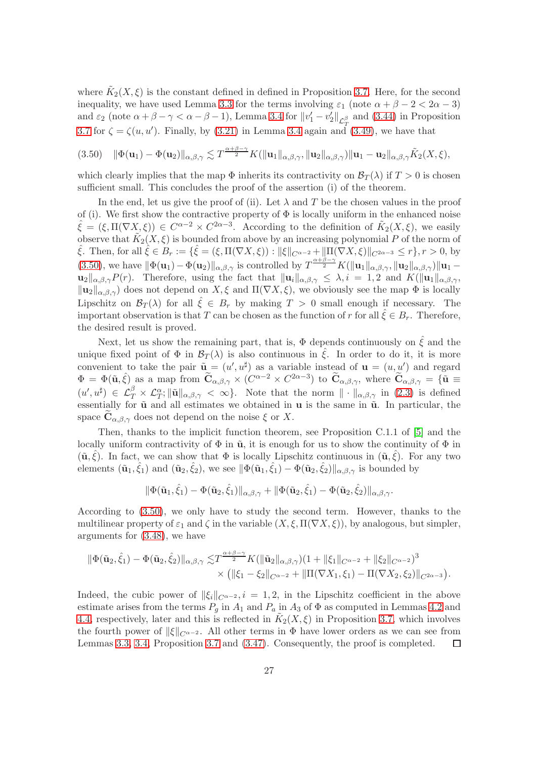where $\tilde{K}_2(X,\xi)$ is the constant defined in defined in Proposition 3.7. Here, for the second inequality, we have used Lemma 3.3 for the terms involving $\varepsilon_1$ (note $\alpha+\beta-2 < 2\alpha-3$) and $\varepsilon_2$ (note $\alpha+\beta-\gamma < \alpha-\beta-1$), Lemma 3.4 for $\|v_1'-v_2'\|_{\mathcal{L}_T^\beta}$ and (3.44) in Proposition 3.7 for $\zeta = \zeta(u,u')$. Finally, by (3.21) in Lemma 3.4 again and (3.49), we have that

$$
(3.50)\quad \|\Phi(\mathbf{u}_1)-\Phi(\mathbf{u}_2)\|_{\alpha,\beta,\gamma} \lesssim T^{\frac{\alpha+\beta-\gamma}{2}} K(\|\mathbf{u}_1\|_{\alpha,\beta,\gamma}, \|\mathbf{u}_2\|_{\alpha,\beta,\gamma})\|\mathbf{u}_1-\mathbf{u}_2\|_{\alpha,\beta,\gamma}\tilde{K}_2(X,\xi),
$$

which clearly implies that the map $\Phi$ inherits its contractivity on $\mathcal{B}_T(\lambda)$ if $T>0$ is chosen sufficient small. This concludes the proof of the assertion (i) of the theorem.

In the end, let us give the proof of (ii). Let $\lambda$ and $T$ be the chosen values in the proof of (i). We first show the contractive property of $\Phi$ is locally uniform in the enhanced noise $\hat{\xi} = (\xi, \Pi(\nabla X,\xi)) \in C^{\alpha-2}\times C^{2\alpha-3}$. According to the definition of $\tilde{K}_2(X,\xi)$, we easily observe that $\tilde{K}_2(X,\xi)$ is bounded from above by an increasing polynomial $P$ of the norm of $\hat{\xi}$. Then, for all $\hat{\xi}\in B_r := \{\hat{\xi} = (\xi,\Pi(\nabla X,\xi)) : \|\xi\|_{C^{\alpha-2}} + \|\Pi(\nabla X,\xi)\|_{C^{2\alpha-3}} \le r\}, r>0$, by (3.50), we have $\|\Phi(\mathbf{u}_1)-\Phi(\mathbf{u}_2)\|_{\alpha,\beta,\gamma}$ is controlled by $T^{\frac{\alpha+\beta-\gamma}{2}}K(\|\mathbf{u}_1\|_{\alpha,\beta,\gamma}, \|\mathbf{u}_2\|_{\alpha,\beta,\gamma})\|\mathbf{u}_1 - \mathbf{u}_2\|_{\alpha,\beta,\gamma}P(r)$. Therefore, using the fact that $\|\mathbf{u}_i\|_{\alpha,\beta,\gamma}\le\lambda, i=1,2$ and $K(\|\mathbf{u}_1\|_{\alpha,\beta,\gamma}, \|\mathbf{u}_2\|_{\alpha,\beta,\gamma})$ does not depend on $X,\xi$ and $\Pi(\nabla X,\xi)$, we obviously see the map $\Phi$ is locally Lipschitz on $\mathcal{B}_T(\lambda)$ for all $\hat{\xi}\in B_r$ by making $T>0$ small enough if necessary. The important observation is that $T$ can be chosen as the function of $r$ for all $\hat{\xi}\in B_r$. Therefore, the desired result is proved.

Next, let us show the remaining part, that is, $\Phi$ depends continuously on $\hat{\xi}$ and the unique fixed point of $\Phi$ in $\mathcal{B}_T(\lambda)$ is also continuous in $\hat{\xi}$. In order to do it, it is more convenient to take the pair $\tilde{\mathbf{u}} = (u', u^\sharp)$ as a variable instead of $\mathbf{u} = (u,u')$ and regard $\Phi = \Phi(\tilde{\mathbf{u}},\hat{\xi})$ as a map from $\widetilde{\mathbf{C}}_{\alpha,\beta,\gamma}\times(C^{\alpha-2}\times C^{2\alpha-3})$ to $\widetilde{\mathbf{C}}_{\alpha,\beta,\gamma}$, where $\widetilde{\mathbf{C}}_{\alpha,\beta,\gamma} = \{\tilde{\mathbf{u}}\equiv (u',u^\sharp)\in\mathcal{L}_T^\beta\times\mathcal{L}_T^\alpha; \|\tilde{\mathbf{u}}\|_{\alpha,\beta,\gamma}<\infty\}$. Note that the norm $\|\cdot\|_{\alpha,\beta,\gamma}$ in (2.3) is defined essentially for $\tilde{\mathbf{u}}$ and all estimates we obtained in $\mathbf{u}$ is the same in $\tilde{\mathbf{u}}$. In particular, the space $\widetilde{\mathbf{C}}_{\alpha,\beta,\gamma}$ does not depend on the noise $\xi$ or $X$.

Then, thanks to the implicit function theorem, see Proposition C.1.1 of [5] and the locally uniform contractivity of $\Phi$ in $\tilde{\mathbf{u}}$, it is enough for us to show the continuity of $\Phi$ in $(\tilde{\mathbf{u}},\hat{\xi})$. In fact, we can show that $\Phi$ is locally Lipschitz continuous in $(\tilde{\mathbf{u}},\hat{\xi})$. For any two elements $(\tilde{\mathbf{u}}_1,\hat{\xi}_1)$ and $(\tilde{\mathbf{u}}_2,\hat{\xi}_2)$, we see $\|\Phi(\tilde{\mathbf{u}}_1,\hat{\xi}_1)-\Phi(\tilde{\mathbf{u}}_2,\hat{\xi}_2)\|_{\alpha,\beta,\gamma}$ is bounded by

$$
\|\Phi(\tilde{\mathbf{u}}_1,\hat{\xi}_1)-\Phi(\tilde{\mathbf{u}}_2,\hat{\xi}_1)\|_{\alpha,\beta,\gamma} + \|\Phi(\tilde{\mathbf{u}}_2,\hat{\xi}_1)-\Phi(\tilde{\mathbf{u}}_2,\hat{\xi}_2)\|_{\alpha,\beta,\gamma}.
$$

According to (3.50), we only have to study the second term. However, thanks to the multilinear property of $\varepsilon_1$ and $\zeta$ in the variable $(X,\xi,\Pi(\nabla X,\xi))$, by analogous, but simpler, arguments for (3.48), we have

$$
\begin{aligned}
\|\Phi(\tilde{\mathbf{u}}_2,\hat{\xi}_1)-\Phi(\tilde{\mathbf{u}}_2,\hat{\xi}_2)\|_{\alpha,\beta,\gamma} \lesssim & T^{\frac{\alpha+\beta-\gamma}{2}}K(\|\tilde{\mathbf{u}}_2\|_{\alpha,\beta,\gamma})(1+\|\xi_1\|_{C^{\alpha-2}}+\|\xi_2\|_{C^{\alpha-2}})^3 \\
& \times\left(\|\xi_1-\xi_2\|_{C^{\alpha-2}} + \|\Pi(\nabla X_1,\xi_1)-\Pi(\nabla X_2,\xi_2)\|_{C^{2\alpha-3}}\right).
\end{aligned}
$$

Indeed, the cubic power of $\|\xi_i\|_{C^{\alpha-2}}, i=1,2$, in the Lipschitz coefficient in the above estimate arises from the terms $P_g$ in $A_1$ and $P_a$ in $A_3$ of $\Phi$ as computed in Lemmas 4.2 and 4.4, respectively, later and this is reflected in $\tilde{K}_2(X,\xi)$ in Proposition 3.7, which involves the fourth power of $\|\xi\|_{C^{\alpha-2}}$. All other terms in $\Phi$ have lower orders as we can see from Lemmas 3.3, 3.4, Proposition 3.7 and (3.47). Consequently, the proof is completed. □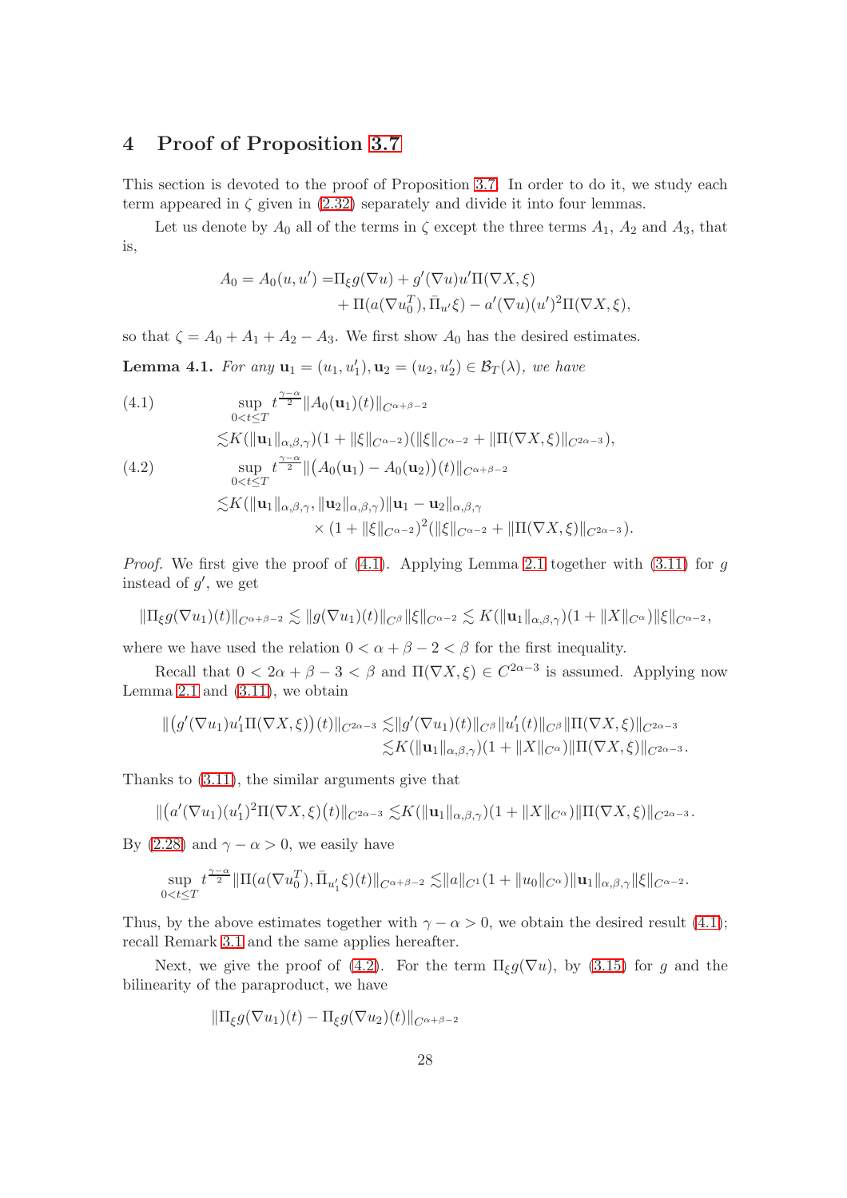## 4 Proof of Proposition 3.7

This section is devoted to the proof of Proposition 3.7. In order to do it, we study each term appeared in $\zeta$ given in (2.32) separately and divide it into four lemmas.

Let us denote by $A_0$ all of the terms in $\zeta$ except the three terms $A_1$, $A_2$ and $A_3$, that is,

$$
\begin{aligned}
A_0 = A_0(u,u') =& \Pi_\xi g(\nabla u) + g'(\nabla u)u'\Pi(\nabla X,\xi) \\
&+ \Pi(a(\nabla u_0^T), \bar{\Pi}_{u'}\xi) - a'(\nabla u)(u')^2\Pi(\nabla X,\xi),
\end{aligned}
$$

so that $\zeta = A_0 + A_1 + A_2 - A_3$. We first show $A_0$ has the desired estimates.

**Lemma 4.1.** *For any $\mathbf{u}_1 = (u_1, u_1'), \mathbf{u}_2 = (u_2, u_2') \in \mathcal{B}_T(\lambda)$, we have*

$$
\begin{aligned}
\text{(4.1)} \qquad & \sup_{0<t\le T} t^{\frac{\gamma-\alpha}{2}} \|A_0(\mathbf{u}_1)(t)\|_{C^{\alpha+\beta-2}} \\
&\lesssim K(\|\mathbf{u}_1\|_{\alpha,\beta,\gamma})(1+\|\xi\|_{C^{\alpha-2}})(\|\xi\|_{C^{\alpha-2}} + \|\Pi(\nabla X,\xi)\|_{C^{2\alpha-3}}), \\
\text{(4.2)} \qquad & \sup_{0<t\le T} t^{\frac{\gamma-\alpha}{2}} \|\big(A_0(\mathbf{u}_1) - A_0(\mathbf{u}_2)\big)(t)\|_{C^{\alpha+\beta-2}} \\
&\lesssim K(\|\mathbf{u}_1\|_{\alpha,\beta,\gamma}, \|\mathbf{u}_2\|_{\alpha,\beta,\gamma})\|\mathbf{u}_1 - \mathbf{u}_2\|_{\alpha,\beta,\gamma} \\
&\qquad \times (1+\|\xi\|_{C^{\alpha-2}})^2(\|\xi\|_{C^{\alpha-2}} + \|\Pi(\nabla X,\xi)\|_{C^{2\alpha-3}}).
\end{aligned}
$$

*Proof.* We first give the proof of (4.1). Applying Lemma 2.1 together with (3.11) for $g$ instead of $g'$, we get

$$
\|\Pi_\xi g(\nabla u_1)(t)\|_{C^{\alpha+\beta-2}} \lesssim \|g(\nabla u_1)(t)\|_{C^\beta}\|\xi\|_{C^{\alpha-2}} \lesssim K(\|\mathbf{u}_1\|_{\alpha,\beta,\gamma})(1+\|X\|_{C^\alpha})\|\xi\|_{C^{\alpha-2}},
$$

where we have used the relation $0 < \alpha+\beta-2 < \beta$ for the first inequality.

Recall that $0 < 2\alpha+\beta-3 < \beta$ and $\Pi(\nabla X,\xi) \in C^{2\alpha-3}$ is assumed. Applying now Lemma 2.1 and (3.11), we obtain

$$
\begin{aligned}
\|\big(g'(\nabla u_1)u_1'\Pi(\nabla X,\xi)\big)(t)\|_{C^{2\alpha-3}} \lesssim& \|g'(\nabla u_1)(t)\|_{C^\beta}\|u_1'(t)\|_{C^\beta}\|\Pi(\nabla X,\xi)\|_{C^{2\alpha-3}} \\
\lesssim& K(\|\mathbf{u}_1\|_{\alpha,\beta,\gamma})(1+\|X\|_{C^\alpha})\|\Pi(\nabla X,\xi)\|_{C^{2\alpha-3}}.
\end{aligned}
$$

Thanks to (3.11), the similar arguments give that

$$
\|\big(a'(\nabla u_1)(u_1')^2\Pi(\nabla X,\xi)\big)(t)\|_{C^{2\alpha-3}} \lesssim K(\|\mathbf{u}_1\|_{\alpha,\beta,\gamma})(1+\|X\|_{C^\alpha})\|\Pi(\nabla X,\xi)\|_{C^{2\alpha-3}}.
$$

By (2.28) and $\gamma-\alpha>0$, we easily have

$$
\sup_{0<t\le T} t^{\frac{\gamma-\alpha}{2}} \|\Pi(a(\nabla u_0^T), \bar{\Pi}_{u_1'}\xi)(t)\|_{C^{\alpha+\beta-2}} \lesssim \|a\|_{C^1}(1+\|u_0\|_{C^\alpha})\|\mathbf{u}_1\|_{\alpha,\beta,\gamma}\|\xi\|_{C^{\alpha-2}}.
$$

Thus, by the above estimates together with $\gamma-\alpha>0$, we obtain the desired result (4.1); recall Remark 3.1 and the same applies hereafter.

Next, we give the proof of (4.2). For the term $\Pi_\xi g(\nabla u)$, by (3.15) for $g$ and the bilinearity of the paraproduct, we have

$$
\|\Pi_\xi g(\nabla u_1)(t) - \Pi_\xi g(\nabla u_2)(t)\|_{C^{\alpha+\beta-2}}
$$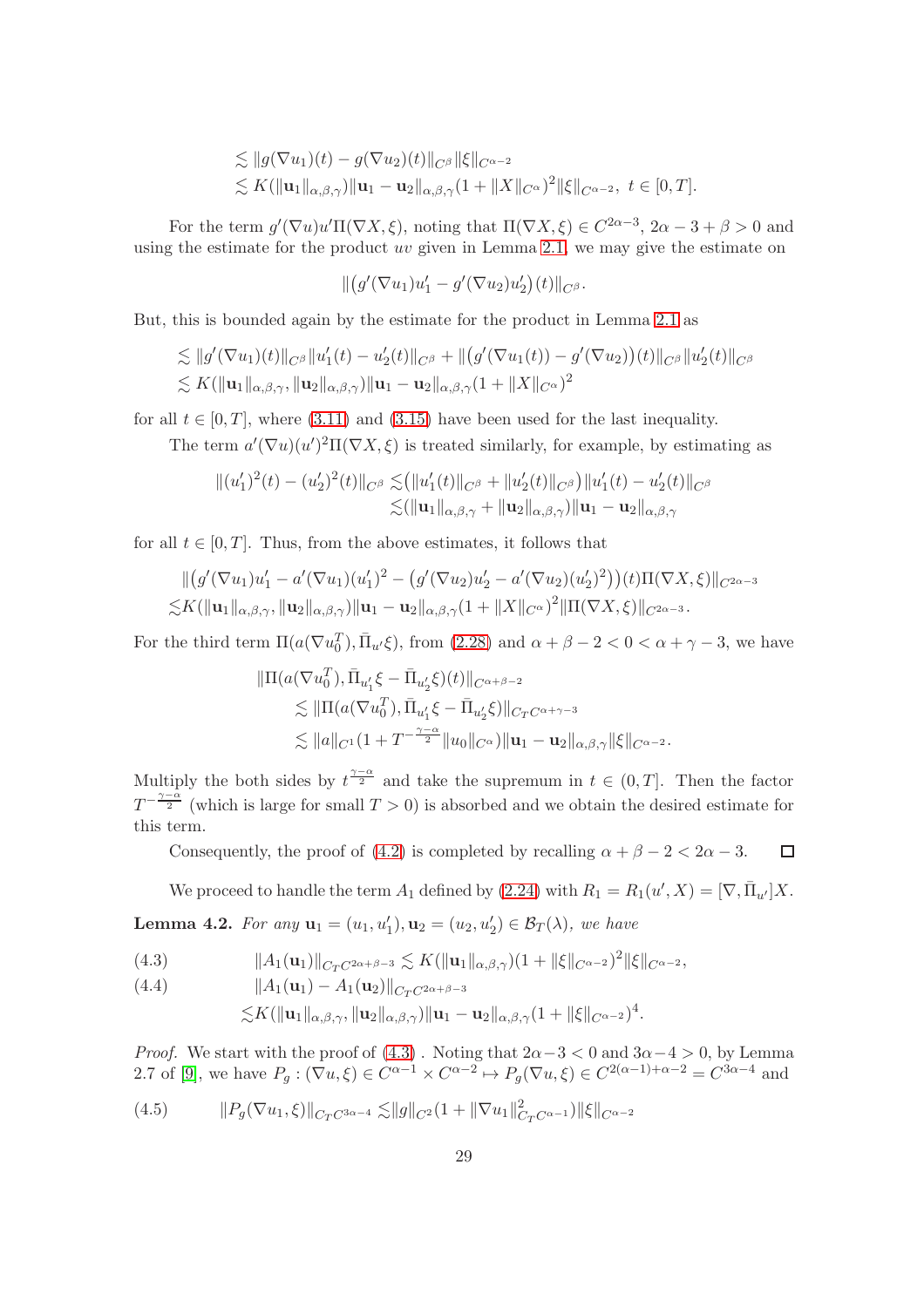$$
\begin{aligned}
&\lesssim \|g(\nabla u_1)(t) - g(\nabla u_2)(t)\|_{C^\beta}\|\xi\|_{C^{\alpha-2}} \\
&\lesssim K(\|\mathbf{u}_1\|_{\alpha,\beta,\gamma})\|\mathbf{u}_1 - \mathbf{u}_2\|_{\alpha,\beta,\gamma}(1+\|X\|_{C^\alpha})^2\|\xi\|_{C^{\alpha-2}}, \; t\in[0,T].
\end{aligned}
$$

For the term $g'(\nabla u)u'\Pi(\nabla X,\xi)$, noting that $\Pi(\nabla X,\xi)\in C^{2\alpha-3}$, $2\alpha-3+\beta>0$ and using the estimate for the product $uv$ given in Lemma 2.1, we may give the estimate on

$$
\|\big(g'(\nabla u_1)u_1' - g'(\nabla u_2)u_2'\big)(t)\|_{C^\beta}.
$$

But, this is bounded again by the estimate for the product in Lemma 2.1 as

$$
\begin{aligned}
&\lesssim \|g'(\nabla u_1)(t)\|_{C^\beta}\|u_1'(t)-u_2'(t)\|_{C^\beta} + \|\big(g'(\nabla u_1(t)) - g'(\nabla u_2)\big)(t)\|_{C^\beta}\|u_2'(t)\|_{C^\beta} \\
&\lesssim K(\|\mathbf{u}_1\|_{\alpha,\beta,\gamma},\|\mathbf{u}_2\|_{\alpha,\beta,\gamma})\|\mathbf{u}_1-\mathbf{u}_2\|_{\alpha,\beta,\gamma}(1+\|X\|_{C^\alpha})^2
\end{aligned}
$$

for all $t\in[0,T]$, where (3.11) and (3.15) have been used for the last inequality.

The term $a'(\nabla u)(u')^2\Pi(\nabla X,\xi)$ is treated similarly, for example, by estimating as

$$
\begin{aligned}
\|(u_1')^2(t) - (u_2')^2(t)\|_{C^\beta} \lesssim& \big(\|u_1'(t)\|_{C^\beta} + \|u_2'(t)\|_{C^\beta}\big)\|u_1'(t)-u_2'(t)\|_{C^\beta} \\
\lesssim& (\|\mathbf{u}_1\|_{\alpha,\beta,\gamma} + \|\mathbf{u}_2\|_{\alpha,\beta,\gamma})\|\mathbf{u}_1-\mathbf{u}_2\|_{\alpha,\beta,\gamma}
\end{aligned}
$$

for all $t\in[0,T]$. Thus, from the above estimates, it follows that

$$
\begin{aligned}
&\|\big(g'(\nabla u_1)u_1' - a'(\nabla u_1)(u_1')^2 - \big(g'(\nabla u_2)u_2' - a'(\nabla u_2)(u_2')^2\big)\big)(t)\Pi(\nabla X,\xi)\|_{C^{2\alpha-3}} \\
\lesssim& K(\|\mathbf{u}_1\|_{\alpha,\beta,\gamma},\|\mathbf{u}_2\|_{\alpha,\beta,\gamma})\|\mathbf{u}_1-\mathbf{u}_2\|_{\alpha,\beta,\gamma}(1+\|X\|_{C^\alpha})^2\|\Pi(\nabla X,\xi)\|_{C^{2\alpha-3}}.
\end{aligned}
$$

For the third term $\Pi(a(\nabla u_0^T),\bar\Pi_{u'}\xi)$, from (2.28) and $\alpha+\beta-2<0<\alpha+\gamma-3$, we have

$$
\begin{aligned}
&\|\Pi(a(\nabla u_0^T),\bar\Pi_{u_1'}\xi - \bar\Pi_{u_2'}\xi)(t)\|_{C^{\alpha+\beta-2}} \\
&\quad\lesssim \|\Pi(a(\nabla u_0^T),\bar\Pi_{u_1'}\xi - \bar\Pi_{u_2'}\xi)\|_{C_TC^{\alpha+\gamma-3}} \\
&\quad\lesssim \|a\|_{C^1}(1+T^{-\frac{\gamma-\alpha}{2}}\|u_0\|_{C^\alpha})\|\mathbf{u}_1-\mathbf{u}_2\|_{\alpha,\beta,\gamma}\|\xi\|_{C^{\alpha-2}}.
\end{aligned}
$$

Multiply the both sides by $t^{\frac{\gamma-\alpha}{2}}$ and take the supremum in $t\in(0,T]$. Then the factor $T^{-\frac{\gamma-\alpha}{2}}$ (which is large for small $T>0$) is absorbed and we obtain the desired estimate for this term.

Consequently, the proof of (4.2) is completed by recalling $\alpha+\beta-2<2\alpha-3$. □

We proceed to handle the term $A_1$ defined by (2.24) with $R_1 = R_1(u',X) = [\nabla,\bar\Pi_{u'}]X$.

**Lemma 4.2.** *For any $\mathbf{u}_1=(u_1,u_1'),\mathbf{u}_2=(u_2,u_2')\in\mathcal{B}_T(\lambda)$, we have*

$$
\|A_1(\mathbf{u}_1)\|_{C_TC^{2\alpha+\beta-3}} \lesssim K(\|\mathbf{u}_1\|_{\alpha,\beta,\gamma})(1+\|\xi\|_{C^{\alpha-2}})^2\|\xi\|_{C^{\alpha-2}}, \tag{4.3}
$$

$$
\begin{aligned}
&\|A_1(\mathbf{u}_1) - A_1(\mathbf{u}_2)\|_{C_TC^{2\alpha+\beta-3}} \\
&\lesssim K(\|\mathbf{u}_1\|_{\alpha,\beta,\gamma},\|\mathbf{u}_2\|_{\alpha,\beta,\gamma})\|\mathbf{u}_1-\mathbf{u}_2\|_{\alpha,\beta,\gamma}(1+\|\xi\|_{C^{\alpha-2}})^4.
\end{aligned} \tag{4.4}
$$

*Proof.* We start with the proof of (4.3). Noting that $2\alpha-3<0$ and $3\alpha-4>0$, by Lemma 2.7 of [9], we have $P_g:(\nabla u,\xi)\in C^{\alpha-1}\times C^{\alpha-2}\mapsto P_g(\nabla u,\xi)\in C^{2(\alpha-1)+\alpha-2}=C^{3\alpha-4}$ and

$$
\|P_g(\nabla u_1,\xi)\|_{C_TC^{3\alpha-4}} \lesssim \|g\|_{C^2}(1+\|\nabla u_1\|^2_{C_TC^{\alpha-1}})\|\xi\|_{C^{\alpha-2}} \tag{4.5}
$$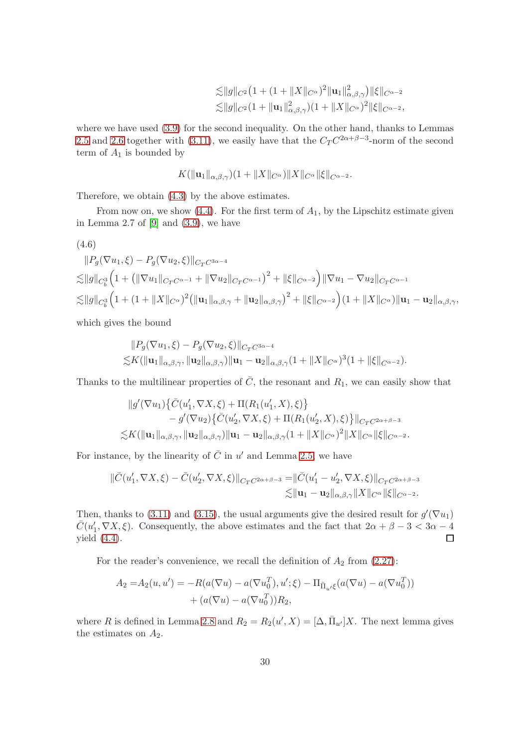$$
\begin{aligned}
&\lesssim \|g\|_{C^2}\big(1 + (1 + \|X\|_{C^\alpha})^2 \|\mathbf{u}_1\|^2_{\alpha,\beta,\gamma}\big)\|\xi\|_{C^{\alpha-2}} \\
&\lesssim \|g\|_{C^2}(1 + \|\mathbf{u}_1\|^2_{\alpha,\beta,\gamma})(1 + \|X\|_{C^\alpha})^2\|\xi\|_{C^{\alpha-2}},
\end{aligned}
$$

where we have used (3.9) for the second inequality. On the other hand, thanks to Lemmas 2.5 and 2.6 together with (3.11), we easily have that the $C_T C^{2\alpha+\beta-3}$-norm of the second term of $A_1$ is bounded by

$$
K(\|\mathbf{u}_1\|_{\alpha,\beta,\gamma})(1 + \|X\|_{C^\alpha})\|X\|_{C^\alpha}\|\xi\|_{C^{\alpha-2}}.
$$

Therefore, we obtain (4.3) by the above estimates.

From now on, we show (4.4). For the first term of $A_1$, by the Lipschitz estimate given in Lemma 2.7 of [9] and (3.9), we have

(4.6)

$$
\begin{aligned}
&\|P_g(\nabla u_1, \xi) - P_g(\nabla u_2, \xi)\|_{C_T C^{3\alpha-4}} \\
\lesssim &\|g\|_{C^3_b}\Big(1 + \big(\|\nabla u_1\|_{C_T C^{\alpha-1}} + \|\nabla u_2\|_{C_T C^{\alpha-1}}\big)^2 + \|\xi\|_{C^{\alpha-2}}\Big)\|\nabla u_1 - \nabla u_2\|_{C_T C^{\alpha-1}} \\
\lesssim &\|g\|_{C^3_b}\Big(1 + (1 + \|X\|_{C^\alpha})^2\big(\|\mathbf{u}_1\|_{\alpha,\beta,\gamma} + \|\mathbf{u}_2\|_{\alpha,\beta,\gamma}\big)^2 + \|\xi\|_{C^{\alpha-2}}\Big)(1 + \|X\|_{C^\alpha})\|\mathbf{u}_1 - \mathbf{u}_2\|_{\alpha,\beta,\gamma},
\end{aligned}
$$

which gives the bound

$$
\begin{aligned}
&\|P_g(\nabla u_1, \xi) - P_g(\nabla u_2, \xi)\|_{C_T C^{3\alpha-4}} \\
\lesssim &K(\|\mathbf{u}_1\|_{\alpha,\beta,\gamma}, \|\mathbf{u}_2\|_{\alpha,\beta,\gamma})\|\mathbf{u}_1 - \mathbf{u}_2\|_{\alpha,\beta,\gamma}(1 + \|X\|_{C^\alpha})^3(1 + \|\xi\|_{C^{\alpha-2}}).
\end{aligned}
$$

Thanks to the multilinear properties of $\bar{C}$, the resonant and $R_1$, we can easily show that

$$
\begin{aligned}
&\|g'(\nabla u_1)\big\{\bar{C}(u_1', \nabla X, \xi) + \Pi(R_1(u_1', X), \xi)\big\} \\
&\qquad - g'(\nabla u_2)\big\{\bar{C}(u_2', \nabla X, \xi) + \Pi(R_1(u_2', X), \xi)\big\}\|_{C_T C^{2\alpha+\beta-3}} \\
\lesssim &K(\|\mathbf{u}_1\|_{\alpha,\beta,\gamma}, \|\mathbf{u}_2\|_{\alpha,\beta,\gamma})\|\mathbf{u}_1 - \mathbf{u}_2\|_{\alpha,\beta,\gamma}(1 + \|X\|_{C^\alpha})^2\|X\|_{C^\alpha}\|\xi\|_{C^{\alpha-2}}.
\end{aligned}
$$

For instance, by the linearity of $\bar{C}$ in $u'$ and Lemma 2.5, we have

$$
\begin{aligned}
\|\bar{C}(u_1', \nabla X, \xi) - \bar{C}(u_2', \nabla X, \xi)\|_{C_T C^{2\alpha+\beta-3}} &= \|\bar{C}(u_1' - u_2', \nabla X, \xi)\|_{C_T C^{2\alpha+\beta-3}} \\
&\lesssim \|\mathbf{u}_1 - \mathbf{u}_2\|_{\alpha,\beta,\gamma}\|X\|_{C^\alpha}\|\xi\|_{C^{\alpha-2}}.
\end{aligned}
$$

Then, thanks to (3.11) and (3.15), the usual arguments give the desired result for $g'(\nabla u_1)$ $\bar{C}(u_1', \nabla X, \xi)$. Consequently, the above estimates and the fact that $2\alpha + \beta - 3 < 3\alpha - 4$ yield (4.4). □

For the reader's convenience, we recall the definition of $A_2$ from (2.27):

$$
\begin{aligned}
A_2 = A_2(u, u') = &-R(a(\nabla u) - a(\nabla u_0^T), u'; \xi) - \Pi_{\bar{\Pi}_{u'}\xi}(a(\nabla u) - a(\nabla u_0^T)) \\
&+ (a(\nabla u) - a(\nabla u_0^T))R_2,
\end{aligned}
$$

where $R$ is defined in Lemma 2.8 and $R_2 = R_2(u', X) = [\Delta, \bar{\Pi}_{u'}]X$. The next lemma gives the estimates on $A_2$.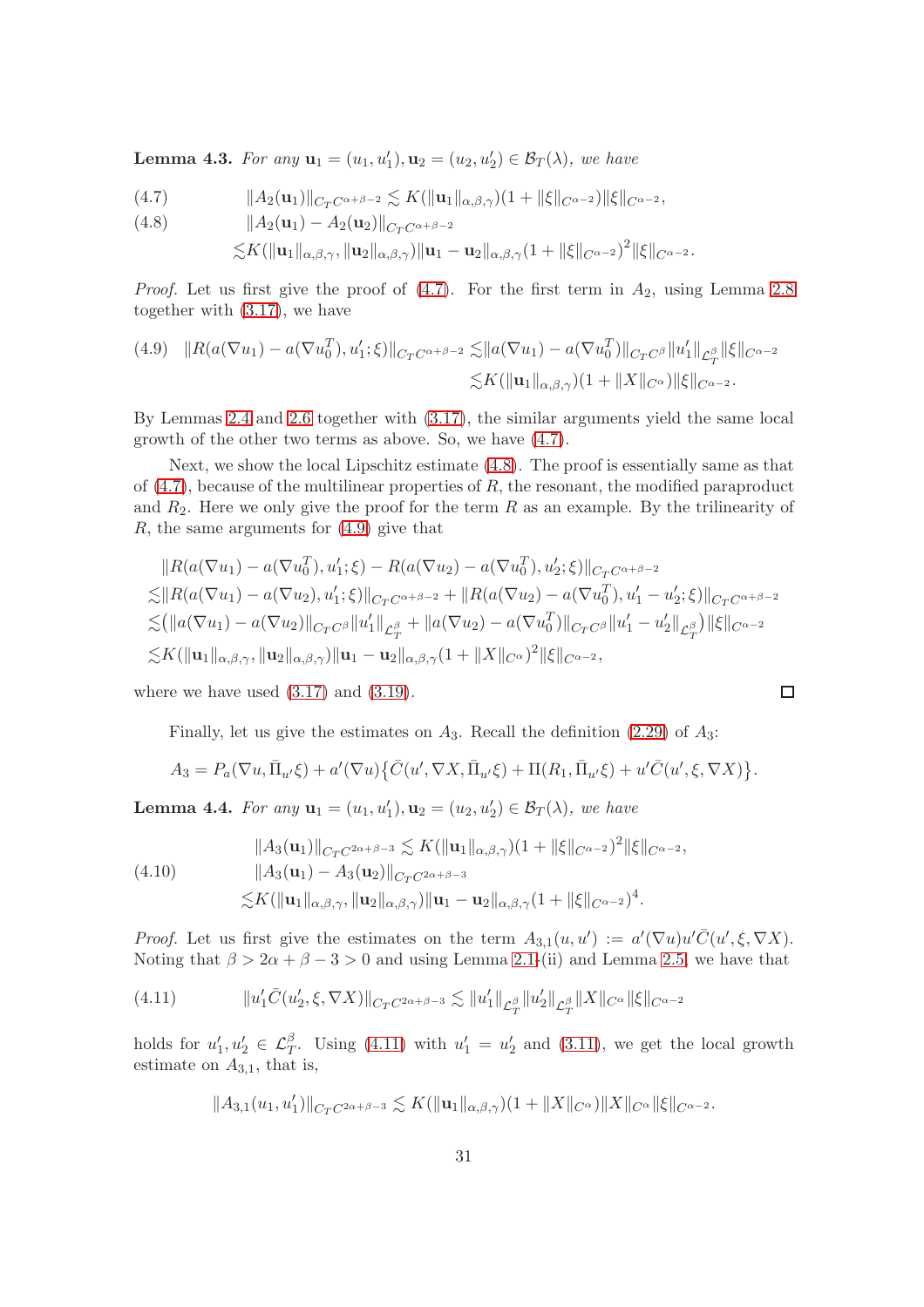**Lemma 4.3.** *For any $\mathbf{u}_1 = (u_1, u_1'), \mathbf{u}_2 = (u_2, u_2') \in \mathcal{B}_T(\lambda)$, we have*

$$
\|A_2(\mathbf{u}_1)\|_{C_T C^{\alpha+\beta-2}} \lesssim K(\|\mathbf{u}_1\|_{\alpha,\beta,\gamma})(1 + \|\xi\|_{C^{\alpha-2}})\|\xi\|_{C^{\alpha-2}}, \tag{4.7}
$$

$$
\begin{aligned}
&\|A_2(\mathbf{u}_1) - A_2(\mathbf{u}_2)\|_{C_T C^{\alpha+\beta-2}} \\
&\lesssim K(\|\mathbf{u}_1\|_{\alpha,\beta,\gamma}, \|\mathbf{u}_2\|_{\alpha,\beta,\gamma})\|\mathbf{u}_1 - \mathbf{u}_2\|_{\alpha,\beta,\gamma}(1 + \|\xi\|_{C^{\alpha-2}})^2\|\xi\|_{C^{\alpha-2}}.
\end{aligned} \tag{4.8}
$$

*Proof.* Let us first give the proof of (4.7). For the first term in $A_2$, using Lemma 2.8 together with (3.17), we have

$$
\begin{aligned}
\|R(a(\nabla u_1) - a(\nabla u_0^T), u_1'; \xi)\|_{C_T C^{\alpha+\beta-2}} &\lesssim \|a(\nabla u_1) - a(\nabla u_0^T)\|_{C_T C^\beta}\|u_1'\|_{\mathcal{L}_T^\beta}\|\xi\|_{C^{\alpha-2}} \\
&\lesssim K(\|\mathbf{u}_1\|_{\alpha,\beta,\gamma})(1 + \|X\|_{C^\alpha})\|\xi\|_{C^{\alpha-2}}.
\end{aligned} \tag{4.9}
$$

By Lemmas 2.4 and 2.6 together with (3.17), the similar arguments yield the same local growth of the other two terms as above. So, we have (4.7).

Next, we show the local Lipschitz estimate (4.8). The proof is essentially same as that of (4.7), because of the multilinear properties of $R$, the resonant, the modified paraproduct and $R_2$. Here we only give the proof for the term $R$ as an example. By the trilinearity of $R$, the same arguments for (4.9) give that

$$
\begin{aligned}
&\|R(a(\nabla u_1) - a(\nabla u_0^T), u_1'; \xi) - R(a(\nabla u_2) - a(\nabla u_0^T), u_2'; \xi)\|_{C_T C^{\alpha+\beta-2}} \\
&\lesssim \|R(a(\nabla u_1) - a(\nabla u_2), u_1'; \xi)\|_{C_T C^{\alpha+\beta-2}} + \|R(a(\nabla u_2) - a(\nabla u_0^T), u_1' - u_2'; \xi)\|_{C_T C^{\alpha+\beta-2}} \\
&\lesssim \big(\|a(\nabla u_1) - a(\nabla u_2)\|_{C_T C^\beta}\|u_1'\|_{\mathcal{L}_T^\beta} + \|a(\nabla u_2) - a(\nabla u_0^T)\|_{C_T C^\beta}\|u_1' - u_2'\|_{\mathcal{L}_T^\beta}\big)\|\xi\|_{C^{\alpha-2}} \\
&\lesssim K(\|\mathbf{u}_1\|_{\alpha,\beta,\gamma}, \|\mathbf{u}_2\|_{\alpha,\beta,\gamma})\|\mathbf{u}_1 - \mathbf{u}_2\|_{\alpha,\beta,\gamma}(1 + \|X\|_{C^\alpha})^2\|\xi\|_{C^{\alpha-2}},
\end{aligned}
$$

where we have used (3.17) and (3.19). □

Finally, let us give the estimates on $A_3$. Recall the definition (2.29) of $A_3$:

$$
A_3 = P_a(\nabla u, \bar{\Pi}_{u'}\xi) + a'(\nabla u)\big\{\bar{C}(u', \nabla X, \bar{\Pi}_{u'}\xi) + \Pi(R_1, \bar{\Pi}_{u'}\xi) + u'\bar{C}(u', \xi, \nabla X)\big\}.
$$

**Lemma 4.4.** *For any $\mathbf{u}_1 = (u_1, u_1'), \mathbf{u}_2 = (u_2, u_2') \in \mathcal{B}_T(\lambda)$, we have*

$$
\begin{aligned}
&\|A_3(\mathbf{u}_1)\|_{C_T C^{2\alpha+\beta-3}} \lesssim K(\|\mathbf{u}_1\|_{\alpha,\beta,\gamma})(1 + \|\xi\|_{C^{\alpha-2}})^2\|\xi\|_{C^{\alpha-2}}, \\
&\|A_3(\mathbf{u}_1) - A_3(\mathbf{u}_2)\|_{C_T C^{2\alpha+\beta-3}} \\
&\lesssim K(\|\mathbf{u}_1\|_{\alpha,\beta,\gamma}, \|\mathbf{u}_2\|_{\alpha,\beta,\gamma})\|\mathbf{u}_1 - \mathbf{u}_2\|_{\alpha,\beta,\gamma}(1 + \|\xi\|_{C^{\alpha-2}})^4.
\end{aligned} \tag{4.10}
$$

*Proof.* Let us first give the estimates on the term $A_{3,1}(u, u') := a'(\nabla u)u'\bar{C}(u', \xi, \nabla X)$. Noting that $\beta > 2\alpha + \beta - 3 > 0$ and using Lemma 2.1-(ii) and Lemma 2.5, we have that

$$
\|u_1'\bar{C}(u_2', \xi, \nabla X)\|_{C_T C^{2\alpha+\beta-3}} \lesssim \|u_1'\|_{\mathcal{L}_T^\beta}\|u_2'\|_{\mathcal{L}_T^\beta}\|X\|_{C^\alpha}\|\xi\|_{C^{\alpha-2}} \tag{4.11}
$$

holds for $u_1', u_2' \in \mathcal{L}_T^\beta$. Using (4.11) with $u_1' = u_2'$ and (3.11), we get the local growth estimate on $A_{3,1}$, that is,

$$
\|A_{3,1}(u_1, u_1')\|_{C_T C^{2\alpha+\beta-3}} \lesssim K(\|\mathbf{u}_1\|_{\alpha,\beta,\gamma})(1 + \|X\|_{C^\alpha})\|X\|_{C^\alpha}\|\xi\|_{C^{\alpha-2}}.
$$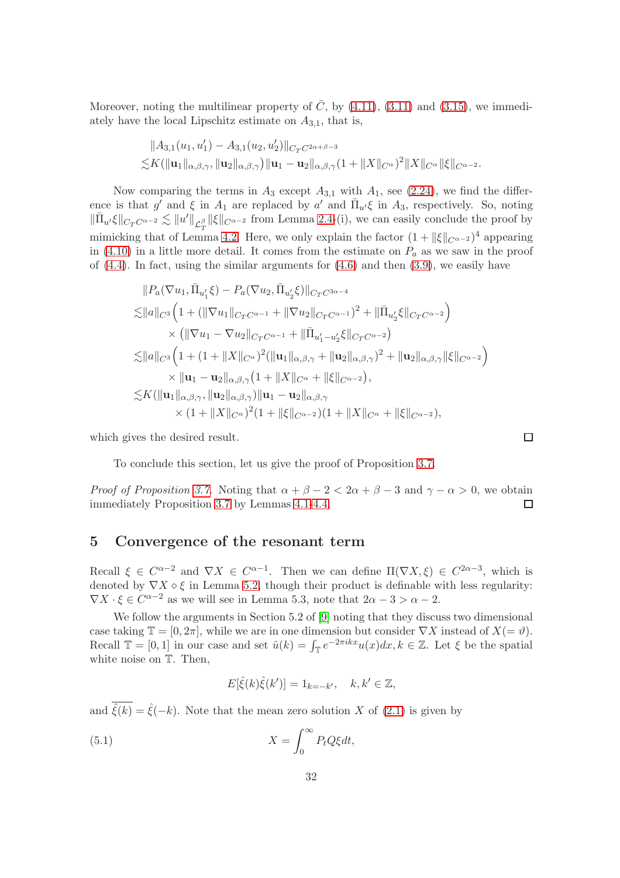Moreover, noting the multilinear property of $\bar{C}$, by (4.11), (3.11) and (3.15), we immediately have the local Lipschitz estimate on $A_{3,1}$, that is,

$$
\begin{aligned}
&\|A_{3,1}(u_1,u_1') - A_{3,1}(u_2,u_2')\|_{C_T C^{2\alpha+\beta-3}} \\
\lesssim & K(\|\mathbf{u}_1\|_{\alpha,\beta,\gamma}, \|\mathbf{u}_2\|_{\alpha,\beta,\gamma}) \|\mathbf{u}_1 - \mathbf{u}_2\|_{\alpha,\beta,\gamma} (1+\|X\|_{C^\alpha})^2 \|X\|_{C^\alpha} \|\xi\|_{C^{\alpha-2}}.
\end{aligned}
$$

Now comparing the terms in $A_3$ except $A_{3,1}$ with $A_1$, see (2.24), we find the difference is that $g'$ and $\xi$ in $A_1$ are replaced by $a'$ and $\bar{\Pi}_{u'}\xi$ in $A_3$, respectively. So, noting $\|\bar{\Pi}_{u'}\xi\|_{C_T C^{\alpha-2}} \lesssim \|u'\|_{\mathcal{L}_T^\beta} \|\xi\|_{C^{\alpha-2}}$ from Lemma 2.4-(i), we can easily conclude the proof by mimicking that of Lemma 4.2. Here, we only explain the factor $(1+\|\xi\|_{C^{\alpha-2}})^4$ appearing in (4.10) in a little more detail. It comes from the estimate on $P_a$ as we saw in the proof of (4.4). In fact, using the similar arguments for (4.6) and then (3.9), we easily have

$$
\begin{aligned}
&\|P_a(\nabla u_1, \bar{\Pi}_{u_1'}\xi) - P_a(\nabla u_2, \bar{\Pi}_{u_2'}\xi)\|_{C_T C^{3\alpha-4}} \\
\lesssim & \|a\|_{C^3} \Big(1 + (\|\nabla u_1\|_{C_T C^{\alpha-1}} + \|\nabla u_2\|_{C_T C^{\alpha-1}})^2 + \|\bar{\Pi}_{u_2'}\xi\|_{C_T C^{\alpha-2}}\Big) \\
& \times \big(\|\nabla u_1 - \nabla u_2\|_{C_T C^{\alpha-1}} + \|\bar{\Pi}_{u_1'-u_2'}\xi\|_{C_T C^{\alpha-2}}\big) \\
\lesssim & \|a\|_{C^3} \Big(1 + (1+\|X\|_{C^\alpha})^2 (\|\mathbf{u}_1\|_{\alpha,\beta,\gamma} + \|\mathbf{u}_2\|_{\alpha,\beta,\gamma})^2 + \|\mathbf{u}_2\|_{\alpha,\beta,\gamma} \|\xi\|_{C^{\alpha-2}}\Big) \\
& \times \|\mathbf{u}_1 - \mathbf{u}_2\|_{\alpha,\beta,\gamma} \big(1 + \|X\|_{C^\alpha} + \|\xi\|_{C^{\alpha-2}}\big), \\
\lesssim & K(\|\mathbf{u}_1\|_{\alpha,\beta,\gamma}, \|\mathbf{u}_2\|_{\alpha,\beta,\gamma}) \|\mathbf{u}_1 - \mathbf{u}_2\|_{\alpha,\beta,\gamma} \\
& \times (1+\|X\|_{C^\alpha})^2 (1+\|\xi\|_{C^{\alpha-2}})(1+\|X\|_{C^\alpha} + \|\xi\|_{C^{\alpha-2}}),
\end{aligned}
$$

which gives the desired result. □

To conclude this section, let us give the proof of Proposition 3.7.

*Proof of Proposition 3.7.* Noting that $\alpha+\beta-2 < 2\alpha+\beta-3$ and $\gamma-\alpha>0$, we obtain immediately Proposition 3.7 by Lemmas 4.1-4.4. □

## 5 Convergence of the resonant term

Recall $\xi \in C^{\alpha-2}$ and $\nabla X \in C^{\alpha-1}$. Then we can define $\Pi(\nabla X, \xi) \in C^{2\alpha-3}$, which is denoted by $\nabla X \diamond \xi$ in Lemma 5.2, though their product is definable with less regularity: $\nabla X \cdot \xi \in C^{\alpha-2}$ as we will see in Lemma 5.3, note that $2\alpha-3 > \alpha-2$.

We follow the arguments in Section 5.2 of [9] noting that they discuss two dimensional case taking $\mathbb{T} = [0,2\pi]$, while we are in one dimension but consider $\nabla X$ instead of $X (=\vartheta)$. Recall $\mathbb{T}=[0,1]$ in our case and set $\hat{u}(k) = \int_{\mathbb{T}} e^{-2\pi i k x} u(x)dx, k \in \mathbb{Z}$. Let $\xi$ be the spatial white noise on $\mathbb{T}$. Then,

$$
E[\hat{\xi}(k)\hat{\xi}(k')] = 1_{k=-k'}, \quad k,k' \in \mathbb{Z},
$$

and $\overline{\hat{\xi}(k)} = \hat{\xi}(-k)$. Note that the mean zero solution $X$ of (2.1) is given by

$$
X = \int_0^\infty P_t Q \xi dt, \tag{5.1}
$$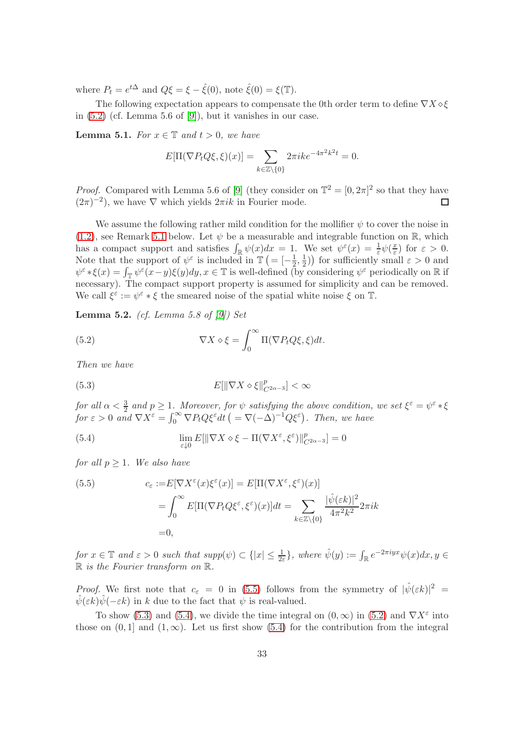where $P_t = e^{t\Delta}$ and $Q\xi = \xi - \hat{\xi}(0)$, note $\hat{\xi}(0) = \xi(\mathbb{T})$.

The following expectation appears to compensate the 0th order term to define $\nabla X \diamond \xi$ in (5.2) (cf. Lemma 5.6 of [9]), but it vanishes in our case.

**Lemma 5.1.** *For $x \in \mathbb{T}$ and $t > 0$, we have*

$$E[\Pi(\nabla P_t Q\xi, \xi)(x)] = \sum_{k \in \mathbb{Z} \setminus \{0\}} 2\pi i k e^{-4\pi^2 k^2 t} = 0.$$

*Proof.* Compared with Lemma 5.6 of [9] (they consider on $\mathbb{T}^2 = [0, 2\pi]^2$ so that they have $(2\pi)^{-2}$), we have $\nabla$ which yields $2\pi i k$ in Fourier mode. □

We assume the following rather mild condition for the mollifier $\psi$ to cover the noise in (1.2), see Remark 5.1 below. Let $\psi$ be a measurable and integrable function on $\mathbb{R}$, which has a compact support and satisfies $\int_{\mathbb{R}} \psi(x)dx = 1$. We set $\psi^\varepsilon(x) = \frac{1}{\varepsilon}\psi(\frac{x}{\varepsilon})$ for $\varepsilon > 0$. Note that the support of $\psi^\varepsilon$ is included in $\mathbb{T}\ \big(= [-\frac{1}{2}, \frac{1}{2})\big)$ for sufficiently small $\varepsilon > 0$ and $\psi^\varepsilon * \xi(x) = \int_{\mathbb{T}} \psi^\varepsilon(x-y)\xi(y)dy, x \in \mathbb{T}$ is well-defined (by considering $\psi^\varepsilon$ periodically on $\mathbb{R}$ if necessary). The compact support property is assumed for simplicity and can be removed. We call $\xi^\varepsilon := \psi^\varepsilon * \xi$ the smeared noise of the spatial white noise $\xi$ on $\mathbb{T}$.

**Lemma 5.2.** *(cf. Lemma 5.8 of [9]) Set*

$$\nabla X \diamond \xi = \int_0^\infty \Pi(\nabla P_t Q\xi, \xi)dt. \tag{5.2}$$

*Then we have*

$$E[\|\nabla X \diamond \xi\|^p_{C^{2\alpha-3}}] < \infty \tag{5.3}$$

*for all $\alpha < \frac{3}{2}$ and $p \geq 1$. Moreover, for $\psi$ satisfying the above condition, we set $\xi^\varepsilon = \psi^\varepsilon * \xi$ for $\varepsilon > 0$ and $\nabla X^\varepsilon = \int_0^\infty \nabla P_t Q\xi^\varepsilon dt\ \big(= \nabla(-\Delta)^{-1}Q\xi^\varepsilon\big)$. Then, we have*

$$\lim_{\varepsilon \downarrow 0} E[\|\nabla X \diamond \xi - \Pi(\nabla X^\varepsilon, \xi^\varepsilon)\|^p_{C^{2\alpha-3}}] = 0 \tag{5.4}$$

*for all $p \geq 1$. We also have*

$$\begin{aligned} c_\varepsilon :=& E[\nabla X^\varepsilon(x)\xi^\varepsilon(x)] = E[\Pi(\nabla X^\varepsilon, \xi^\varepsilon)(x)] \\ =& \int_0^\infty E[\Pi(\nabla P_t Q\xi^\varepsilon, \xi^\varepsilon)(x)]dt = \sum_{k \in \mathbb{Z}\setminus\{0\}} \frac{|\hat{\psi}(\varepsilon k)|^2}{4\pi^2 k^2} 2\pi i k \\ =& 0, \end{aligned} \tag{5.5}$$

*for $x \in \mathbb{T}$ and $\varepsilon > 0$ such that $supp(\psi) \subset \{|x| \leq \frac{1}{2\varepsilon}\}$, where $\hat{\psi}(y) := \int_{\mathbb{R}} e^{-2\pi i y x}\psi(x)dx, y \in \mathbb{R}$ is the Fourier transform on $\mathbb{R}$.*

*Proof.* We first note that $c_\varepsilon = 0$ in (5.5) follows from the symmetry of $|\hat{\psi}(\varepsilon k)|^2 = \hat{\psi}(\varepsilon k)\hat{\psi}(-\varepsilon k)$ in $k$ due to the fact that $\psi$ is real-valued.

To show (5.3) and (5.4), we divide the time integral on $(0, \infty)$ in (5.2) and $\nabla X^\varepsilon$ into those on $(0, 1]$ and $(1, \infty)$. Let us first show (5.4) for the contribution from the integral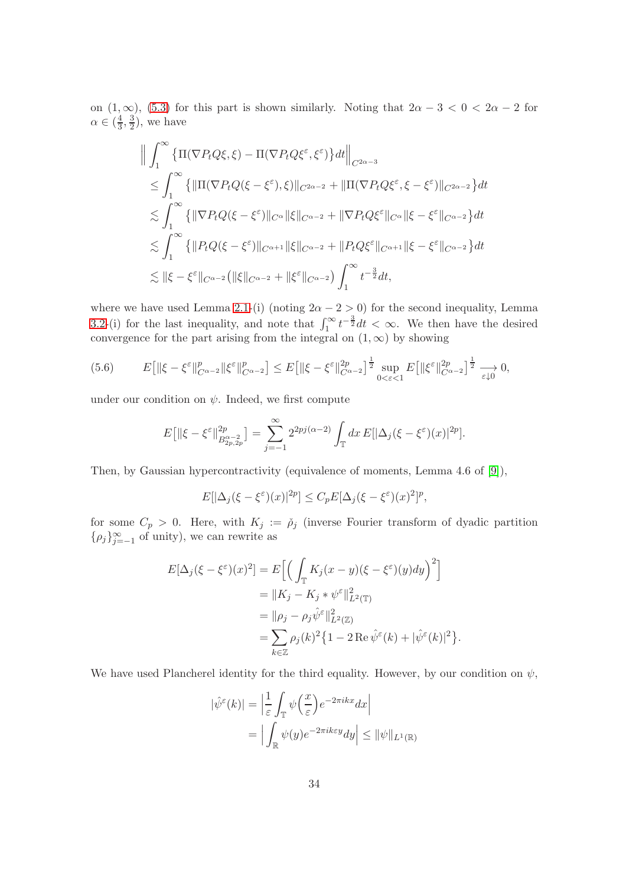on $(1,\infty)$, (5.3) for this part is shown similarly. Noting that $2\alpha-3<0<2\alpha-2$ for $\alpha\in(\frac{4}{3},\frac{3}{2})$, we have

$$
\begin{aligned}
&\Big\|\int_1^\infty \big\{\Pi(\nabla P_tQ\xi,\xi)-\Pi(\nabla P_tQ\xi^\varepsilon,\xi^\varepsilon)\big\}dt\Big\|_{C^{2\alpha-3}}\\
&\le \int_1^\infty \big\{\|\Pi(\nabla P_tQ(\xi-\xi^\varepsilon),\xi)\|_{C^{2\alpha-2}}+\|\Pi(\nabla P_tQ\xi^\varepsilon,\xi-\xi^\varepsilon)\|_{C^{2\alpha-2}}\big\}dt\\
&\lesssim \int_1^\infty \big\{\|\nabla P_tQ(\xi-\xi^\varepsilon)\|_{C^{\alpha}}\|\xi\|_{C^{\alpha-2}}+\|\nabla P_tQ\xi^\varepsilon\|_{C^{\alpha}}\|\xi-\xi^\varepsilon\|_{C^{\alpha-2}}\big\}dt\\
&\lesssim \int_1^\infty \big\{\|P_tQ(\xi-\xi^\varepsilon)\|_{C^{\alpha+1}}\|\xi\|_{C^{\alpha-2}}+\|P_tQ\xi^\varepsilon\|_{C^{\alpha+1}}\|\xi-\xi^\varepsilon\|_{C^{\alpha-2}}\big\}dt\\
&\lesssim \|\xi-\xi^\varepsilon\|_{C^{\alpha-2}}\big(\|\xi\|_{C^{\alpha-2}}+\|\xi^\varepsilon\|_{C^{\alpha-2}}\big)\int_1^\infty t^{-\frac{3}{2}}dt,
\end{aligned}
$$

where we have used Lemma 2.1-(i) (noting $2\alpha-2>0$) for the second inequality, Lemma 3.2-(i) for the last inequality, and note that $\int_1^\infty t^{-\frac{3}{2}}dt<\infty$. We then have the desired convergence for the part arising from the integral on $(1,\infty)$ by showing

$$
E\big[\|\xi-\xi^\varepsilon\|_{C^{\alpha-2}}^p\|\xi^\varepsilon\|_{C^{\alpha-2}}^p\big]\le E\big[\|\xi-\xi^\varepsilon\|_{C^{\alpha-2}}^{2p}\big]^{\frac{1}{2}}\sup_{0<\varepsilon<1}E\big[\|\xi^\varepsilon\|_{C^{\alpha-2}}^{2p}\big]^{\frac{1}{2}}\underset{\varepsilon\downarrow 0}{\longrightarrow}0, \tag{5.6}
$$

under our condition on $\psi$. Indeed, we first compute

$$
E\big[\|\xi-\xi^\varepsilon\|_{B^{\alpha-2}_{2p,2p}}^{2p}\big]=\sum_{j=-1}^\infty 2^{2pj(\alpha-2)}\int_{\mathbb{T}}dx\,E[|\Delta_j(\xi-\xi^\varepsilon)(x)|^{2p}].
$$

Then, by Gaussian hypercontractivity (equivalence of moments, Lemma 4.6 of [9]),

$$
E[|\Delta_j(\xi-\xi^\varepsilon)(x)|^{2p}]\le C_pE[\Delta_j(\xi-\xi^\varepsilon)(x)^2]^p,
$$

for some $C_p>0$. Here, with $K_j:=\check{\rho}_j$ (inverse Fourier transform of dyadic partition $\{\rho_j\}_{j=-1}^\infty$ of unity), we can rewrite as

$$
\begin{aligned}
E[\Delta_j(\xi-\xi^\varepsilon)(x)^2]&=E\Big[\Big(\int_{\mathbb{T}}K_j(x-y)(\xi-\xi^\varepsilon)(y)dy\Big)^2\Big]\\
&=\|K_j-K_j*\psi^\varepsilon\|_{L^2(\mathbb{T})}^2\\
&=\|\rho_j-\rho_j\hat{\psi}^\varepsilon\|_{L^2(\mathbb{Z})}^2\\
&=\sum_{k\in\mathbb{Z}}\rho_j(k)^2\big\{1-2\,\mathrm{Re}\,\hat{\psi}^\varepsilon(k)+|\hat{\psi}^\varepsilon(k)|^2\big\}.
\end{aligned}
$$

We have used Plancherel identity for the third equality. However, by our condition on $\psi$,

$$
\begin{aligned}
|\hat{\psi}^\varepsilon(k)|&=\Big|\frac{1}{\varepsilon}\int_{\mathbb{T}}\psi\Big(\frac{x}{\varepsilon}\Big)e^{-2\pi ikx}dx\Big|\\
&=\Big|\int_{\mathbb{R}}\psi(y)e^{-2\pi ik\varepsilon y}dy\Big|\le\|\psi\|_{L^1(\mathbb{R})}
\end{aligned}
$$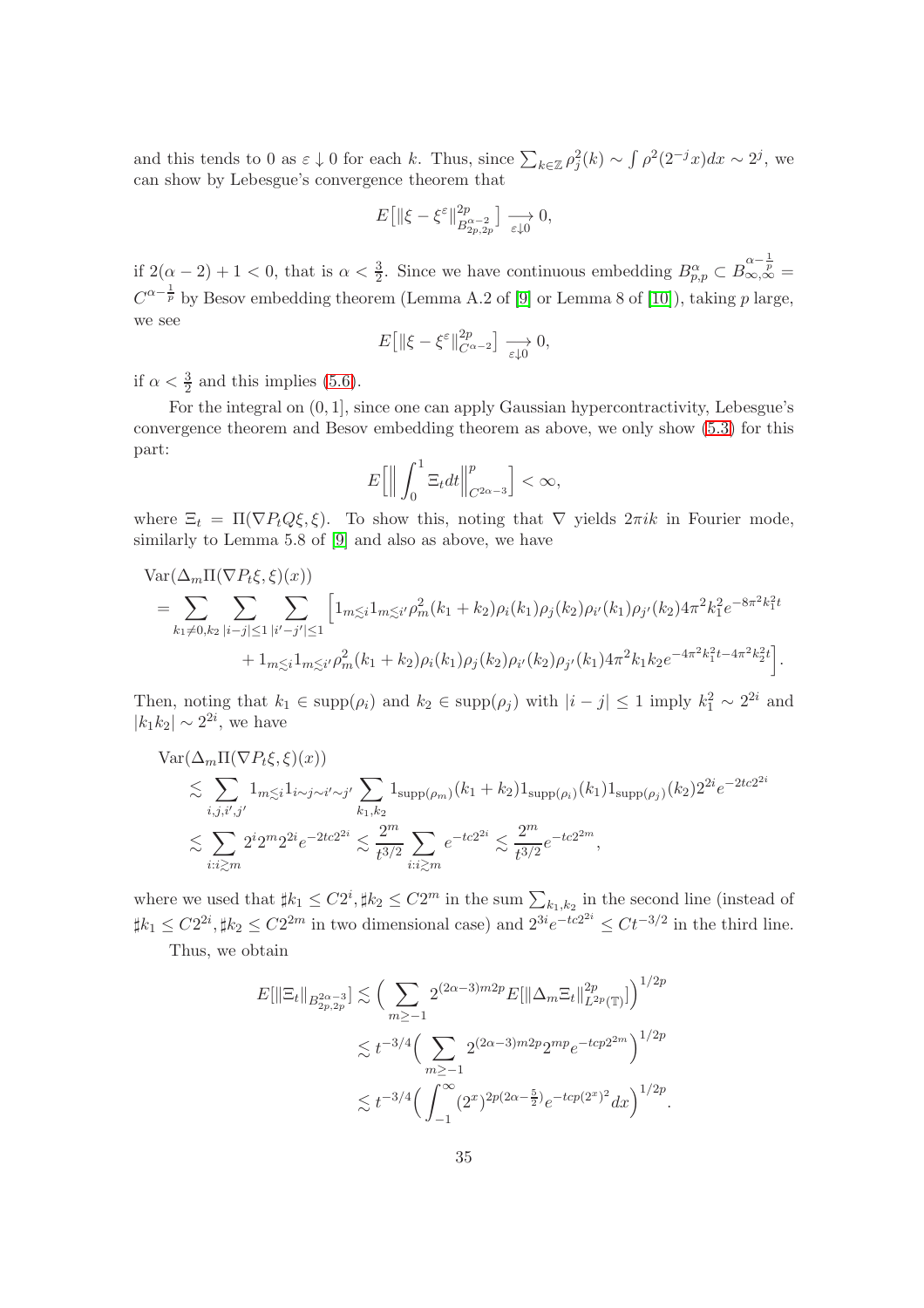and this tends to 0 as $\varepsilon \downarrow 0$ for each $k$. Thus, since $\sum_{k\in\mathbb{Z}} \rho_j^2(k) \sim \int \rho^2(2^{-j}x)dx \sim 2^j$, we can show by Lebesgue's convergence theorem that

$$E\big[\|\xi - \xi^\varepsilon\|^{2p}_{B^{\alpha-2}_{2p,2p}}\big] \underset{\varepsilon\downarrow 0}{\longrightarrow} 0,$$

if $2(\alpha-2)+1<0$, that is $\alpha < \frac{3}{2}$. Since we have continuous embedding $B^\alpha_{p,p} \subset B^{\alpha-\frac{1}{p}}_{\infty,\infty} = C^{\alpha-\frac{1}{p}}$ by Besov embedding theorem (Lemma A.2 of [9] or Lemma 8 of [10]), taking $p$ large, we see

$$E\big[\|\xi - \xi^\varepsilon\|^{2p}_{C^{\alpha-2}}\big] \underset{\varepsilon\downarrow 0}{\longrightarrow} 0,$$

if $\alpha < \frac{3}{2}$ and this implies (5.6).

For the integral on $(0,1]$, since one can apply Gaussian hypercontractivity, Lebesgue's convergence theorem and Besov embedding theorem as above, we only show (5.3) for this part:

$$E\Big[\Big\|\int_0^1 \Xi_t dt\Big\|^p_{C^{2\alpha-3}}\Big] < \infty,$$

where $\Xi_t = \Pi(\nabla P_t Q\xi, \xi)$. To show this, noting that $\nabla$ yields $2\pi i k$ in Fourier mode, similarly to Lemma 5.8 of [9] and also as above, we have

$$\begin{aligned}
&\mathrm{Var}(\Delta_m \Pi(\nabla P_t \xi, \xi)(x)) \\
&= \sum_{k_1\neq 0, k_2} \sum_{|i-j|\le 1} \sum_{|i'-j'|\le 1} \Big[1_{m\lesssim i}1_{m\lesssim i'}\rho_m^2(k_1+k_2)\rho_i(k_1)\rho_j(k_2)\rho_{i'}(k_1)\rho_{j'}(k_2)4\pi^2 k_1^2 e^{-8\pi^2 k_1^2 t} \\
&\qquad + 1_{m\lesssim i}1_{m\lesssim i'}\rho_m^2(k_1+k_2)\rho_i(k_1)\rho_j(k_2)\rho_{i'}(k_2)\rho_{j'}(k_1)4\pi^2 k_1 k_2 e^{-4\pi^2 k_1^2 t - 4\pi^2 k_2^2 t}\Big].
\end{aligned}$$

Then, noting that $k_1 \in \mathrm{supp}(\rho_i)$ and $k_2 \in \mathrm{supp}(\rho_j)$ with $|i-j|\le 1$ imply $k_1^2 \sim 2^{2i}$ and $|k_1 k_2| \sim 2^{2i}$, we have

$$\begin{aligned}
&\mathrm{Var}(\Delta_m \Pi(\nabla P_t \xi, \xi)(x)) \\
&\lesssim \sum_{i,j,i',j'} 1_{m\lesssim i} 1_{i\sim j\sim i'\sim j'} \sum_{k_1,k_2} 1_{\mathrm{supp}(\rho_m)}(k_1+k_2) 1_{\mathrm{supp}(\rho_i)}(k_1) 1_{\mathrm{supp}(\rho_j)}(k_2) 2^{2i} e^{-2tc2^{2i}} \\
&\lesssim \sum_{i:i\gtrsim m} 2^i 2^m 2^{2i} e^{-2tc2^{2i}} \lesssim \frac{2^m}{t^{3/2}} \sum_{i:i\gtrsim m} e^{-tc2^{2i}} \lesssim \frac{2^m}{t^{3/2}} e^{-tc2^{2m}},
\end{aligned}$$

where we used that $\sharp k_1 \le C2^i, \sharp k_2 \le C2^m$ in the sum $\sum_{k_1,k_2}$ in the second line (instead of $\sharp k_1 \le C2^{2i}, \sharp k_2 \le C2^{2m}$ in two dimensional case) and $2^{3i}e^{-tc2^{2i}} \le Ct^{-3/2}$ in the third line.

Thus, we obtain

$$\begin{aligned}
E[\|\Xi_t\|_{B^{2\alpha-3}_{2p,2p}}] &\lesssim \Big(\sum_{m\ge -1} 2^{(2\alpha-3)m2p} E[\|\Delta_m \Xi_t\|^{2p}_{L^{2p}(\mathbb{T})}]\Big)^{1/2p} \\
&\lesssim t^{-3/4}\Big(\sum_{m\ge -1} 2^{(2\alpha-3)m2p} 2^{mp} e^{-tcp2^{2m}}\Big)^{1/2p} \\
&\lesssim t^{-3/4}\Big(\int_{-1}^\infty (2^x)^{2p(2\alpha-\frac{5}{2})} e^{-tcp(2^x)^2} dx\Big)^{1/2p}.
\end{aligned}$$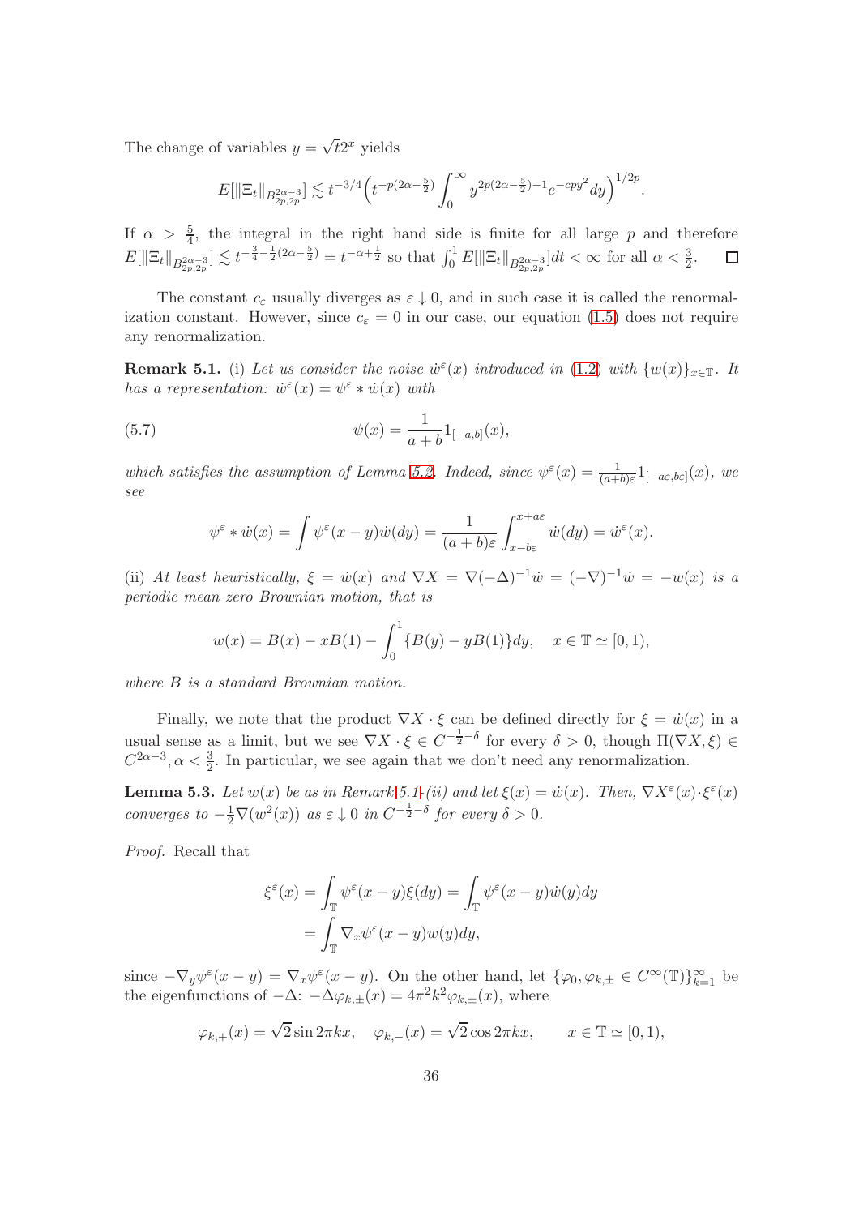The change of variables $y = \sqrt{t}2^x$ yields

$$E[\|\Xi_t\|_{B^{2\alpha-3}_{2p,2p}}] \lesssim t^{-3/4}\Big(t^{-p(2\alpha-\frac{5}{2})}\int_0^\infty y^{2p(2\alpha-\frac{5}{2})-1}e^{-cpy^2}dy\Big)^{1/2p}.$$

If $\alpha > \frac{5}{4}$, the integral in the right hand side is finite for all large $p$ and therefore $E[\|\Xi_t\|_{B^{2\alpha-3}_{2p,2p}}] \lesssim t^{-\frac{3}{4}-\frac{1}{2}(2\alpha-\frac{5}{2})} = t^{-\alpha+\frac{1}{2}}$ so that $\int_0^1 E[\|\Xi_t\|_{B^{2\alpha-3}_{2p,2p}}]dt < \infty$ for all $\alpha < \frac{3}{2}$. $\square$

The constant $c_\varepsilon$ usually diverges as $\varepsilon \downarrow 0$, and in such case it is called the renormalization constant. However, since $c_\varepsilon = 0$ in our case, our equation (1.5) does not require any renormalization.

**Remark 5.1.** (i) *Let us consider the noise $\dot{w}^\varepsilon(x)$ introduced in (1.2) with $\{w(x)\}_{x\in\mathbb{T}}$. It has a representation: $\dot{w}^\varepsilon(x) = \psi^\varepsilon * \dot{w}(x)$ with*

$$\psi(x) = \frac{1}{a+b}1_{[-a,b]}(x), \tag{5.7}$$

*which satisfies the assumption of Lemma 5.2. Indeed, since $\psi^\varepsilon(x) = \frac{1}{(a+b)\varepsilon}1_{[-a\varepsilon,b\varepsilon]}(x)$, we see*

$$\psi^\varepsilon * \dot{w}(x) = \int \psi^\varepsilon(x-y)\dot{w}(dy) = \frac{1}{(a+b)\varepsilon}\int_{x-b\varepsilon}^{x+a\varepsilon}\dot{w}(dy) = \dot{w}^\varepsilon(x).$$

(ii) *At least heuristically, $\xi = \dot{w}(x)$ and $\nabla X = \nabla(-\Delta)^{-1}\dot{w} = (-\nabla)^{-1}\dot{w} = -w(x)$ is a periodic mean zero Brownian motion, that is*

$$w(x) = B(x) - xB(1) - \int_0^1\{B(y) - yB(1)\}dy, \quad x \in \mathbb{T} \simeq [0,1),$$

*where $B$ is a standard Brownian motion.*

Finally, we note that the product $\nabla X \cdot \xi$ can be defined directly for $\xi = \dot{w}(x)$ in a usual sense as a limit, but we see $\nabla X \cdot \xi \in C^{-\frac{1}{2}-\delta}$ for every $\delta > 0$, though $\Pi(\nabla X, \xi) \in C^{2\alpha-3}, \alpha < \frac{3}{2}$. In particular, we see again that we don't need any renormalization.

**Lemma 5.3.** *Let $w(x)$ be as in Remark 5.1-(ii) and let $\xi(x) = \dot{w}(x)$. Then, $\nabla X^\varepsilon(x)\cdot\xi^\varepsilon(x)$ converges to $-\frac{1}{2}\nabla(w^2(x))$ as $\varepsilon \downarrow 0$ in $C^{-\frac{1}{2}-\delta}$ for every $\delta > 0$.*

*Proof.* Recall that

$$\begin{aligned}
\xi^\varepsilon(x) &= \int_{\mathbb{T}} \psi^\varepsilon(x-y)\xi(dy) = \int_{\mathbb{T}} \psi^\varepsilon(x-y)\dot{w}(y)dy \\
&= \int_{\mathbb{T}} \nabla_x\psi^\varepsilon(x-y)w(y)dy,
\end{aligned}$$

since $-\nabla_y\psi^\varepsilon(x-y) = \nabla_x\psi^\varepsilon(x-y)$. On the other hand, let $\{\varphi_0, \varphi_{k,\pm} \in C^\infty(\mathbb{T})\}_{k=1}^\infty$ be the eigenfunctions of $-\Delta$: $-\Delta\varphi_{k,\pm}(x) = 4\pi^2k^2\varphi_{k,\pm}(x)$, where

$$\varphi_{k,+}(x) = \sqrt{2}\sin 2\pi kx, \quad \varphi_{k,-}(x) = \sqrt{2}\cos 2\pi kx, \qquad x \in \mathbb{T} \simeq [0,1),$$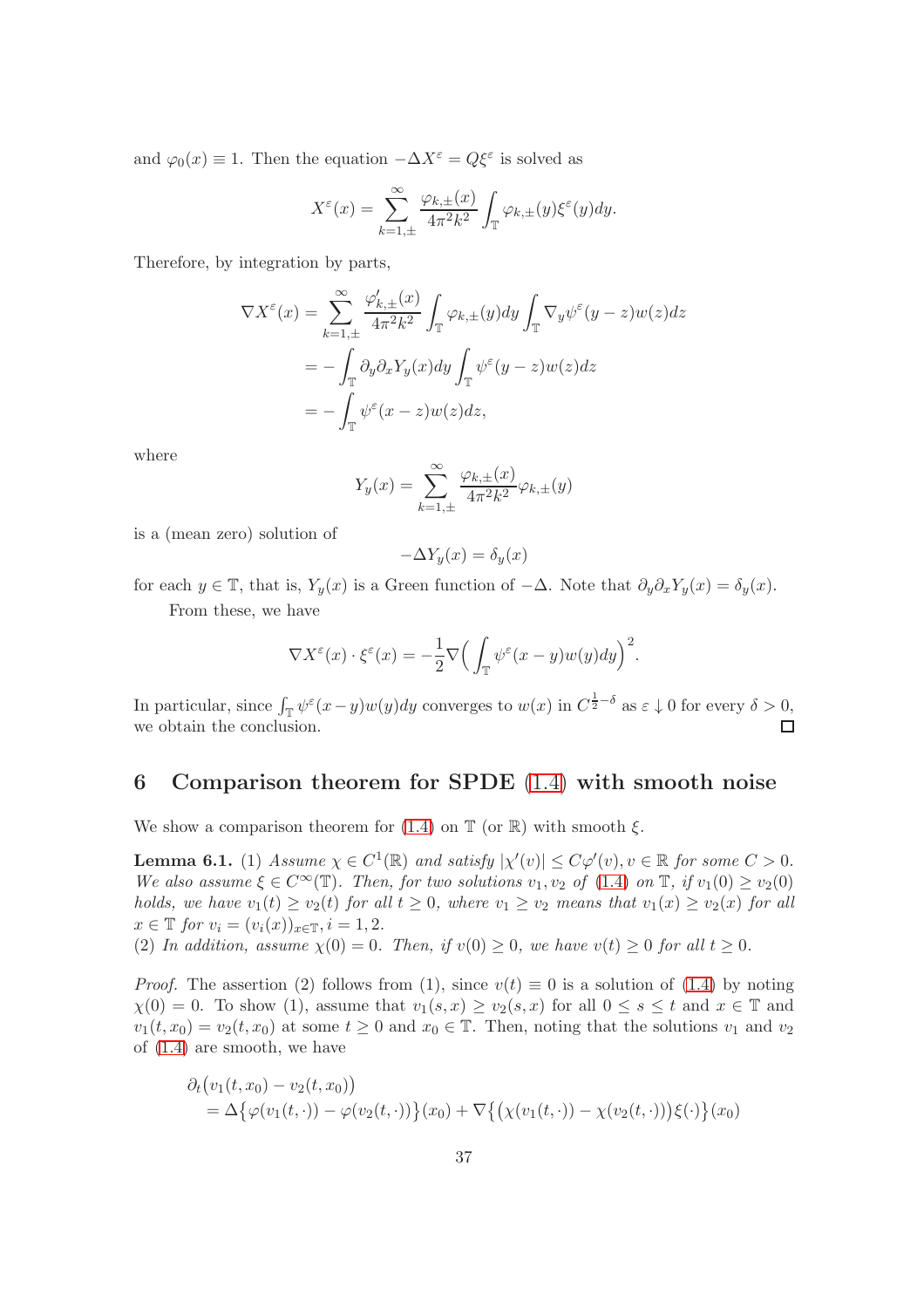and $\varphi_0(x) \equiv 1$. Then the equation $-\Delta X^\varepsilon = Q\xi^\varepsilon$ is solved as

$$X^\varepsilon(x) = \sum_{k=1,\pm}^{\infty} \frac{\varphi_{k,\pm}(x)}{4\pi^2 k^2} \int_{\mathbb{T}} \varphi_{k,\pm}(y)\xi^\varepsilon(y)dy.$$

Therefore, by integration by parts,

$$\begin{aligned}
\nabla X^\varepsilon(x) &= \sum_{k=1,\pm}^{\infty} \frac{\varphi'_{k,\pm}(x)}{4\pi^2 k^2} \int_{\mathbb{T}} \varphi_{k,\pm}(y)dy \int_{\mathbb{T}} \nabla_y \psi^\varepsilon(y-z)w(z)dz \\
&= -\int_{\mathbb{T}} \partial_y \partial_x Y_y(x)dy \int_{\mathbb{T}} \psi^\varepsilon(y-z)w(z)dz \\
&= -\int_{\mathbb{T}} \psi^\varepsilon(x-z)w(z)dz,
\end{aligned}$$

where

$$Y_y(x) = \sum_{k=1,\pm}^{\infty} \frac{\varphi_{k,\pm}(x)}{4\pi^2 k^2} \varphi_{k,\pm}(y)$$

is a (mean zero) solution of

$$-\Delta Y_y(x) = \delta_y(x)$$

for each $y \in \mathbb{T}$, that is, $Y_y(x)$ is a Green function of $-\Delta$. Note that $\partial_y \partial_x Y_y(x) = \delta_y(x)$.

From these, we have

$$\nabla X^\varepsilon(x) \cdot \xi^\varepsilon(x) = -\frac{1}{2} \nabla \Big( \int_{\mathbb{T}} \psi^\varepsilon(x-y)w(y)dy \Big)^2.$$

In particular, since $\int_{\mathbb{T}} \psi^\varepsilon(x-y)w(y)dy$ converges to $w(x)$ in $C^{\frac{1}{2}-\delta}$ as $\varepsilon \downarrow 0$ for every $\delta > 0$, we obtain the conclusion. □

## 6 Comparison theorem for SPDE (1.4) with smooth noise

We show a comparison theorem for (1.4) on $\mathbb{T}$ (or $\mathbb{R}$) with smooth $\xi$.

**Lemma 6.1.** (1) *Assume $\chi \in C^1(\mathbb{R})$ and satisfy $|\chi'(v)| \le C\varphi'(v), v \in \mathbb{R}$ for some $C > 0$. We also assume $\xi \in C^\infty(\mathbb{T})$. Then, for two solutions $v_1, v_2$ of (1.4) on $\mathbb{T}$, if $v_1(0) \ge v_2(0)$ holds, we have $v_1(t) \ge v_2(t)$ for all $t \ge 0$, where $v_1 \ge v_2$ means that $v_1(x) \ge v_2(x)$ for all $x \in \mathbb{T}$ for $v_i = (v_i(x))_{x\in\mathbb{T}}, i = 1, 2$.*
(2) *In addition, assume $\chi(0) = 0$. Then, if $v(0) \ge 0$, we have $v(t) \ge 0$ for all $t \ge 0$.*

*Proof.* The assertion (2) follows from (1), since $v(t) \equiv 0$ is a solution of (1.4) by noting $\chi(0) = 0$. To show (1), assume that $v_1(s,x) \ge v_2(s,x)$ for all $0 \le s \le t$ and $x \in \mathbb{T}$ and $v_1(t, x_0) = v_2(t, x_0)$ at some $t \ge 0$ and $x_0 \in \mathbb{T}$. Then, noting that the solutions $v_1$ and $v_2$ of (1.4) are smooth, we have

$$\begin{aligned}
&\partial_t\big(v_1(t,x_0) - v_2(t,x_0)\big) \\
&\quad = \Delta\big\{\varphi(v_1(t,\cdot)) - \varphi(v_2(t,\cdot))\big\}(x_0) + \nabla\big\{\big(\chi(v_1(t,\cdot)) - \chi(v_2(t,\cdot))\big)\xi(\cdot)\big\}(x_0)
\end{aligned}$$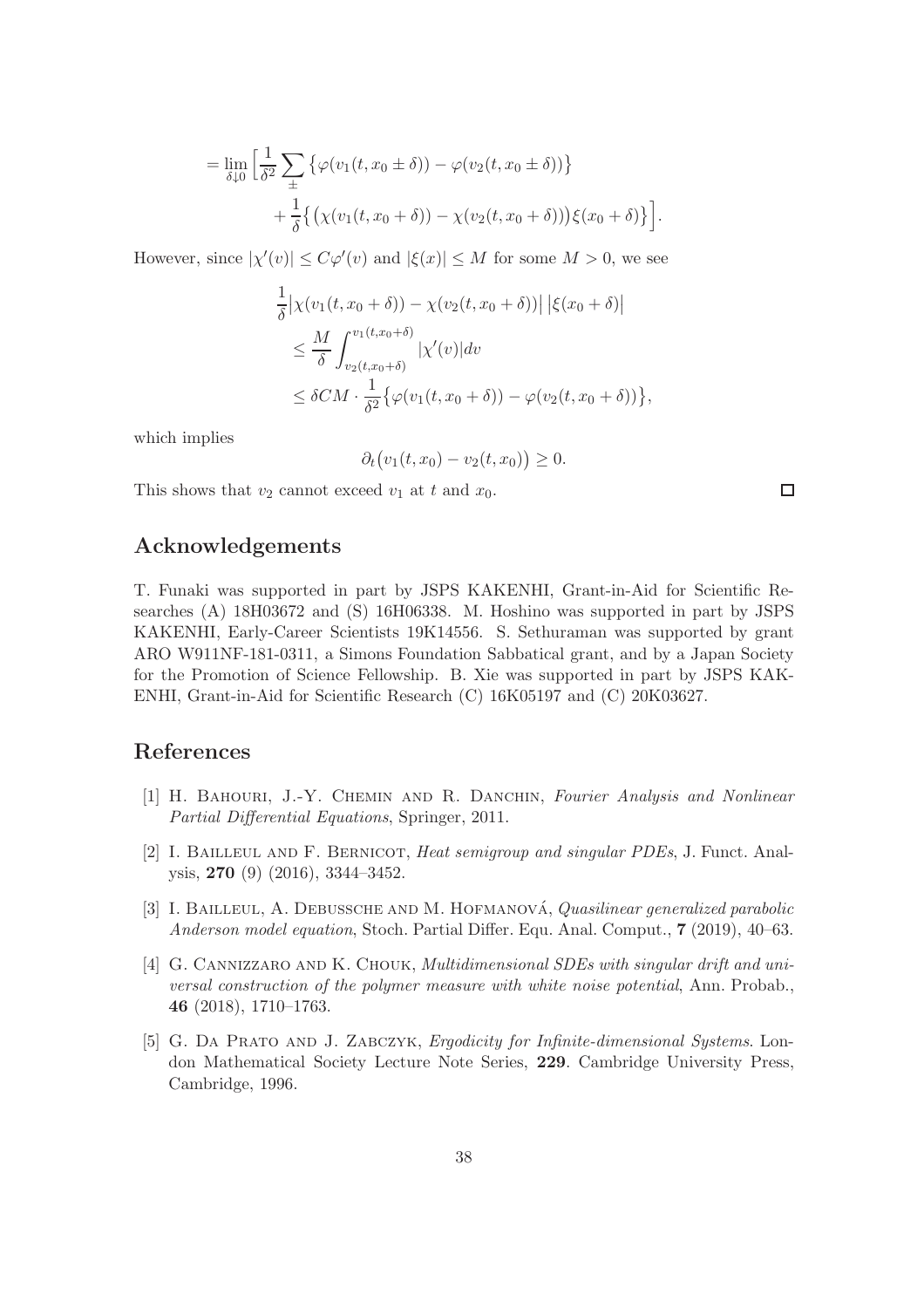$$
\begin{aligned}
&= \lim_{\delta \downarrow 0} \Big[ \frac{1}{\delta^2} \sum_{\pm} \big\{ \varphi(v_1(t, x_0 \pm \delta)) - \varphi(v_2(t, x_0 \pm \delta)) \big\} \\
&\qquad + \frac{1}{\delta} \big\{ \big( \chi(v_1(t, x_0 + \delta)) - \chi(v_2(t, x_0 + \delta)) \big) \xi(x_0 + \delta) \big\} \Big].
\end{aligned}
$$

However, since $|\chi'(v)| \leq C\varphi'(v)$ and $|\xi(x)| \leq M$ for some $M > 0$, we see

$$
\begin{aligned}
&\frac{1}{\delta} \big| \chi(v_1(t, x_0 + \delta)) - \chi(v_2(t, x_0 + \delta)) \big| \, \big| \xi(x_0 + \delta) \big| \\
&\leq \frac{M}{\delta} \int_{v_2(t, x_0+\delta)}^{v_1(t, x_0+\delta)} |\chi'(v)| dv \\
&\leq \delta C M \cdot \frac{1}{\delta^2} \big\{ \varphi(v_1(t, x_0 + \delta)) - \varphi(v_2(t, x_0 + \delta)) \big\},
\end{aligned}
$$

which implies

$$
\partial_t \big( v_1(t, x_0) - v_2(t, x_0) \big) \geq 0.
$$

This shows that $v_2$ cannot exceed $v_1$ at $t$ and $x_0$. □

## Acknowledgements

T. Funaki was supported in part by JSPS KAKENHI, Grant-in-Aid for Scientific Researches (A) 18H03672 and (S) 16H06338. M. Hoshino was supported in part by JSPS KAKENHI, Early-Career Scientists 19K14556. S. Sethuraman was supported by grant ARO W911NF-181-0311, a Simons Foundation Sabbatical grant, and by a Japan Society for the Promotion of Science Fellowship. B. Xie was supported in part by JSPS KAKENHI, Grant-in-Aid for Scientific Research (C) 16K05197 and (C) 20K03627.

## References

[1] H. Bahouri, J.-Y. Chemin and R. Danchin, *Fourier Analysis and Nonlinear Partial Differential Equations*, Springer, 2011.

[2] I. Bailleul and F. Bernicot, *Heat semigroup and singular PDEs*, J. Funct. Analysis, **270** (9) (2016), 3344–3452.

[3] I. Bailleul, A. Debussche and M. Hofmanová, *Quasilinear generalized parabolic Anderson model equation*, Stoch. Partial Differ. Equ. Anal. Comput., **7** (2019), 40–63.

[4] G. Cannizzaro and K. Chouk, *Multidimensional SDEs with singular drift and universal construction of the polymer measure with white noise potential*, Ann. Probab., **46** (2018), 1710–1763.

[5] G. Da Prato and J. Zabczyk, *Ergodicity for Infinite-dimensional Systems*. London Mathematical Society Lecture Note Series, **229**. Cambridge University Press, Cambridge, 1996.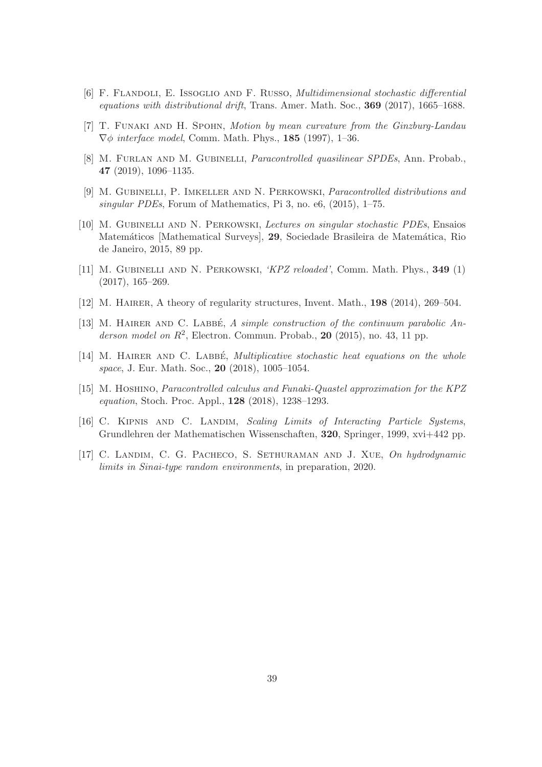[6] F. Flandoli, E. Issoglio and F. Russo, *Multidimensional stochastic differential equations with distributional drift*, Trans. Amer. Math. Soc., **369** (2017), 1665–1688.

[7] T. Funaki and H. Spohn, *Motion by mean curvature from the Ginzburg-Landau $\nabla\phi$ interface model*, Comm. Math. Phys., **185** (1997), 1–36.

[8] M. Furlan and M. Gubinelli, *Paracontrolled quasilinear SPDEs*, Ann. Probab., **47** (2019), 1096–1135.

[9] M. Gubinelli, P. Imkeller and N. Perkowski, *Paracontrolled distributions and singular PDEs*, Forum of Mathematics, Pi 3, no. e6, (2015), 1–75.

[10] M. Gubinelli and N. Perkowski, *Lectures on singular stochastic PDEs*, Ensaios Matemáticos [Mathematical Surveys], **29**, Sociedade Brasileira de Matemática, Rio de Janeiro, 2015, 89 pp.

[11] M. Gubinelli and N. Perkowski, *'KPZ reloaded'*, Comm. Math. Phys., **349** (1) (2017), 165–269.

[12] M. Hairer, A theory of regularity structures, Invent. Math., **198** (2014), 269–504.

[13] M. Hairer and C. Labbé, *A simple construction of the continuum parabolic Anderson model on $R^2$*, Electron. Commun. Probab., **20** (2015), no. 43, 11 pp.

[14] M. Hairer and C. Labbé, *Multiplicative stochastic heat equations on the whole space*, J. Eur. Math. Soc., **20** (2018), 1005–1054.

[15] M. Hoshino, *Paracontrolled calculus and Funaki-Quastel approximation for the KPZ equation*, Stoch. Proc. Appl., **128** (2018), 1238–1293.

[16] C. Kipnis and C. Landim, *Scaling Limits of Interacting Particle Systems*, Grundlehren der Mathematischen Wissenschaften, **320**, Springer, 1999, xvi+442 pp.

[17] C. Landim, C. G. Pacheco, S. Sethuraman and J. Xue, *On hydrodynamic limits in Sinai-type random environments*, in preparation, 2020.